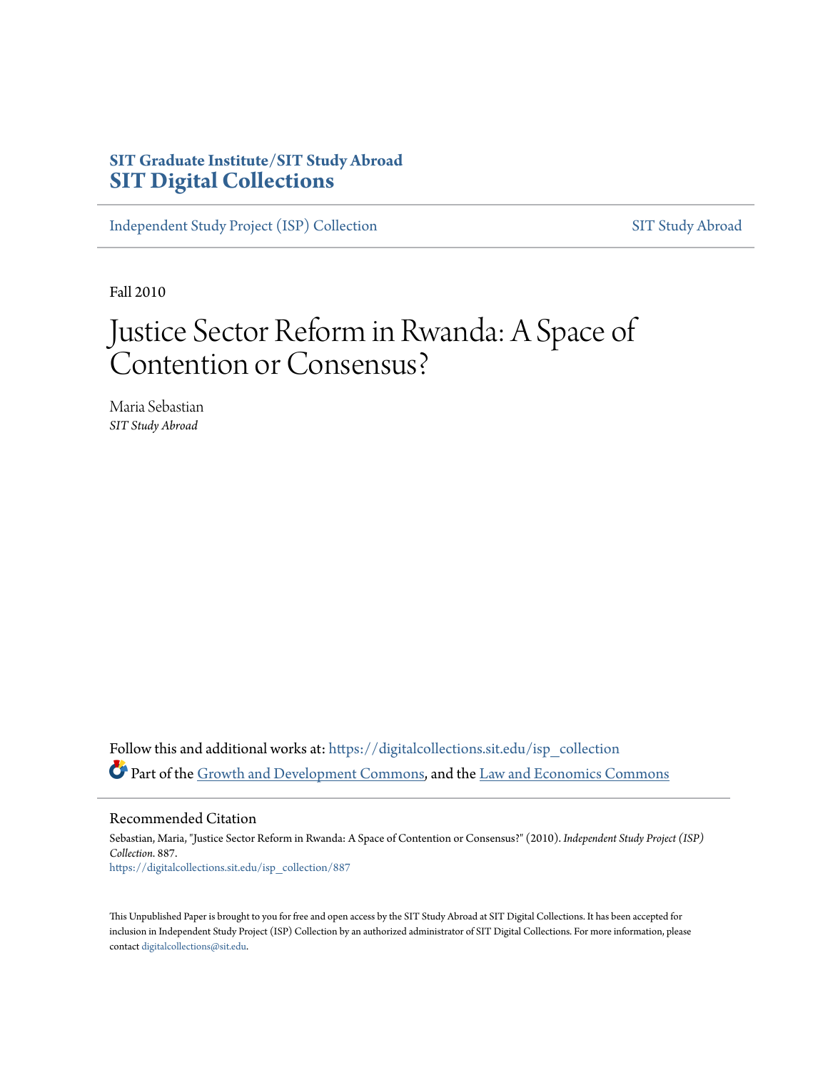SIT Graduate Institute/SIT Study Abroad
**SIT Digital Collections**

Independent Study Project (ISP) Collection | SIT Study Abroad

Fall 2010

# Justice Sector Reform in Rwanda: A Space of Contention or Consensus?

Maria Sebastian
*SIT Study Abroad*

Follow this and additional works at: https://digitalcollections.sit.edu/isp_collection

Part of the Growth and Development Commons, and the Law and Economics Commons

## Recommended Citation

Sebastian, Maria, "Justice Sector Reform in Rwanda: A Space of Contention or Consensus?" (2010). *Independent Study Project (ISP) Collection*. 887.
https://digitalcollections.sit.edu/isp_collection/887

This Unpublished Paper is brought to you for free and open access by the SIT Study Abroad at SIT Digital Collections. It has been accepted for inclusion in Independent Study Project (ISP) Collection by an authorized administrator of SIT Digital Collections. For more information, please contact digitalcollections@sit.edu.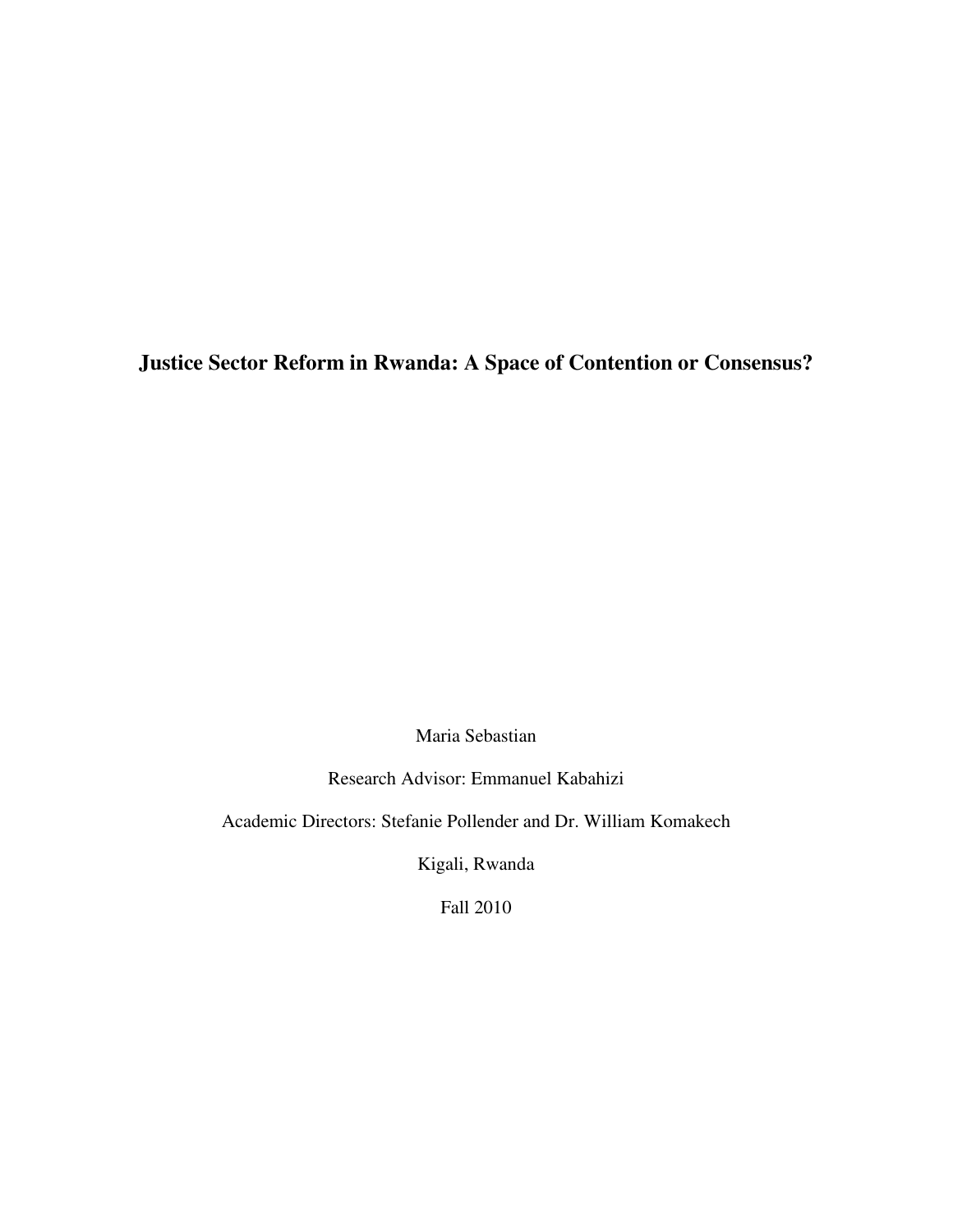# Justice Sector Reform in Rwanda: A Space of Contention or Consensus?

Maria Sebastian

Research Advisor: Emmanuel Kabahizi

Academic Directors: Stefanie Pollender and Dr. William Komakech

Kigali, Rwanda

Fall 2010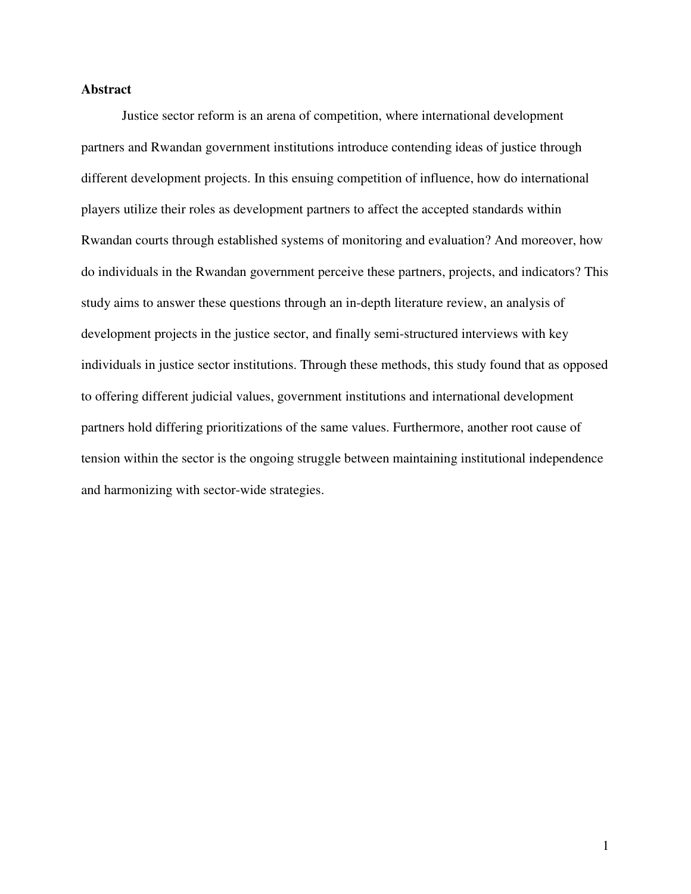## Abstract

Justice sector reform is an arena of competition, where international development partners and Rwandan government institutions introduce contending ideas of justice through different development projects. In this ensuing competition of influence, how do international players utilize their roles as development partners to affect the accepted standards within Rwandan courts through established systems of monitoring and evaluation? And moreover, how do individuals in the Rwandan government perceive these partners, projects, and indicators? This study aims to answer these questions through an in-depth literature review, an analysis of development projects in the justice sector, and finally semi-structured interviews with key individuals in justice sector institutions. Through these methods, this study found that as opposed to offering different judicial values, government institutions and international development partners hold differing prioritizations of the same values. Furthermore, another root cause of tension within the sector is the ongoing struggle between maintaining institutional independence and harmonizing with sector-wide strategies.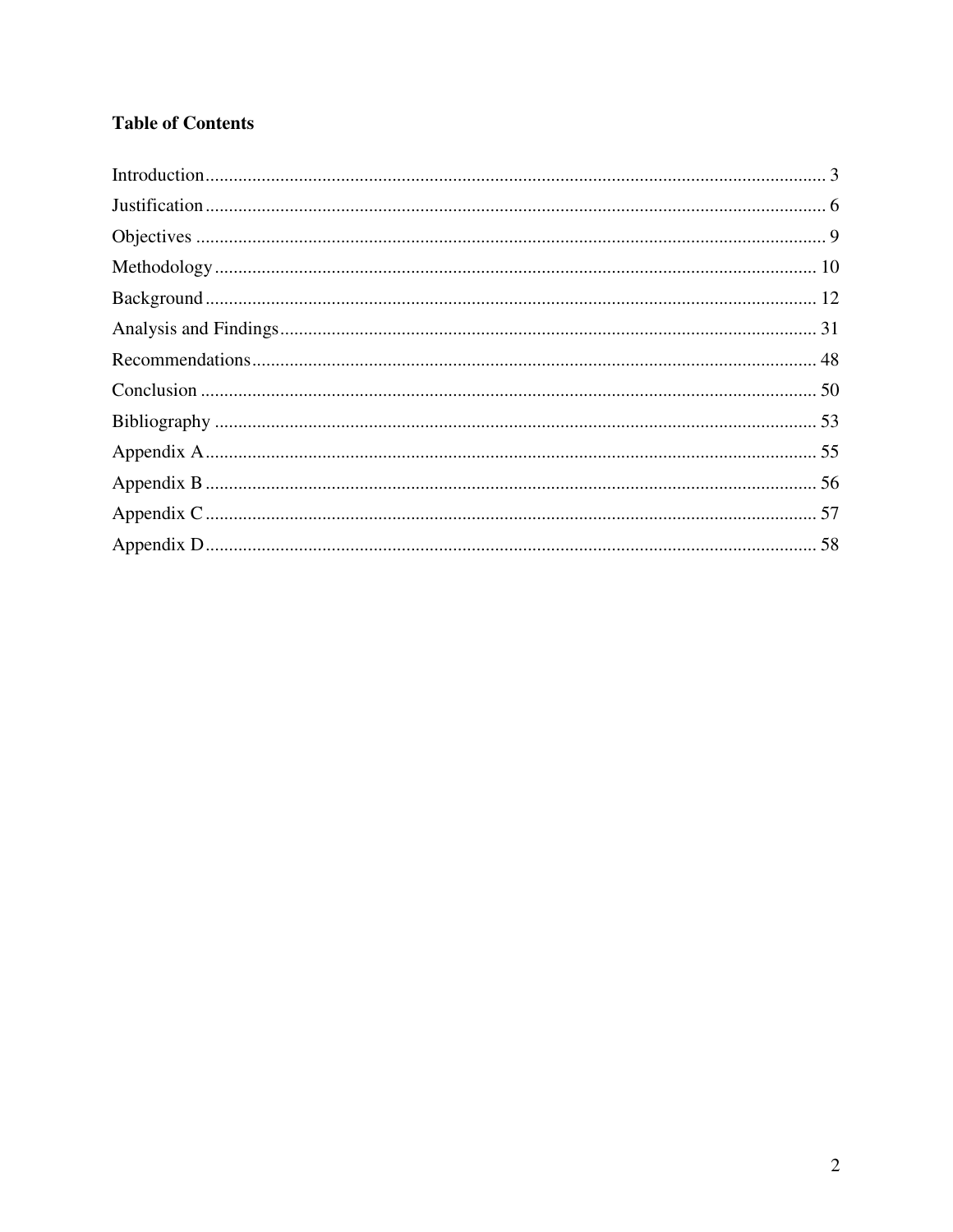**Table of Contents**

Introduction .................................................................................................................................... 3
Justification .................................................................................................................................... 6
Objectives ...................................................................................................................................... 9
Methodology ................................................................................................................................. 10
Background ................................................................................................................................... 12
Analysis and Findings ................................................................................................................... 31
Recommendations ......................................................................................................................... 48
Conclusion .................................................................................................................................... 50
Bibliography ................................................................................................................................. 53
Appendix A ................................................................................................................................... 55
Appendix B ................................................................................................................................... 56
Appendix C ................................................................................................................................... 57
Appendix D ................................................................................................................................... 58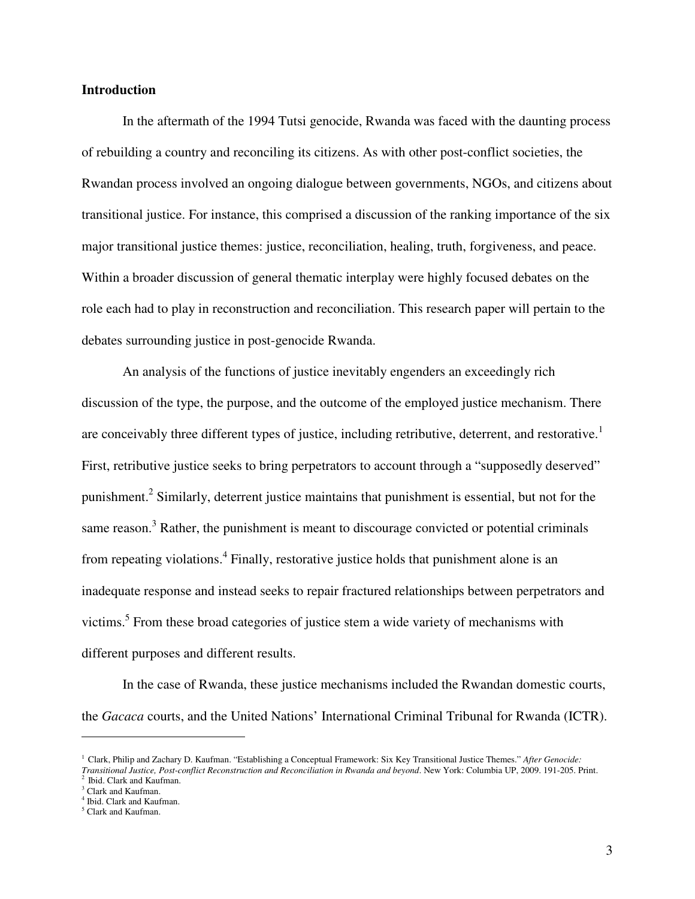**Introduction**

In the aftermath of the 1994 Tutsi genocide, Rwanda was faced with the daunting process of rebuilding a country and reconciling its citizens. As with other post-conflict societies, the Rwandan process involved an ongoing dialogue between governments, NGOs, and citizens about transitional justice. For instance, this comprised a discussion of the ranking importance of the six major transitional justice themes: justice, reconciliation, healing, truth, forgiveness, and peace. Within a broader discussion of general thematic interplay were highly focused debates on the role each had to play in reconstruction and reconciliation. This research paper will pertain to the debates surrounding justice in post-genocide Rwanda.

An analysis of the functions of justice inevitably engenders an exceedingly rich discussion of the type, the purpose, and the outcome of the employed justice mechanism. There are conceivably three different types of justice, including retributive, deterrent, and restorative.[1] First, retributive justice seeks to bring perpetrators to account through a "supposedly deserved" punishment.[2] Similarly, deterrent justice maintains that punishment is essential, but not for the same reason.[3] Rather, the punishment is meant to discourage convicted or potential criminals from repeating violations.[4] Finally, restorative justice holds that punishment alone is an inadequate response and instead seeks to repair fractured relationships between perpetrators and victims.[5] From these broad categories of justice stem a wide variety of mechanisms with different purposes and different results.

In the case of Rwanda, these justice mechanisms included the Rwandan domestic courts, the *Gacaca* courts, and the United Nations' International Criminal Tribunal for Rwanda (ICTR).

---

[1] Clark, Philip and Zachary D. Kaufman. "Establishing a Conceptual Framework: Six Key Transitional Justice Themes." *After Genocide: Transitional Justice, Post-conflict Reconstruction and Reconciliation in Rwanda and beyond*. New York: Columbia UP, 2009. 191-205. Print.
[2] Ibid. Clark and Kaufman.
[3] Clark and Kaufman.
[4] Ibid. Clark and Kaufman.
[5] Clark and Kaufman.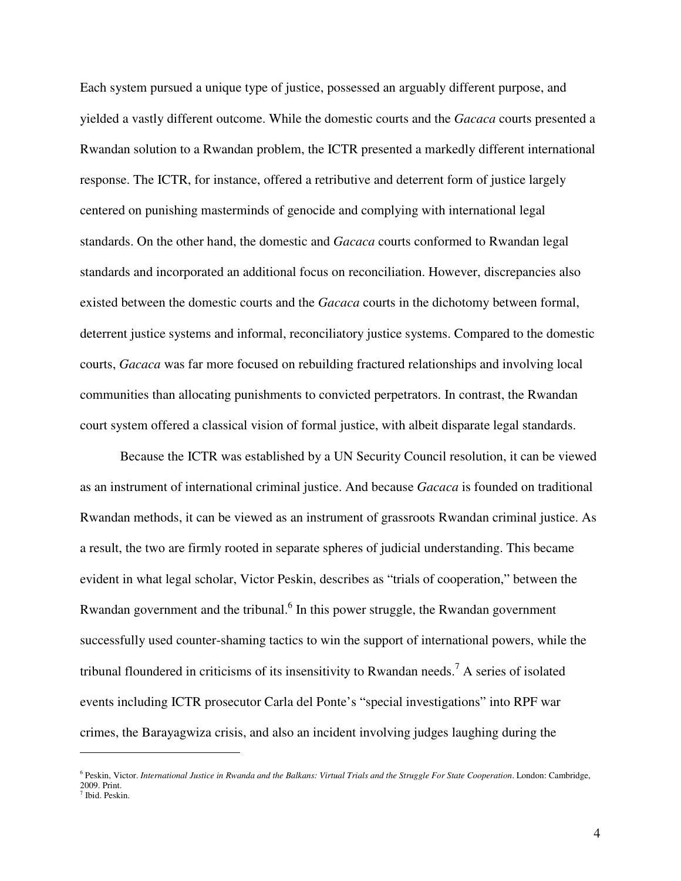Each system pursued a unique type of justice, possessed an arguably different purpose, and yielded a vastly different outcome. While the domestic courts and the *Gacaca* courts presented a Rwandan solution to a Rwandan problem, the ICTR presented a markedly different international response. The ICTR, for instance, offered a retributive and deterrent form of justice largely centered on punishing masterminds of genocide and complying with international legal standards. On the other hand, the domestic and *Gacaca* courts conformed to Rwandan legal standards and incorporated an additional focus on reconciliation. However, discrepancies also existed between the domestic courts and the *Gacaca* courts in the dichotomy between formal, deterrent justice systems and informal, reconciliatory justice systems. Compared to the domestic courts, *Gacaca* was far more focused on rebuilding fractured relationships and involving local communities than allocating punishments to convicted perpetrators. In contrast, the Rwandan court system offered a classical vision of formal justice, with albeit disparate legal standards.

Because the ICTR was established by a UN Security Council resolution, it can be viewed as an instrument of international criminal justice. And because *Gacaca* is founded on traditional Rwandan methods, it can be viewed as an instrument of grassroots Rwandan criminal justice. As a result, the two are firmly rooted in separate spheres of judicial understanding. This became evident in what legal scholar, Victor Peskin, describes as "trials of cooperation," between the Rwandan government and the tribunal.[6] In this power struggle, the Rwandan government successfully used counter-shaming tactics to win the support of international powers, while the tribunal floundered in criticisms of its insensitivity to Rwandan needs.[7] A series of isolated events including ICTR prosecutor Carla del Ponte's "special investigations" into RPF war crimes, the Barayagwiza crisis, and also an incident involving judges laughing during the

---

[6] Peskin, Victor. *International Justice in Rwanda and the Balkans: Virtual Trials and the Struggle For State Cooperation*. London: Cambridge, 2009. Print.

[7] Ibid. Peskin.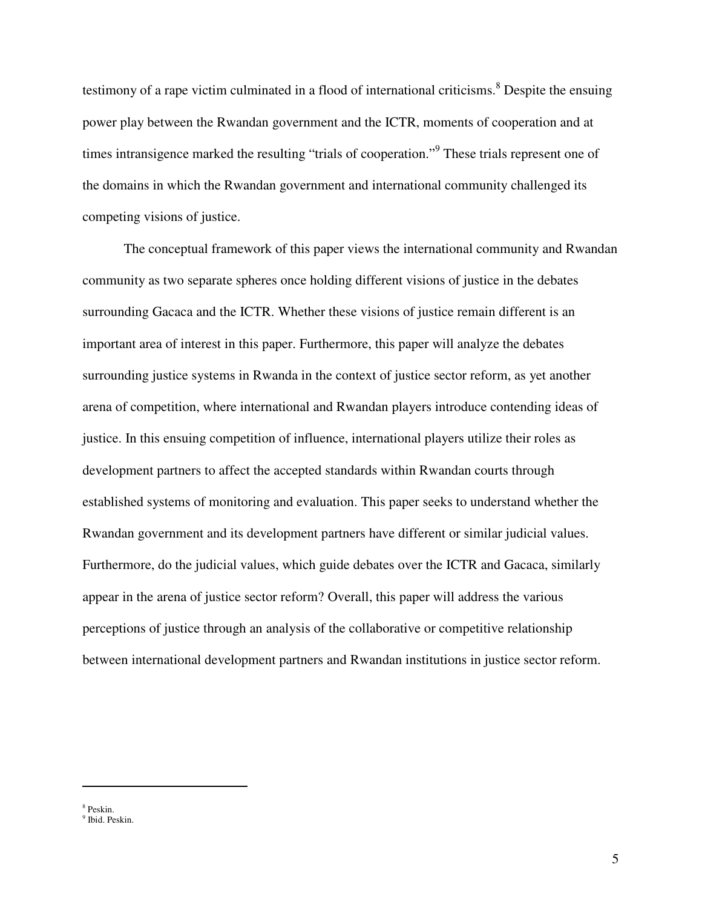testimony of a rape victim culminated in a flood of international criticisms.[8] Despite the ensuing power play between the Rwandan government and the ICTR, moments of cooperation and at times intransigence marked the resulting "trials of cooperation."[9] These trials represent one of the domains in which the Rwandan government and international community challenged its competing visions of justice.

The conceptual framework of this paper views the international community and Rwandan community as two separate spheres once holding different visions of justice in the debates surrounding Gacaca and the ICTR. Whether these visions of justice remain different is an important area of interest in this paper. Furthermore, this paper will analyze the debates surrounding justice systems in Rwanda in the context of justice sector reform, as yet another arena of competition, where international and Rwandan players introduce contending ideas of justice. In this ensuing competition of influence, international players utilize their roles as development partners to affect the accepted standards within Rwandan courts through established systems of monitoring and evaluation. This paper seeks to understand whether the Rwandan government and its development partners have different or similar judicial values. Furthermore, do the judicial values, which guide debates over the ICTR and Gacaca, similarly appear in the arena of justice sector reform? Overall, this paper will address the various perceptions of justice through an analysis of the collaborative or competitive relationship between international development partners and Rwandan institutions in justice sector reform.

---

[8] Peskin.

[9] Ibid. Peskin.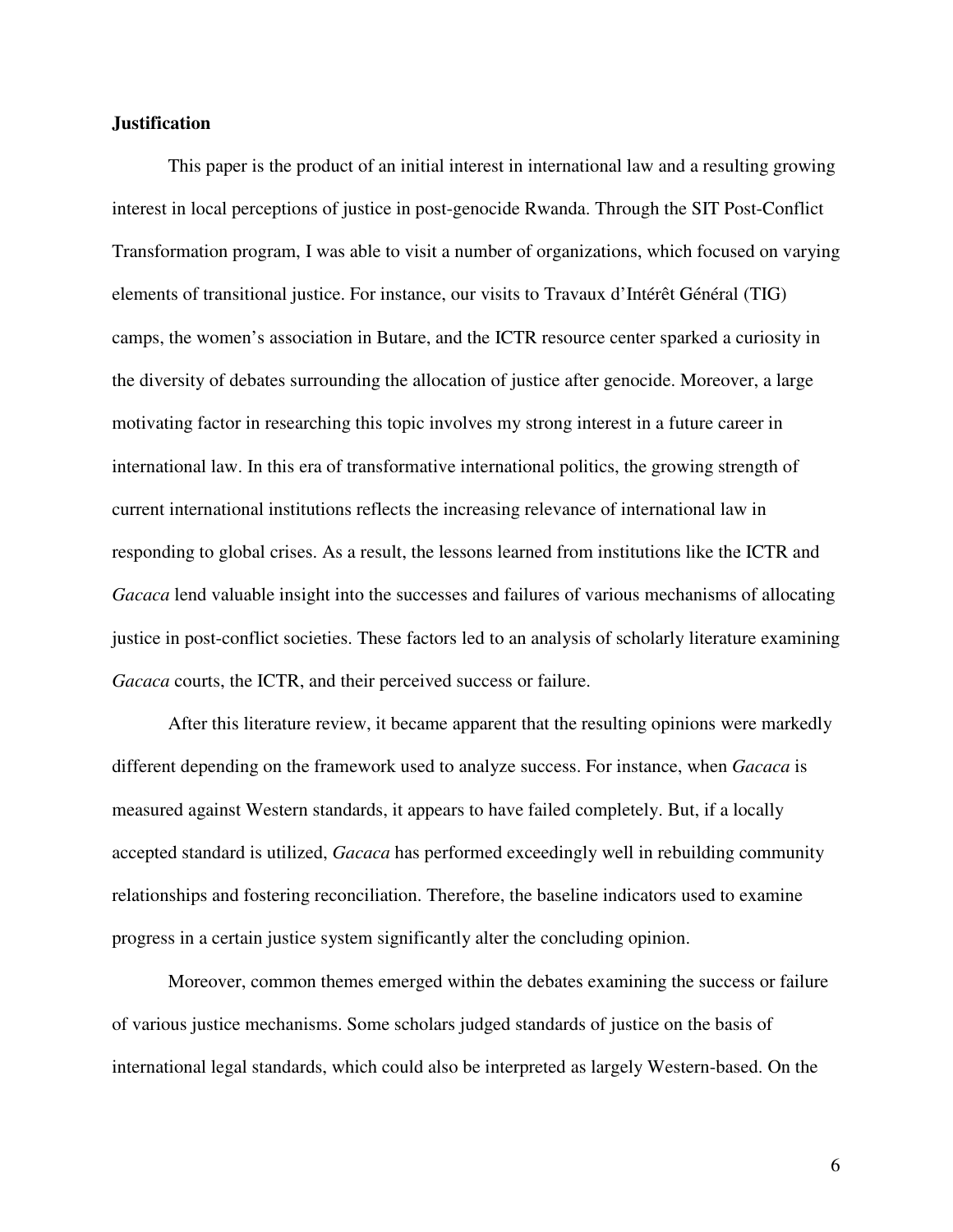**Justification**

This paper is the product of an initial interest in international law and a resulting growing interest in local perceptions of justice in post-genocide Rwanda. Through the SIT Post-Conflict Transformation program, I was able to visit a number of organizations, which focused on varying elements of transitional justice. For instance, our visits to Travaux d'Intérêt Général (TIG) camps, the women's association in Butare, and the ICTR resource center sparked a curiosity in the diversity of debates surrounding the allocation of justice after genocide. Moreover, a large motivating factor in researching this topic involves my strong interest in a future career in international law. In this era of transformative international politics, the growing strength of current international institutions reflects the increasing relevance of international law in responding to global crises. As a result, the lessons learned from institutions like the ICTR and *Gacaca* lend valuable insight into the successes and failures of various mechanisms of allocating justice in post-conflict societies. These factors led to an analysis of scholarly literature examining *Gacaca* courts, the ICTR, and their perceived success or failure.

After this literature review, it became apparent that the resulting opinions were markedly different depending on the framework used to analyze success. For instance, when *Gacaca* is measured against Western standards, it appears to have failed completely. But, if a locally accepted standard is utilized, *Gacaca* has performed exceedingly well in rebuilding community relationships and fostering reconciliation. Therefore, the baseline indicators used to examine progress in a certain justice system significantly alter the concluding opinion.

Moreover, common themes emerged within the debates examining the success or failure of various justice mechanisms. Some scholars judged standards of justice on the basis of international legal standards, which could also be interpreted as largely Western-based. On the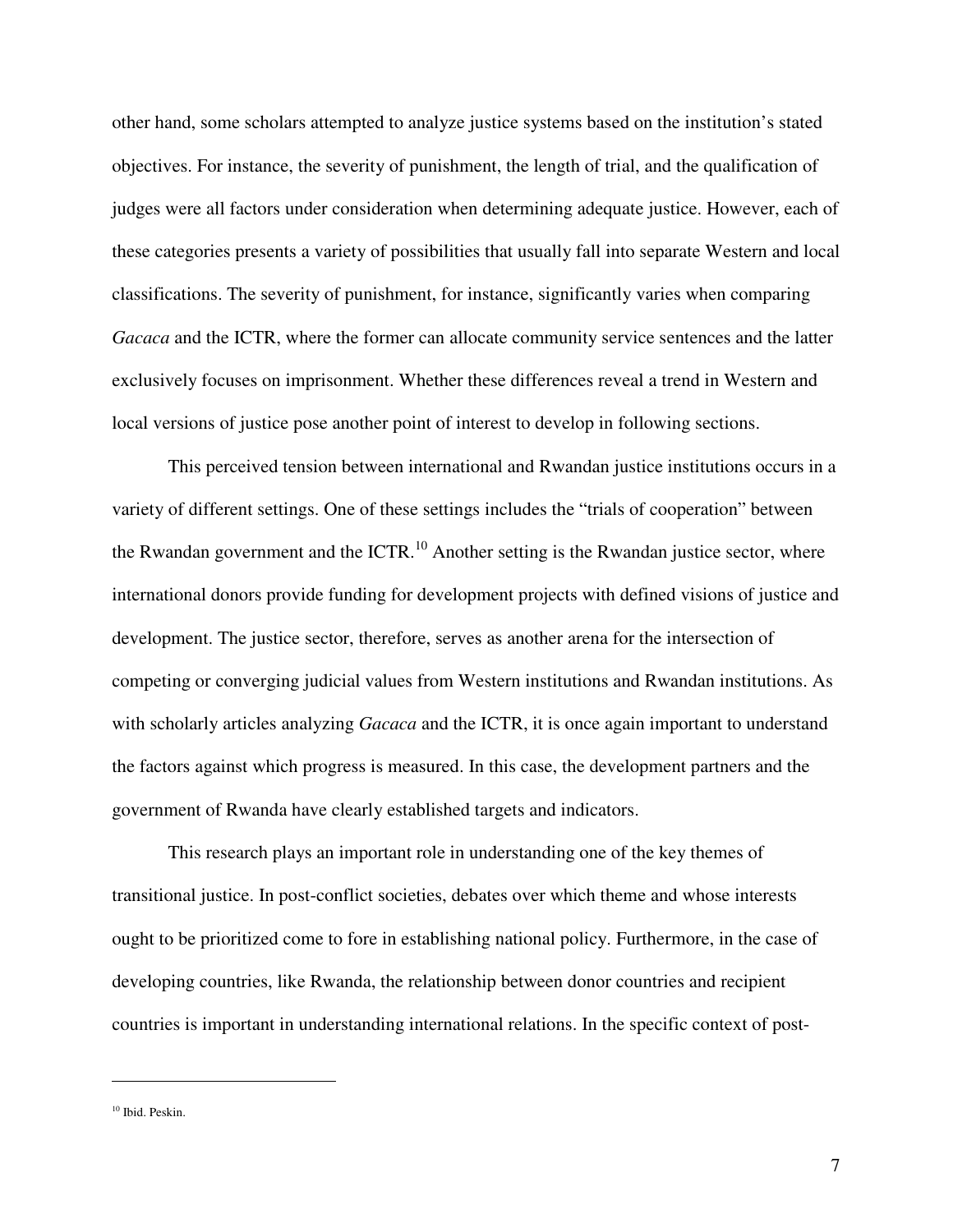other hand, some scholars attempted to analyze justice systems based on the institution's stated objectives. For instance, the severity of punishment, the length of trial, and the qualification of judges were all factors under consideration when determining adequate justice. However, each of these categories presents a variety of possibilities that usually fall into separate Western and local classifications. The severity of punishment, for instance, significantly varies when comparing *Gacaca* and the ICTR, where the former can allocate community service sentences and the latter exclusively focuses on imprisonment. Whether these differences reveal a trend in Western and local versions of justice pose another point of interest to develop in following sections.

This perceived tension between international and Rwandan justice institutions occurs in a variety of different settings. One of these settings includes the "trials of cooperation" between the Rwandan government and the ICTR.[10] Another setting is the Rwandan justice sector, where international donors provide funding for development projects with defined visions of justice and development. The justice sector, therefore, serves as another arena for the intersection of competing or converging judicial values from Western institutions and Rwandan institutions. As with scholarly articles analyzing *Gacaca* and the ICTR, it is once again important to understand the factors against which progress is measured. In this case, the development partners and the government of Rwanda have clearly established targets and indicators.

This research plays an important role in understanding one of the key themes of transitional justice. In post-conflict societies, debates over which theme and whose interests ought to be prioritized come to fore in establishing national policy. Furthermore, in the case of developing countries, like Rwanda, the relationship between donor countries and recipient countries is important in understanding international relations. In the specific context of post-

---

[10] Ibid. Peskin.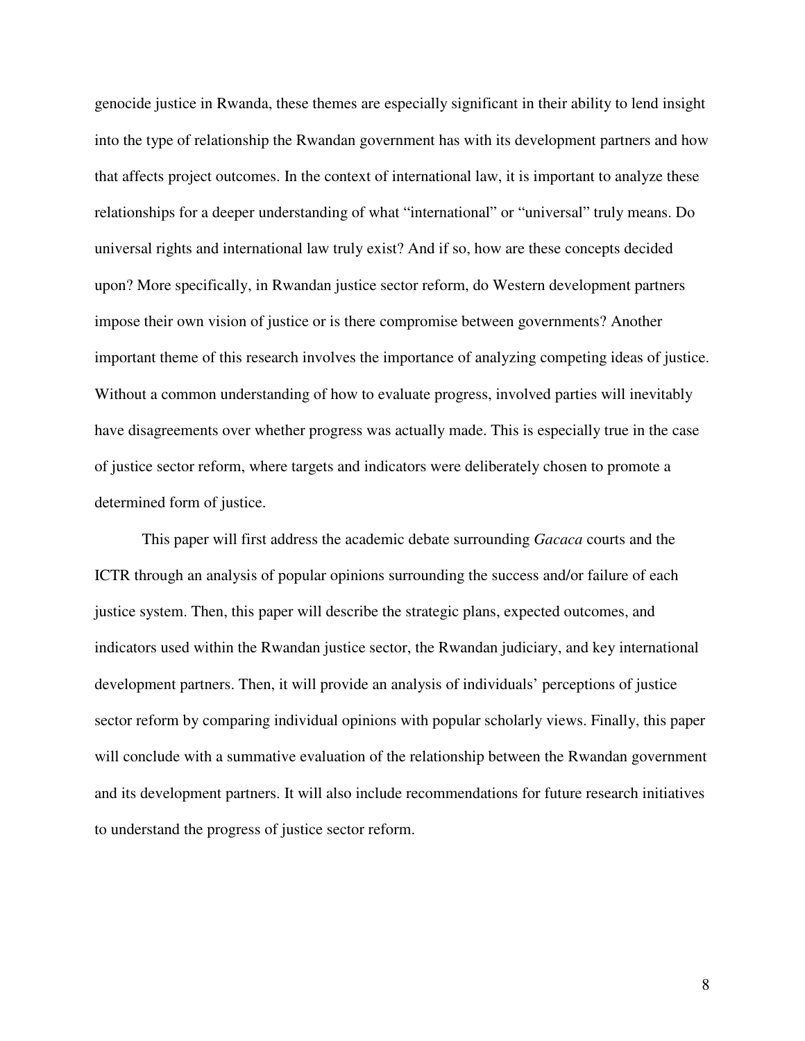genocide justice in Rwanda, these themes are especially significant in their ability to lend insight into the type of relationship the Rwandan government has with its development partners and how that affects project outcomes. In the context of international law, it is important to analyze these relationships for a deeper understanding of what "international" or "universal" truly means. Do universal rights and international law truly exist? And if so, how are these concepts decided upon? More specifically, in Rwandan justice sector reform, do Western development partners impose their own vision of justice or is there compromise between governments? Another important theme of this research involves the importance of analyzing competing ideas of justice. Without a common understanding of how to evaluate progress, involved parties will inevitably have disagreements over whether progress was actually made. This is especially true in the case of justice sector reform, where targets and indicators were deliberately chosen to promote a determined form of justice.

This paper will first address the academic debate surrounding *Gacaca* courts and the ICTR through an analysis of popular opinions surrounding the success and/or failure of each justice system. Then, this paper will describe the strategic plans, expected outcomes, and indicators used within the Rwandan justice sector, the Rwandan judiciary, and key international development partners. Then, it will provide an analysis of individuals' perceptions of justice sector reform by comparing individual opinions with popular scholarly views. Finally, this paper will conclude with a summative evaluation of the relationship between the Rwandan government and its development partners. It will also include recommendations for future research initiatives to understand the progress of justice sector reform.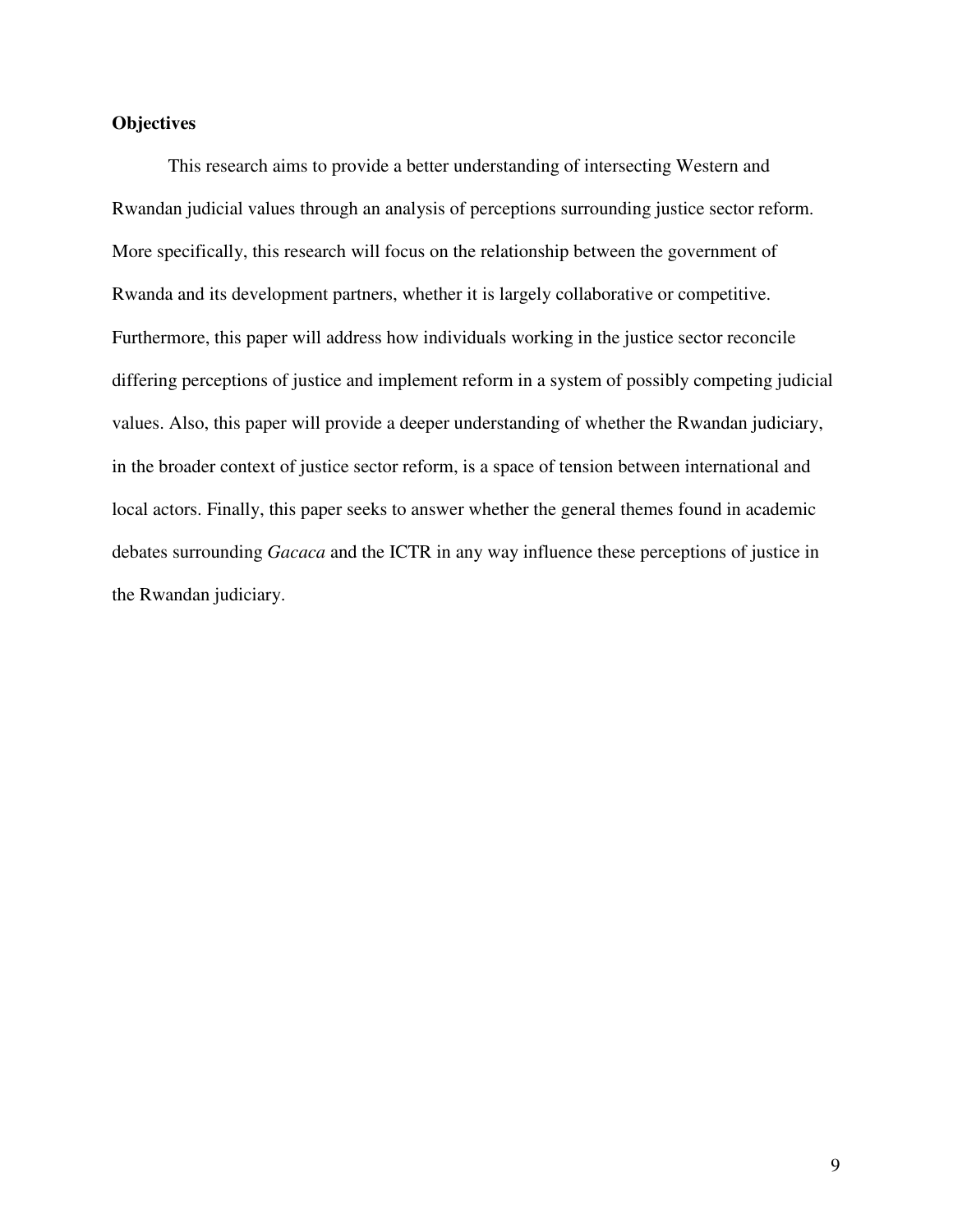**Objectives**

This research aims to provide a better understanding of intersecting Western and Rwandan judicial values through an analysis of perceptions surrounding justice sector reform. More specifically, this research will focus on the relationship between the government of Rwanda and its development partners, whether it is largely collaborative or competitive. Furthermore, this paper will address how individuals working in the justice sector reconcile differing perceptions of justice and implement reform in a system of possibly competing judicial values. Also, this paper will provide a deeper understanding of whether the Rwandan judiciary, in the broader context of justice sector reform, is a space of tension between international and local actors. Finally, this paper seeks to answer whether the general themes found in academic debates surrounding *Gacaca* and the ICTR in any way influence these perceptions of justice in the Rwandan judiciary.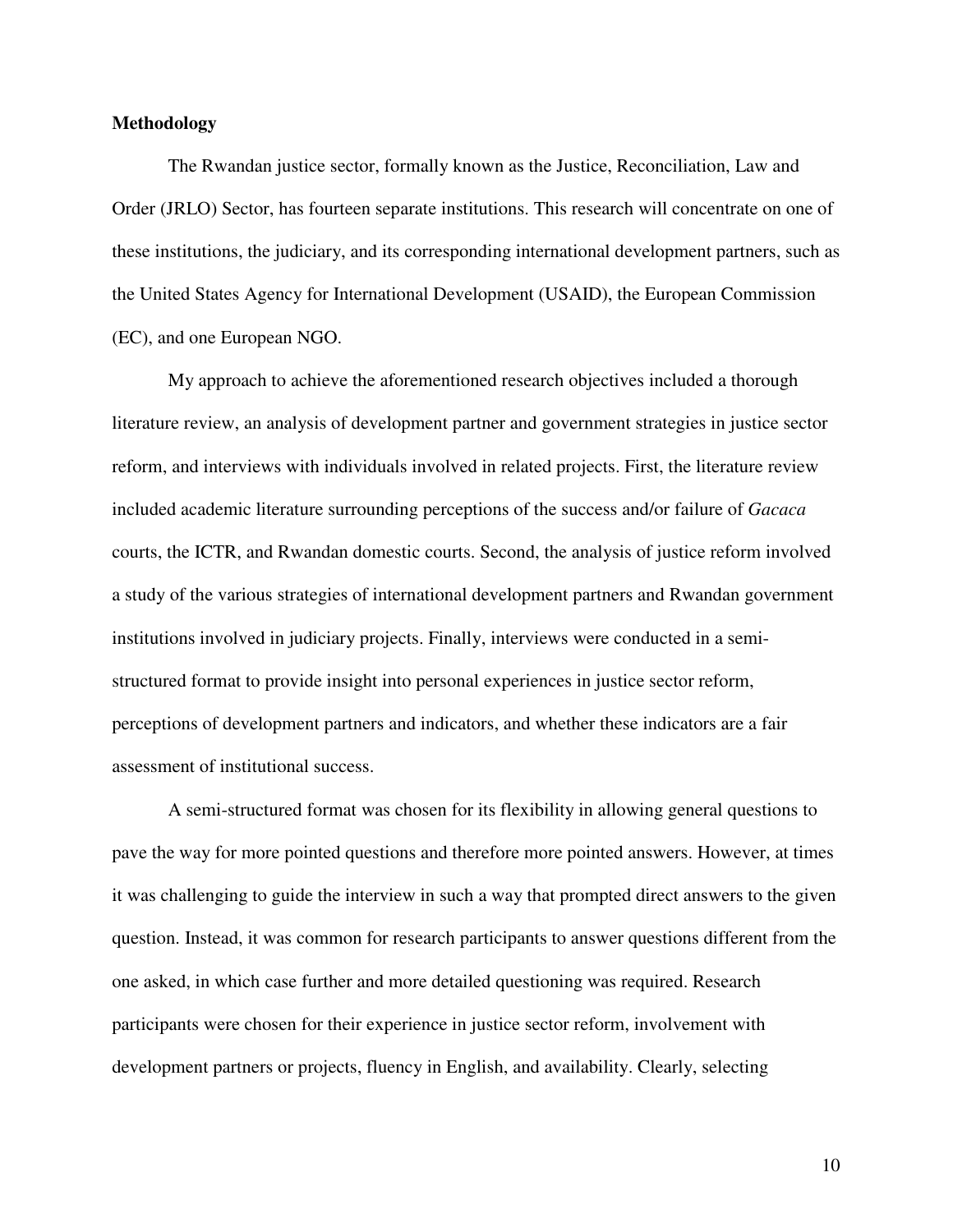**Methodology**

The Rwandan justice sector, formally known as the Justice, Reconciliation, Law and Order (JRLO) Sector, has fourteen separate institutions. This research will concentrate on one of these institutions, the judiciary, and its corresponding international development partners, such as the United States Agency for International Development (USAID), the European Commission (EC), and one European NGO.

My approach to achieve the aforementioned research objectives included a thorough literature review, an analysis of development partner and government strategies in justice sector reform, and interviews with individuals involved in related projects. First, the literature review included academic literature surrounding perceptions of the success and/or failure of *Gacaca* courts, the ICTR, and Rwandan domestic courts. Second, the analysis of justice reform involved a study of the various strategies of international development partners and Rwandan government institutions involved in judiciary projects. Finally, interviews were conducted in a semi-structured format to provide insight into personal experiences in justice sector reform, perceptions of development partners and indicators, and whether these indicators are a fair assessment of institutional success.

A semi-structured format was chosen for its flexibility in allowing general questions to pave the way for more pointed questions and therefore more pointed answers. However, at times it was challenging to guide the interview in such a way that prompted direct answers to the given question. Instead, it was common for research participants to answer questions different from the one asked, in which case further and more detailed questioning was required. Research participants were chosen for their experience in justice sector reform, involvement with development partners or projects, fluency in English, and availability. Clearly, selecting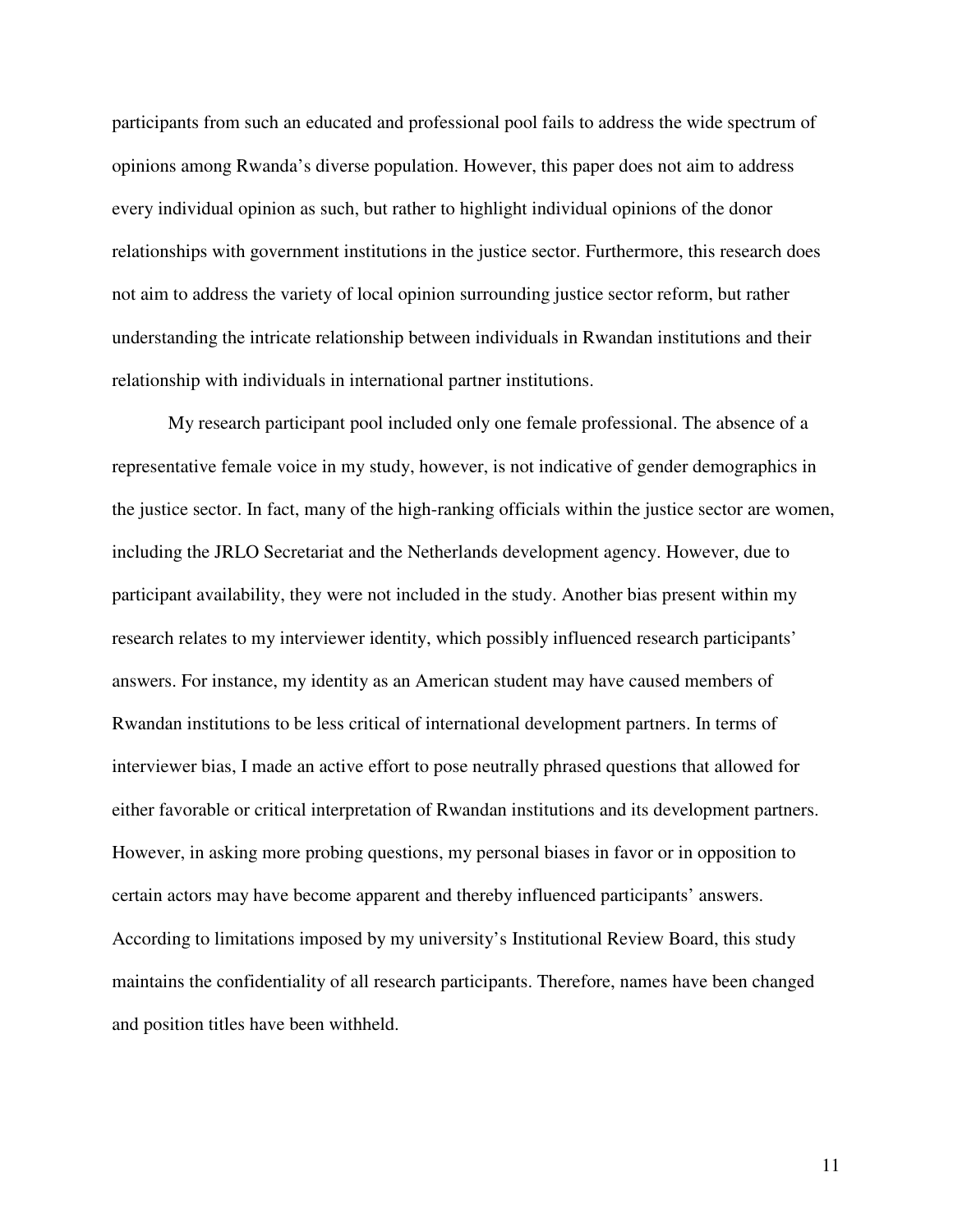participants from such an educated and professional pool fails to address the wide spectrum of opinions among Rwanda's diverse population. However, this paper does not aim to address every individual opinion as such, but rather to highlight individual opinions of the donor relationships with government institutions in the justice sector. Furthermore, this research does not aim to address the variety of local opinion surrounding justice sector reform, but rather understanding the intricate relationship between individuals in Rwandan institutions and their relationship with individuals in international partner institutions.

My research participant pool included only one female professional. The absence of a representative female voice in my study, however, is not indicative of gender demographics in the justice sector. In fact, many of the high-ranking officials within the justice sector are women, including the JRLO Secretariat and the Netherlands development agency. However, due to participant availability, they were not included in the study. Another bias present within my research relates to my interviewer identity, which possibly influenced research participants' answers. For instance, my identity as an American student may have caused members of Rwandan institutions to be less critical of international development partners. In terms of interviewer bias, I made an active effort to pose neutrally phrased questions that allowed for either favorable or critical interpretation of Rwandan institutions and its development partners. However, in asking more probing questions, my personal biases in favor or in opposition to certain actors may have become apparent and thereby influenced participants' answers. According to limitations imposed by my university's Institutional Review Board, this study maintains the confidentiality of all research participants. Therefore, names have been changed and position titles have been withheld.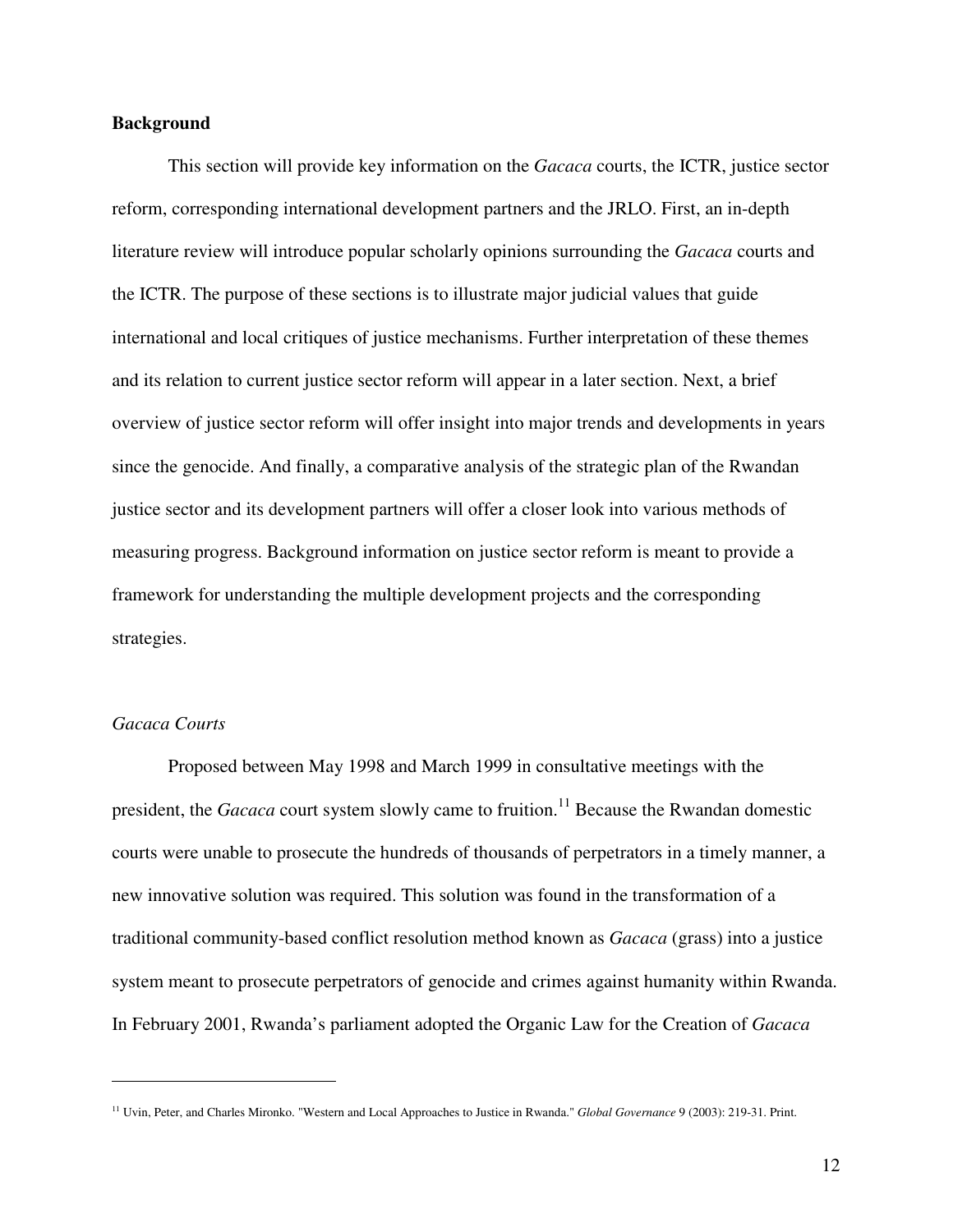## Background

This section will provide key information on the *Gacaca* courts, the ICTR, justice sector reform, corresponding international development partners and the JRLO. First, an in-depth literature review will introduce popular scholarly opinions surrounding the *Gacaca* courts and the ICTR. The purpose of these sections is to illustrate major judicial values that guide international and local critiques of justice mechanisms. Further interpretation of these themes and its relation to current justice sector reform will appear in a later section. Next, a brief overview of justice sector reform will offer insight into major trends and developments in years since the genocide. And finally, a comparative analysis of the strategic plan of the Rwandan justice sector and its development partners will offer a closer look into various methods of measuring progress. Background information on justice sector reform is meant to provide a framework for understanding the multiple development projects and the corresponding strategies.

### *Gacaca Courts*

Proposed between May 1998 and March 1999 in consultative meetings with the president, the *Gacaca* court system slowly came to fruition.[11] Because the Rwandan domestic courts were unable to prosecute the hundreds of thousands of perpetrators in a timely manner, a new innovative solution was required. This solution was found in the transformation of a traditional community-based conflict resolution method known as *Gacaca* (grass) into a justice system meant to prosecute perpetrators of genocide and crimes against humanity within Rwanda. In February 2001, Rwanda's parliament adopted the Organic Law for the Creation of *Gacaca*

---

[11] Uvin, Peter, and Charles Mironko. "Western and Local Approaches to Justice in Rwanda." *Global Governance* 9 (2003): 219-31. Print.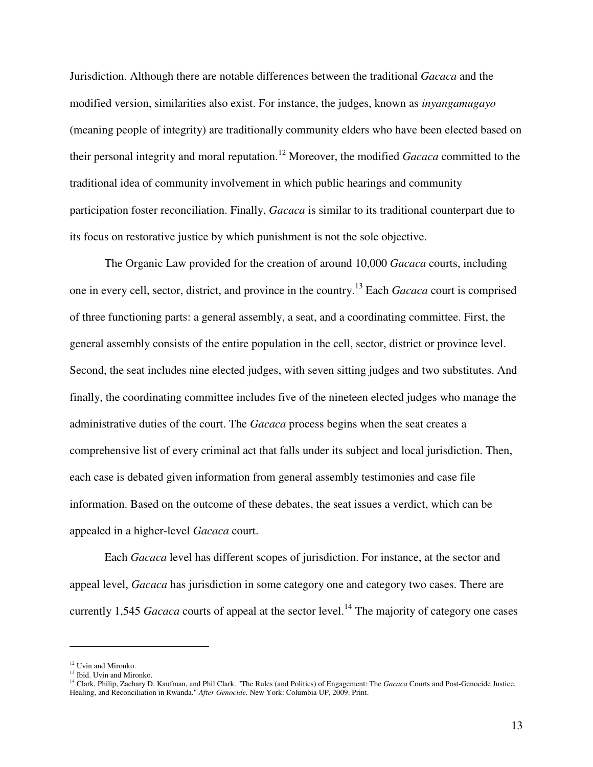Jurisdiction. Although there are notable differences between the traditional *Gacaca* and the modified version, similarities also exist. For instance, the judges, known as *inyangamugayo* (meaning people of integrity) are traditionally community elders who have been elected based on their personal integrity and moral reputation.[12] Moreover, the modified *Gacaca* committed to the traditional idea of community involvement in which public hearings and community participation foster reconciliation. Finally, *Gacaca* is similar to its traditional counterpart due to its focus on restorative justice by which punishment is not the sole objective.

The Organic Law provided for the creation of around 10,000 *Gacaca* courts, including one in every cell, sector, district, and province in the country.[13] Each *Gacaca* court is comprised of three functioning parts: a general assembly, a seat, and a coordinating committee. First, the general assembly consists of the entire population in the cell, sector, district or province level. Second, the seat includes nine elected judges, with seven sitting judges and two substitutes. And finally, the coordinating committee includes five of the nineteen elected judges who manage the administrative duties of the court. The *Gacaca* process begins when the seat creates a comprehensive list of every criminal act that falls under its subject and local jurisdiction. Then, each case is debated given information from general assembly testimonies and case file information. Based on the outcome of these debates, the seat issues a verdict, which can be appealed in a higher-level *Gacaca* court.

Each *Gacaca* level has different scopes of jurisdiction. For instance, at the sector and appeal level, *Gacaca* has jurisdiction in some category one and category two cases. There are currently 1,545 *Gacaca* courts of appeal at the sector level.[14] The majority of category one cases

---

[12] Uvin and Mironko.

[13] Ibid. Uvin and Mironko.

[14] Clark, Philip, Zachary D. Kaufman, and Phil Clark. "The Rules (and Politics) of Engagement: The *Gacaca* Courts and Post-Genocide Justice, Healing, and Reconciliation in Rwanda." *After Genocide*. New York: Columbia UP, 2009. Print.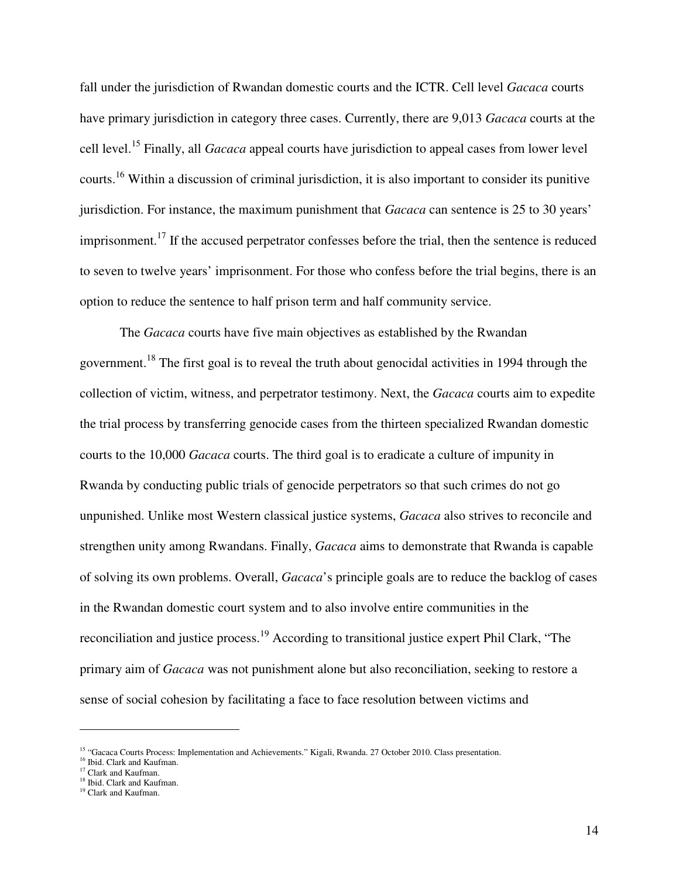fall under the jurisdiction of Rwandan domestic courts and the ICTR. Cell level *Gacaca* courts have primary jurisdiction in category three cases. Currently, there are 9,013 *Gacaca* courts at the cell level.[15] Finally, all *Gacaca* appeal courts have jurisdiction to appeal cases from lower level courts.[16] Within a discussion of criminal jurisdiction, it is also important to consider its punitive jurisdiction. For instance, the maximum punishment that *Gacaca* can sentence is 25 to 30 years' imprisonment.[17] If the accused perpetrator confesses before the trial, then the sentence is reduced to seven to twelve years' imprisonment. For those who confess before the trial begins, there is an option to reduce the sentence to half prison term and half community service.

The *Gacaca* courts have five main objectives as established by the Rwandan government.[18] The first goal is to reveal the truth about genocidal activities in 1994 through the collection of victim, witness, and perpetrator testimony. Next, the *Gacaca* courts aim to expedite the trial process by transferring genocide cases from the thirteen specialized Rwandan domestic courts to the 10,000 *Gacaca* courts. The third goal is to eradicate a culture of impunity in Rwanda by conducting public trials of genocide perpetrators so that such crimes do not go unpunished. Unlike most Western classical justice systems, *Gacaca* also strives to reconcile and strengthen unity among Rwandans. Finally, *Gacaca* aims to demonstrate that Rwanda is capable of solving its own problems. Overall, *Gacaca*'s principle goals are to reduce the backlog of cases in the Rwandan domestic court system and to also involve entire communities in the reconciliation and justice process.[19] According to transitional justice expert Phil Clark, "The primary aim of *Gacaca* was not punishment alone but also reconciliation, seeking to restore a sense of social cohesion by facilitating a face to face resolution between victims and

---

[15] "Gacaca Courts Process: Implementation and Achievements." Kigali, Rwanda. 27 October 2010. Class presentation.
[16] Ibid. Clark and Kaufman.
[17] Clark and Kaufman.
[18] Ibid. Clark and Kaufman.
[19] Clark and Kaufman.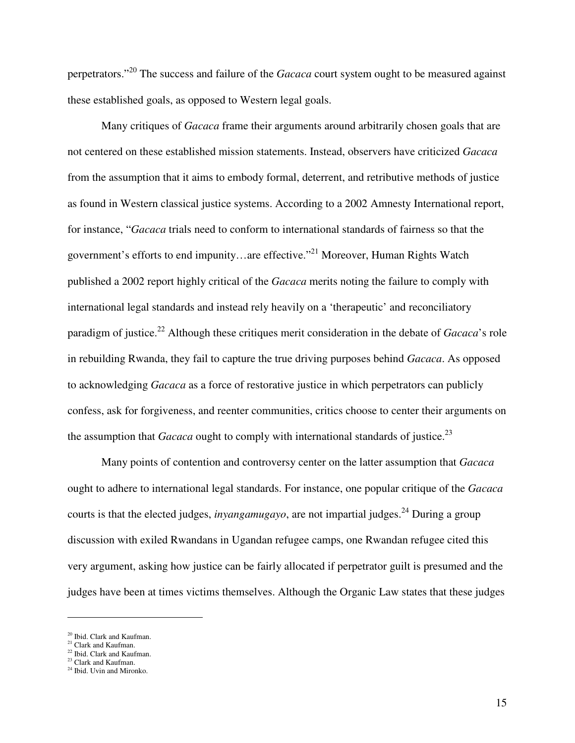perpetrators."[20] The success and failure of the *Gacaca* court system ought to be measured against these established goals, as opposed to Western legal goals.

Many critiques of *Gacaca* frame their arguments around arbitrarily chosen goals that are not centered on these established mission statements. Instead, observers have criticized *Gacaca* from the assumption that it aims to embody formal, deterrent, and retributive methods of justice as found in Western classical justice systems. According to a 2002 Amnesty International report, for instance, "*Gacaca* trials need to conform to international standards of fairness so that the government's efforts to end impunity…are effective."[21] Moreover, Human Rights Watch published a 2002 report highly critical of the *Gacaca* merits noting the failure to comply with international legal standards and instead rely heavily on a 'therapeutic' and reconciliatory paradigm of justice.[22] Although these critiques merit consideration in the debate of *Gacaca*'s role in rebuilding Rwanda, they fail to capture the true driving purposes behind *Gacaca*. As opposed to acknowledging *Gacaca* as a force of restorative justice in which perpetrators can publicly confess, ask for forgiveness, and reenter communities, critics choose to center their arguments on the assumption that *Gacaca* ought to comply with international standards of justice.[23]

Many points of contention and controversy center on the latter assumption that *Gacaca* ought to adhere to international legal standards. For instance, one popular critique of the *Gacaca* courts is that the elected judges, *inyangamugayo*, are not impartial judges.[24] During a group discussion with exiled Rwandans in Ugandan refugee camps, one Rwandan refugee cited this very argument, asking how justice can be fairly allocated if perpetrator guilt is presumed and the judges have been at times victims themselves. Although the Organic Law states that these judges

---

[20] Ibid. Clark and Kaufman.
[21] Clark and Kaufman.
[22] Ibid. Clark and Kaufman.
[23] Clark and Kaufman.
[24] Ibid. Uvin and Mironko.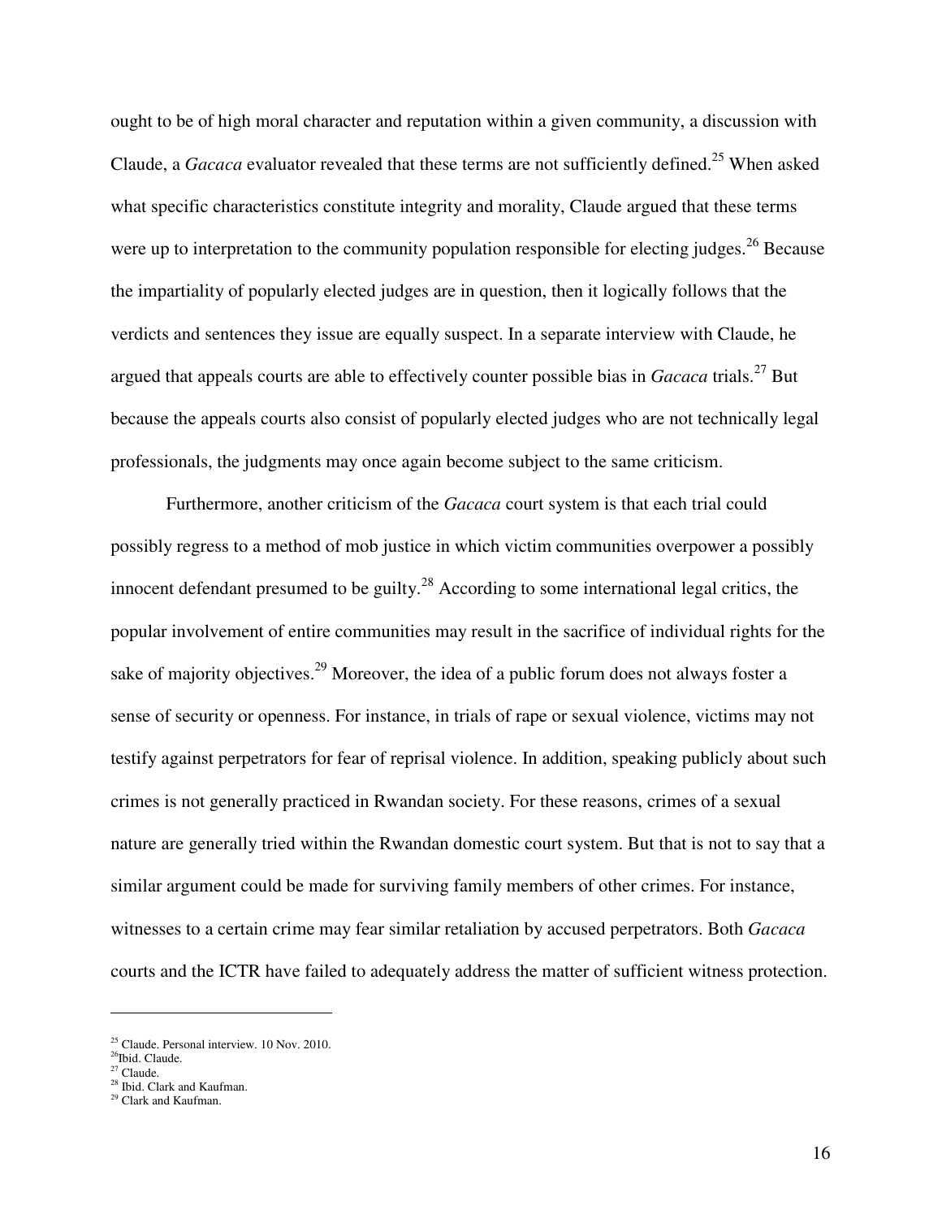ought to be of high moral character and reputation within a given community, a discussion with Claude, a *Gacaca* evaluator revealed that these terms are not sufficiently defined.[25] When asked what specific characteristics constitute integrity and morality, Claude argued that these terms were up to interpretation to the community population responsible for electing judges.[26] Because the impartiality of popularly elected judges are in question, then it logically follows that the verdicts and sentences they issue are equally suspect. In a separate interview with Claude, he argued that appeals courts are able to effectively counter possible bias in *Gacaca* trials.[27] But because the appeals courts also consist of popularly elected judges who are not technically legal professionals, the judgments may once again become subject to the same criticism.

Furthermore, another criticism of the *Gacaca* court system is that each trial could possibly regress to a method of mob justice in which victim communities overpower a possibly innocent defendant presumed to be guilty.[28] According to some international legal critics, the popular involvement of entire communities may result in the sacrifice of individual rights for the sake of majority objectives.[29] Moreover, the idea of a public forum does not always foster a sense of security or openness. For instance, in trials of rape or sexual violence, victims may not testify against perpetrators for fear of reprisal violence. In addition, speaking publicly about such crimes is not generally practiced in Rwandan society. For these reasons, crimes of a sexual nature are generally tried within the Rwandan domestic court system. But that is not to say that a similar argument could be made for surviving family members of other crimes. For instance, witnesses to a certain crime may fear similar retaliation by accused perpetrators. Both *Gacaca* courts and the ICTR have failed to adequately address the matter of sufficient witness protection.

---

[25] Claude. Personal interview. 10 Nov. 2010.
[26] Ibid. Claude.
[27] Claude.
[28] Ibid. Clark and Kaufman.
[29] Clark and Kaufman.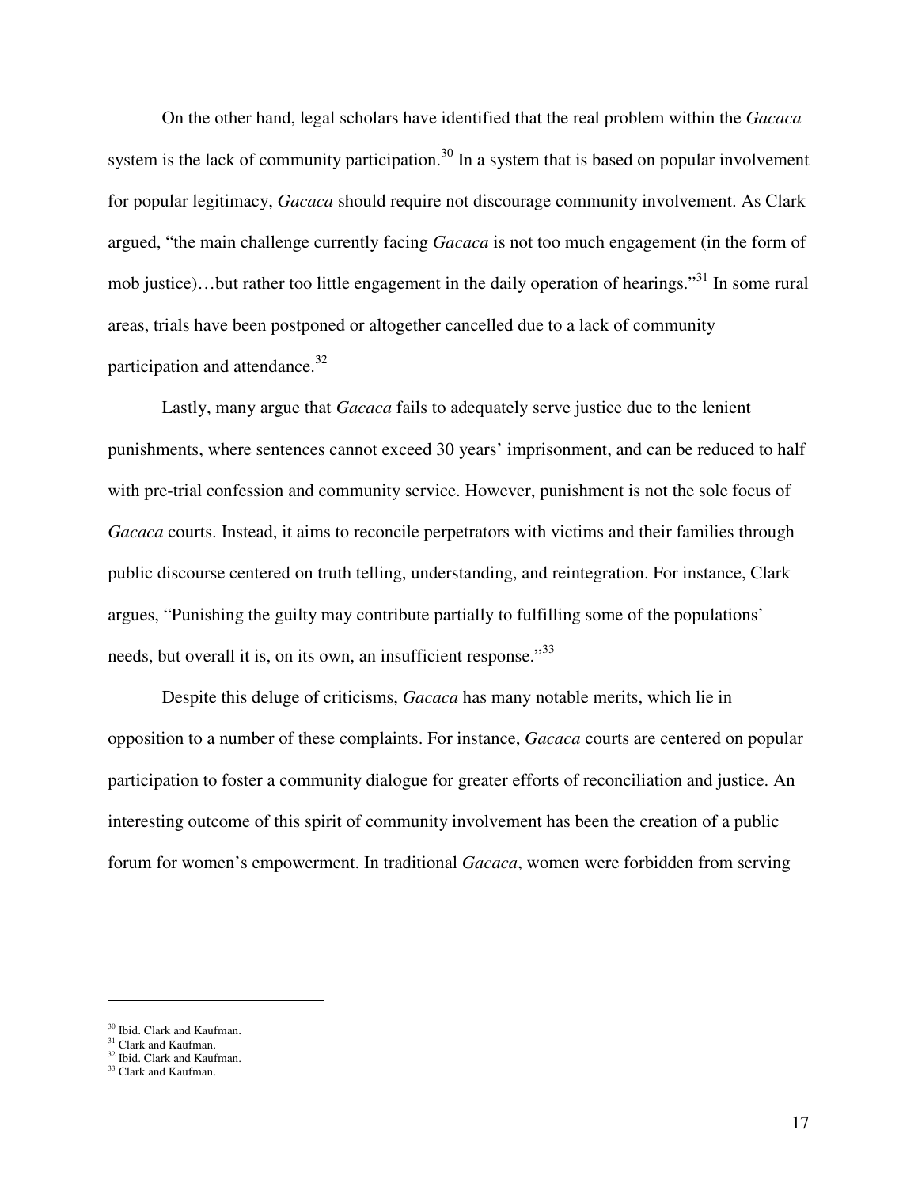On the other hand, legal scholars have identified that the real problem within the *Gacaca* system is the lack of community participation.[30] In a system that is based on popular involvement for popular legitimacy, *Gacaca* should require not discourage community involvement. As Clark argued, "the main challenge currently facing *Gacaca* is not too much engagement (in the form of mob justice)…but rather too little engagement in the daily operation of hearings."[31] In some rural areas, trials have been postponed or altogether cancelled due to a lack of community participation and attendance.[32]

Lastly, many argue that *Gacaca* fails to adequately serve justice due to the lenient punishments, where sentences cannot exceed 30 years' imprisonment, and can be reduced to half with pre-trial confession and community service. However, punishment is not the sole focus of *Gacaca* courts. Instead, it aims to reconcile perpetrators with victims and their families through public discourse centered on truth telling, understanding, and reintegration. For instance, Clark argues, "Punishing the guilty may contribute partially to fulfilling some of the populations' needs, but overall it is, on its own, an insufficient response."[33]

Despite this deluge of criticisms, *Gacaca* has many notable merits, which lie in opposition to a number of these complaints. For instance, *Gacaca* courts are centered on popular participation to foster a community dialogue for greater efforts of reconciliation and justice. An interesting outcome of this spirit of community involvement has been the creation of a public forum for women's empowerment. In traditional *Gacaca*, women were forbidden from serving

---

[30] Ibid. Clark and Kaufman.
[31] Clark and Kaufman.
[32] Ibid. Clark and Kaufman.
[33] Clark and Kaufman.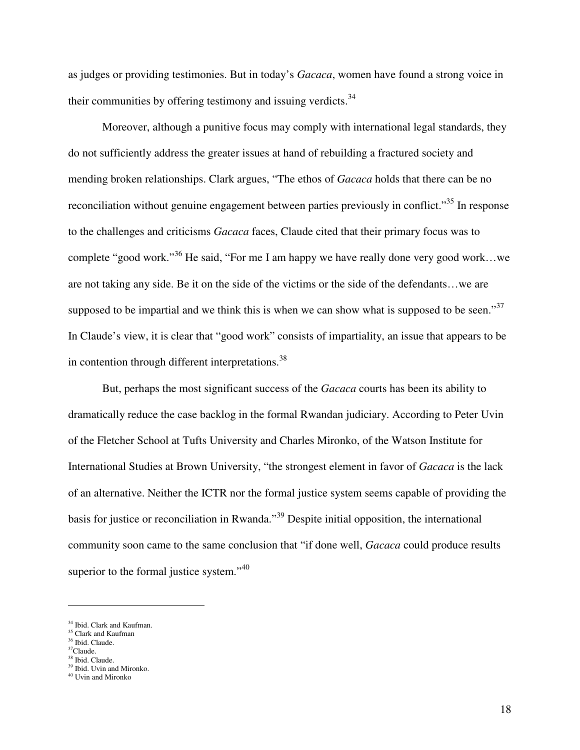as judges or providing testimonies. But in today's *Gacaca*, women have found a strong voice in their communities by offering testimony and issuing verdicts.[34]

Moreover, although a punitive focus may comply with international legal standards, they do not sufficiently address the greater issues at hand of rebuilding a fractured society and mending broken relationships. Clark argues, "The ethos of *Gacaca* holds that there can be no reconciliation without genuine engagement between parties previously in conflict."[35] In response to the challenges and criticisms *Gacaca* faces, Claude cited that their primary focus was to complete "good work."[36] He said, "For me I am happy we have really done very good work…we are not taking any side. Be it on the side of the victims or the side of the defendants…we are supposed to be impartial and we think this is when we can show what is supposed to be seen."[37] In Claude's view, it is clear that "good work" consists of impartiality, an issue that appears to be in contention through different interpretations.[38]

But, perhaps the most significant success of the *Gacaca* courts has been its ability to dramatically reduce the case backlog in the formal Rwandan judiciary. According to Peter Uvin of the Fletcher School at Tufts University and Charles Mironko, of the Watson Institute for International Studies at Brown University, "the strongest element in favor of *Gacaca* is the lack of an alternative. Neither the ICTR nor the formal justice system seems capable of providing the basis for justice or reconciliation in Rwanda."[39] Despite initial opposition, the international community soon came to the same conclusion that "if done well, *Gacaca* could produce results superior to the formal justice system."[40]

---

[34] Ibid. Clark and Kaufman.
[35] Clark and Kaufman
[36] Ibid. Claude.
[37] Claude.
[38] Ibid. Claude.
[39] Ibid. Uvin and Mironko.
[40] Uvin and Mironko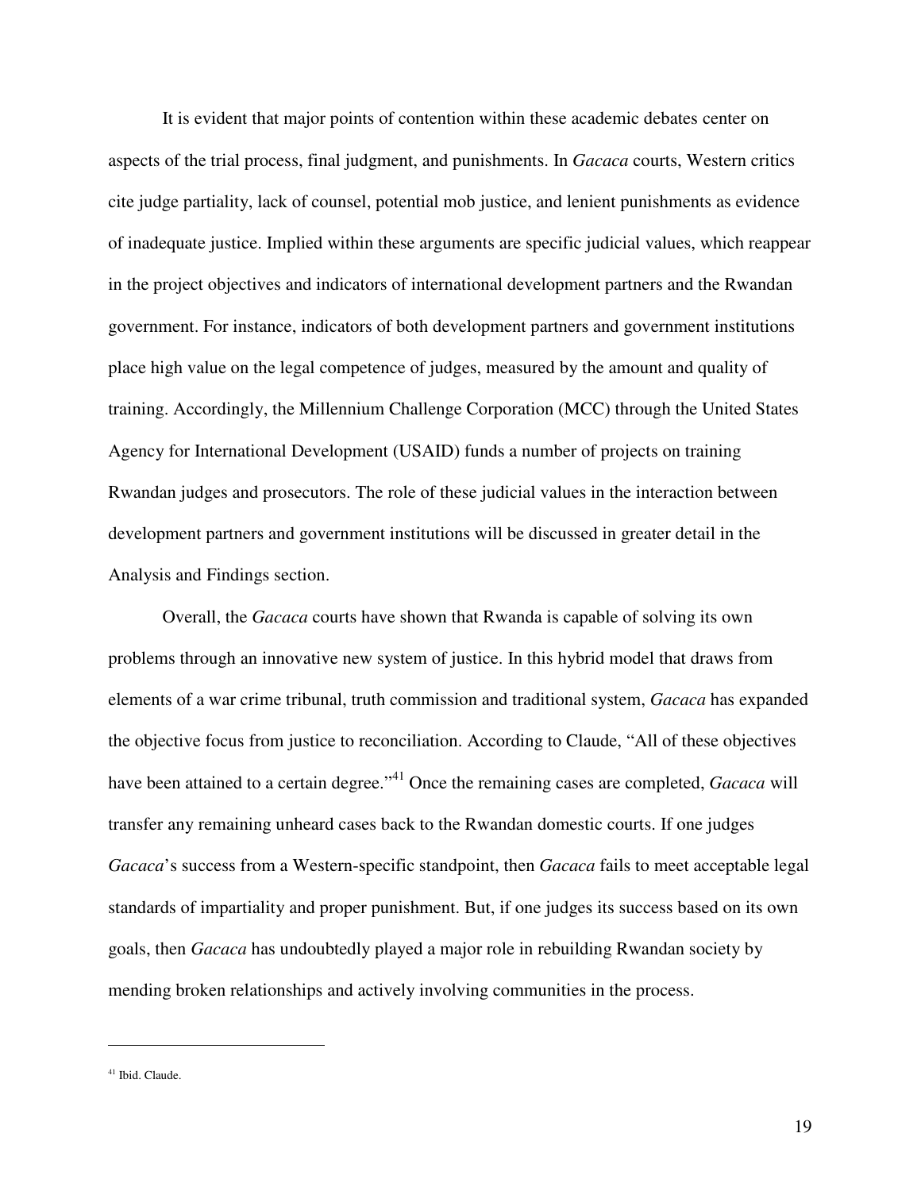It is evident that major points of contention within these academic debates center on aspects of the trial process, final judgment, and punishments. In *Gacaca* courts, Western critics cite judge partiality, lack of counsel, potential mob justice, and lenient punishments as evidence of inadequate justice. Implied within these arguments are specific judicial values, which reappear in the project objectives and indicators of international development partners and the Rwandan government. For instance, indicators of both development partners and government institutions place high value on the legal competence of judges, measured by the amount and quality of training. Accordingly, the Millennium Challenge Corporation (MCC) through the United States Agency for International Development (USAID) funds a number of projects on training Rwandan judges and prosecutors. The role of these judicial values in the interaction between development partners and government institutions will be discussed in greater detail in the Analysis and Findings section.

Overall, the *Gacaca* courts have shown that Rwanda is capable of solving its own problems through an innovative new system of justice. In this hybrid model that draws from elements of a war crime tribunal, truth commission and traditional system, *Gacaca* has expanded the objective focus from justice to reconciliation. According to Claude, "All of these objectives have been attained to a certain degree."[41] Once the remaining cases are completed, *Gacaca* will transfer any remaining unheard cases back to the Rwandan domestic courts. If one judges *Gacaca*'s success from a Western-specific standpoint, then *Gacaca* fails to meet acceptable legal standards of impartiality and proper punishment. But, if one judges its success based on its own goals, then *Gacaca* has undoubtedly played a major role in rebuilding Rwandan society by mending broken relationships and actively involving communities in the process.

---

[41] Ibid. Claude.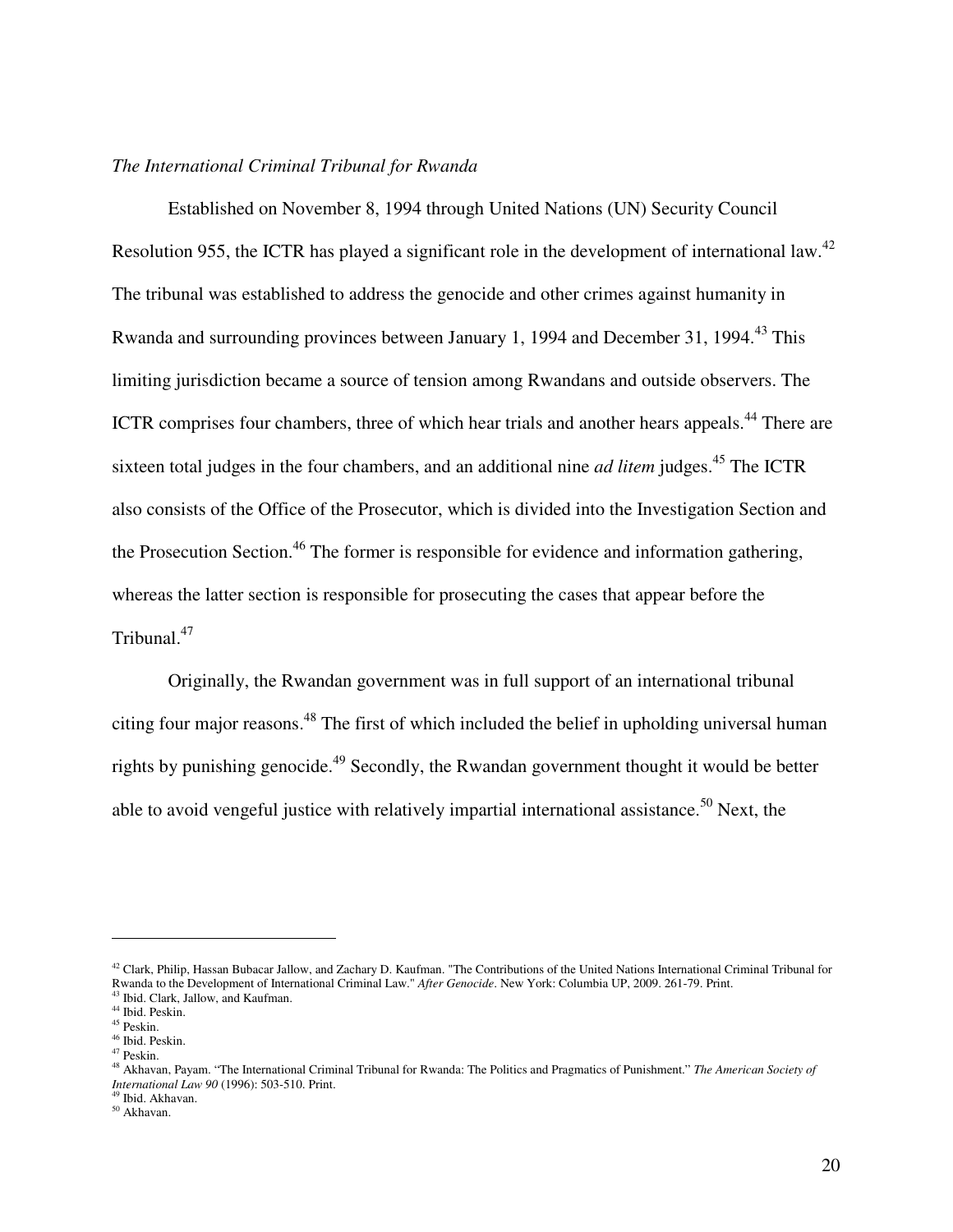*The International Criminal Tribunal for Rwanda*

Established on November 8, 1994 through United Nations (UN) Security Council Resolution 955, the ICTR has played a significant role in the development of international law.[42] The tribunal was established to address the genocide and other crimes against humanity in Rwanda and surrounding provinces between January 1, 1994 and December 31, 1994.[43] This limiting jurisdiction became a source of tension among Rwandans and outside observers. The ICTR comprises four chambers, three of which hear trials and another hears appeals.[44] There are sixteen total judges in the four chambers, and an additional nine *ad litem* judges.[45] The ICTR also consists of the Office of the Prosecutor, which is divided into the Investigation Section and the Prosecution Section.[46] The former is responsible for evidence and information gathering, whereas the latter section is responsible for prosecuting the cases that appear before the Tribunal.[47]

Originally, the Rwandan government was in full support of an international tribunal citing four major reasons.[48] The first of which included the belief in upholding universal human rights by punishing genocide.[49] Secondly, the Rwandan government thought it would be better able to avoid vengeful justice with relatively impartial international assistance.[50] Next, the

---

[42] Clark, Philip, Hassan Bubacar Jallow, and Zachary D. Kaufman. "The Contributions of the United Nations International Criminal Tribunal for Rwanda to the Development of International Criminal Law." *After Genocide*. New York: Columbia UP, 2009. 261-79. Print.

[43] Ibid. Clark, Jallow, and Kaufman.

[44] Ibid. Peskin.

[45] Peskin.

[46] Ibid. Peskin.

[47] Peskin.

[48] Akhavan, Payam. "The International Criminal Tribunal for Rwanda: The Politics and Pragmatics of Punishment." *The American Society of International Law 90* (1996): 503-510. Print.

[49] Ibid. Akhavan.

[50] Akhavan.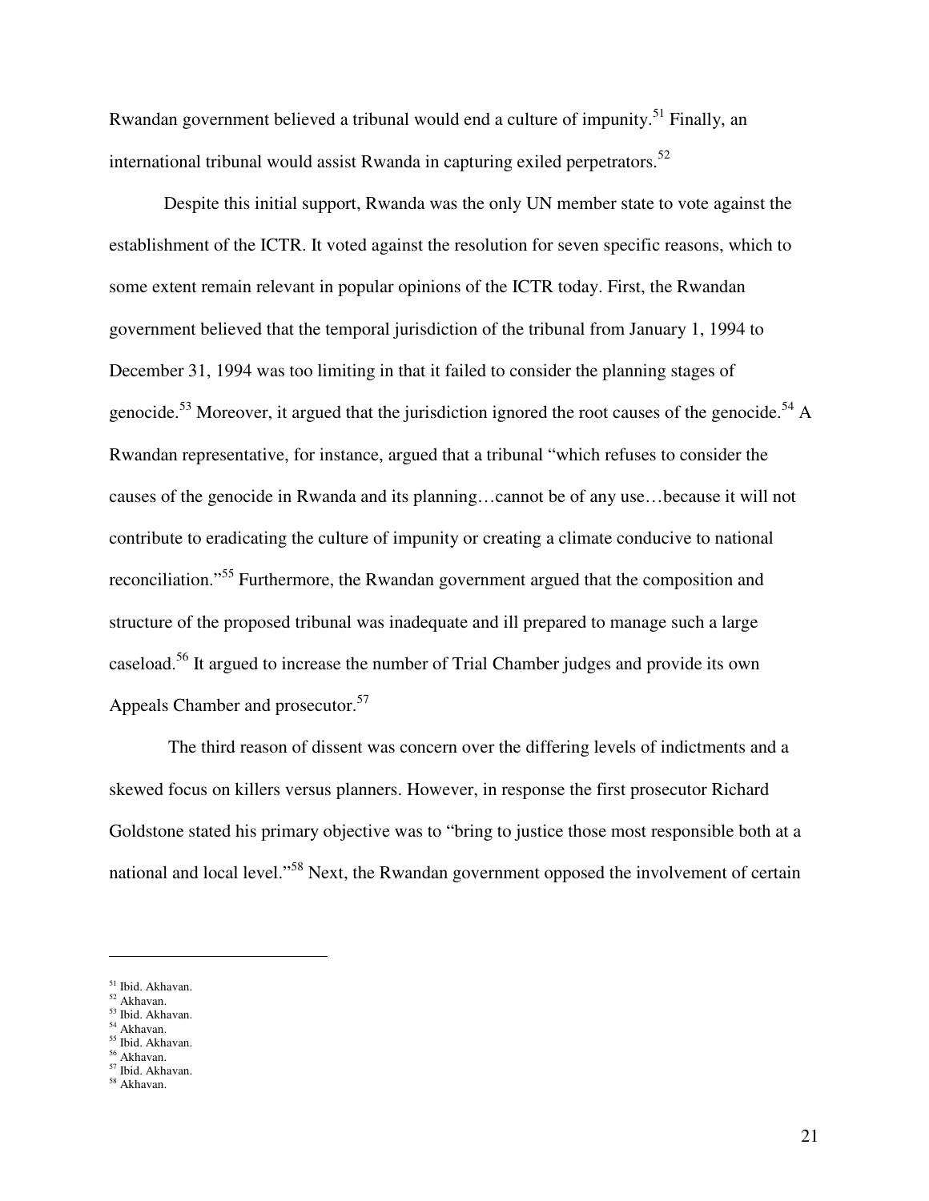Rwandan government believed a tribunal would end a culture of impunity.[51] Finally, an international tribunal would assist Rwanda in capturing exiled perpetrators.[52]

Despite this initial support, Rwanda was the only UN member state to vote against the establishment of the ICTR. It voted against the resolution for seven specific reasons, which to some extent remain relevant in popular opinions of the ICTR today. First, the Rwandan government believed that the temporal jurisdiction of the tribunal from January 1, 1994 to December 31, 1994 was too limiting in that it failed to consider the planning stages of genocide.[53] Moreover, it argued that the jurisdiction ignored the root causes of the genocide.[54] A Rwandan representative, for instance, argued that a tribunal "which refuses to consider the causes of the genocide in Rwanda and its planning…cannot be of any use…because it will not contribute to eradicating the culture of impunity or creating a climate conducive to national reconciliation."[55] Furthermore, the Rwandan government argued that the composition and structure of the proposed tribunal was inadequate and ill prepared to manage such a large caseload.[56] It argued to increase the number of Trial Chamber judges and provide its own Appeals Chamber and prosecutor.[57]

The third reason of dissent was concern over the differing levels of indictments and a skewed focus on killers versus planners. However, in response the first prosecutor Richard Goldstone stated his primary objective was to "bring to justice those most responsible both at a national and local level."[58] Next, the Rwandan government opposed the involvement of certain

---

[51] Ibid. Akhavan.
[52] Akhavan.
[53] Ibid. Akhavan.
[54] Akhavan.
[55] Ibid. Akhavan.
[56] Akhavan.
[57] Ibid. Akhavan.
[58] Akhavan.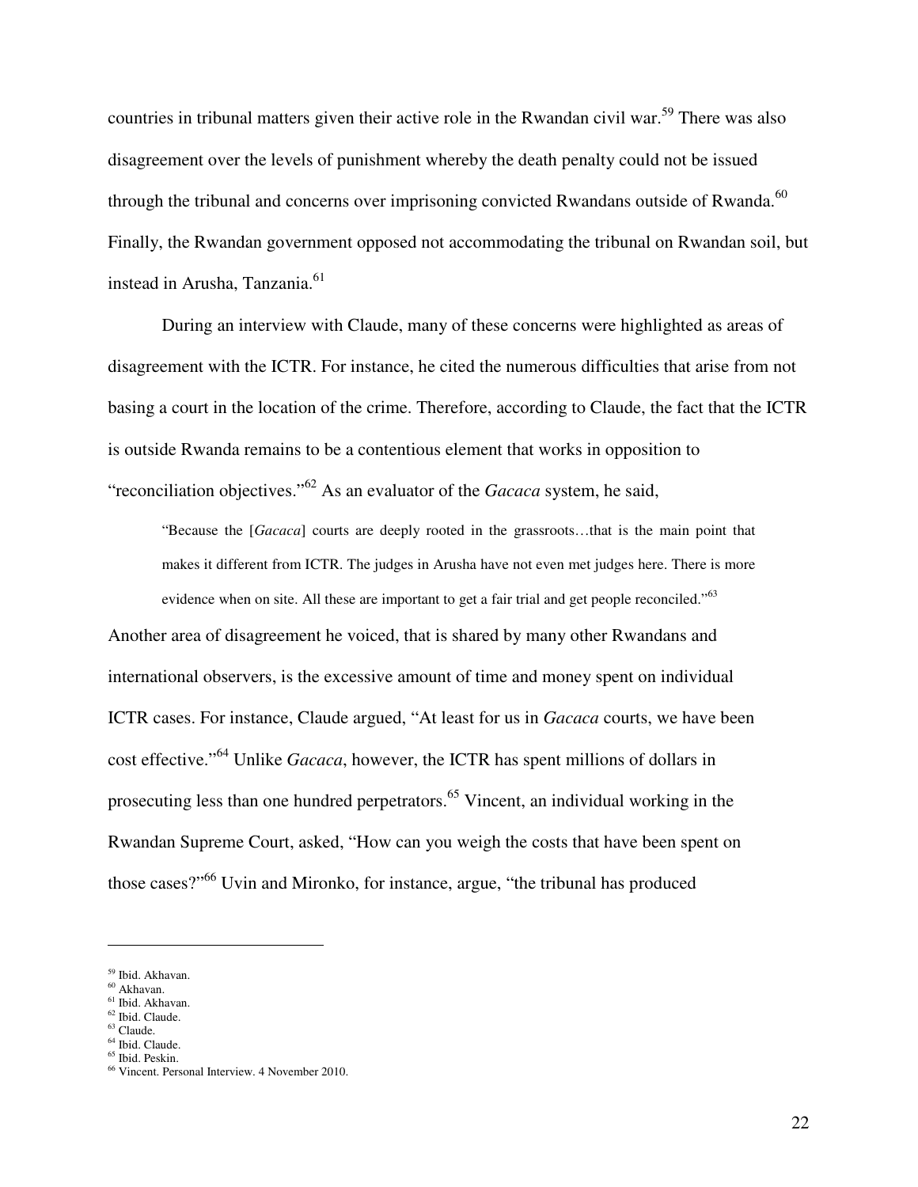countries in tribunal matters given their active role in the Rwandan civil war.[59] There was also disagreement over the levels of punishment whereby the death penalty could not be issued through the tribunal and concerns over imprisoning convicted Rwandans outside of Rwanda.[60] Finally, the Rwandan government opposed not accommodating the tribunal on Rwandan soil, but instead in Arusha, Tanzania.[61]

During an interview with Claude, many of these concerns were highlighted as areas of disagreement with the ICTR. For instance, he cited the numerous difficulties that arise from not basing a court in the location of the crime. Therefore, according to Claude, the fact that the ICTR is outside Rwanda remains to be a contentious element that works in opposition to "reconciliation objectives."[62] As an evaluator of the *Gacaca* system, he said,

> "Because the [*Gacaca*] courts are deeply rooted in the grassroots…that is the main point that makes it different from ICTR. The judges in Arusha have not even met judges here. There is more evidence when on site. All these are important to get a fair trial and get people reconciled."[63]

Another area of disagreement he voiced, that is shared by many other Rwandans and international observers, is the excessive amount of time and money spent on individual ICTR cases. For instance, Claude argued, "At least for us in *Gacaca* courts, we have been cost effective."[64] Unlike *Gacaca*, however, the ICTR has spent millions of dollars in prosecuting less than one hundred perpetrators.[65] Vincent, an individual working in the Rwandan Supreme Court, asked, "How can you weigh the costs that have been spent on those cases?"[66] Uvin and Mironko, for instance, argue, "the tribunal has produced

---

[59] Ibid. Akhavan.
[60] Akhavan.
[61] Ibid. Akhavan.
[62] Ibid. Claude.
[63] Claude.
[64] Ibid. Claude.
[65] Ibid. Peskin.
[66] Vincent. Personal Interview. 4 November 2010.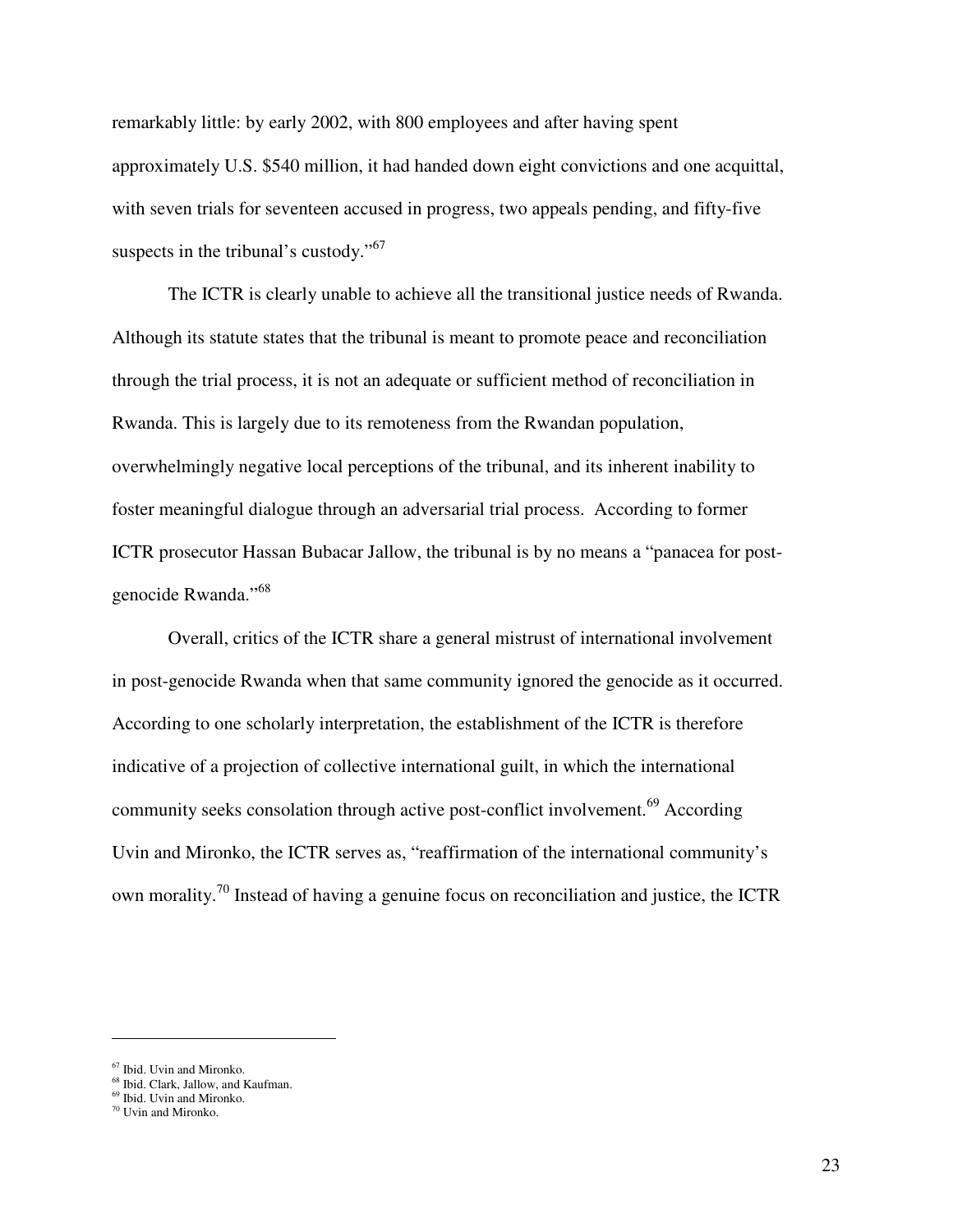remarkably little: by early 2002, with 800 employees and after having spent approximately U.S. $540 million, it had handed down eight convictions and one acquittal, with seven trials for seventeen accused in progress, two appeals pending, and fifty-five suspects in the tribunal's custody."[67]

The ICTR is clearly unable to achieve all the transitional justice needs of Rwanda. Although its statute states that the tribunal is meant to promote peace and reconciliation through the trial process, it is not an adequate or sufficient method of reconciliation in Rwanda. This is largely due to its remoteness from the Rwandan population, overwhelmingly negative local perceptions of the tribunal, and its inherent inability to foster meaningful dialogue through an adversarial trial process. According to former ICTR prosecutor Hassan Bubacar Jallow, the tribunal is by no means a "panacea for post-genocide Rwanda."[68]

Overall, critics of the ICTR share a general mistrust of international involvement in post-genocide Rwanda when that same community ignored the genocide as it occurred. According to one scholarly interpretation, the establishment of the ICTR is therefore indicative of a projection of collective international guilt, in which the international community seeks consolation through active post-conflict involvement.[69] According Uvin and Mironko, the ICTR serves as, "reaffirmation of the international community's own morality.[70] Instead of having a genuine focus on reconciliation and justice, the ICTR

---

[67] Ibid. Uvin and Mironko.
[68] Ibid. Clark, Jallow, and Kaufman.
[69] Ibid. Uvin and Mironko.
[70] Uvin and Mironko.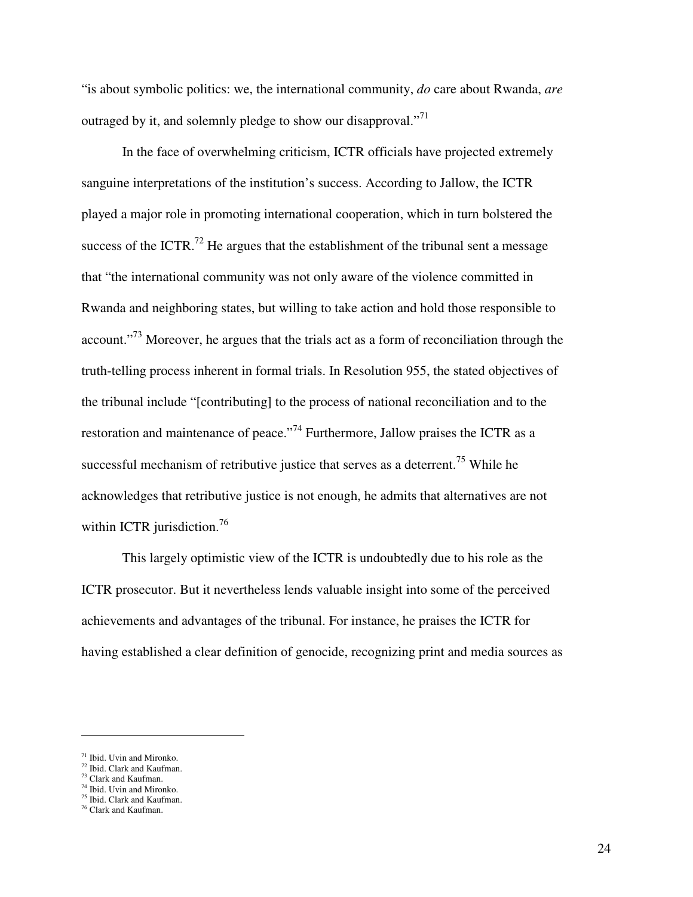"is about symbolic politics: we, the international community, *do* care about Rwanda, *are* outraged by it, and solemnly pledge to show our disapproval."[71]

In the face of overwhelming criticism, ICTR officials have projected extremely sanguine interpretations of the institution's success. According to Jallow, the ICTR played a major role in promoting international cooperation, which in turn bolstered the success of the ICTR.[72] He argues that the establishment of the tribunal sent a message that "the international community was not only aware of the violence committed in Rwanda and neighboring states, but willing to take action and hold those responsible to account."[73] Moreover, he argues that the trials act as a form of reconciliation through the truth-telling process inherent in formal trials. In Resolution 955, the stated objectives of the tribunal include "[contributing] to the process of national reconciliation and to the restoration and maintenance of peace."[74] Furthermore, Jallow praises the ICTR as a successful mechanism of retributive justice that serves as a deterrent.[75] While he acknowledges that retributive justice is not enough, he admits that alternatives are not within ICTR jurisdiction.[76]

This largely optimistic view of the ICTR is undoubtedly due to his role as the ICTR prosecutor. But it nevertheless lends valuable insight into some of the perceived achievements and advantages of the tribunal. For instance, he praises the ICTR for having established a clear definition of genocide, recognizing print and media sources as

---

[71] Ibid. Uvin and Mironko.
[72] Ibid. Clark and Kaufman.
[73] Clark and Kaufman.
[74] Ibid. Uvin and Mironko.
[75] Ibid. Clark and Kaufman.
[76] Clark and Kaufman.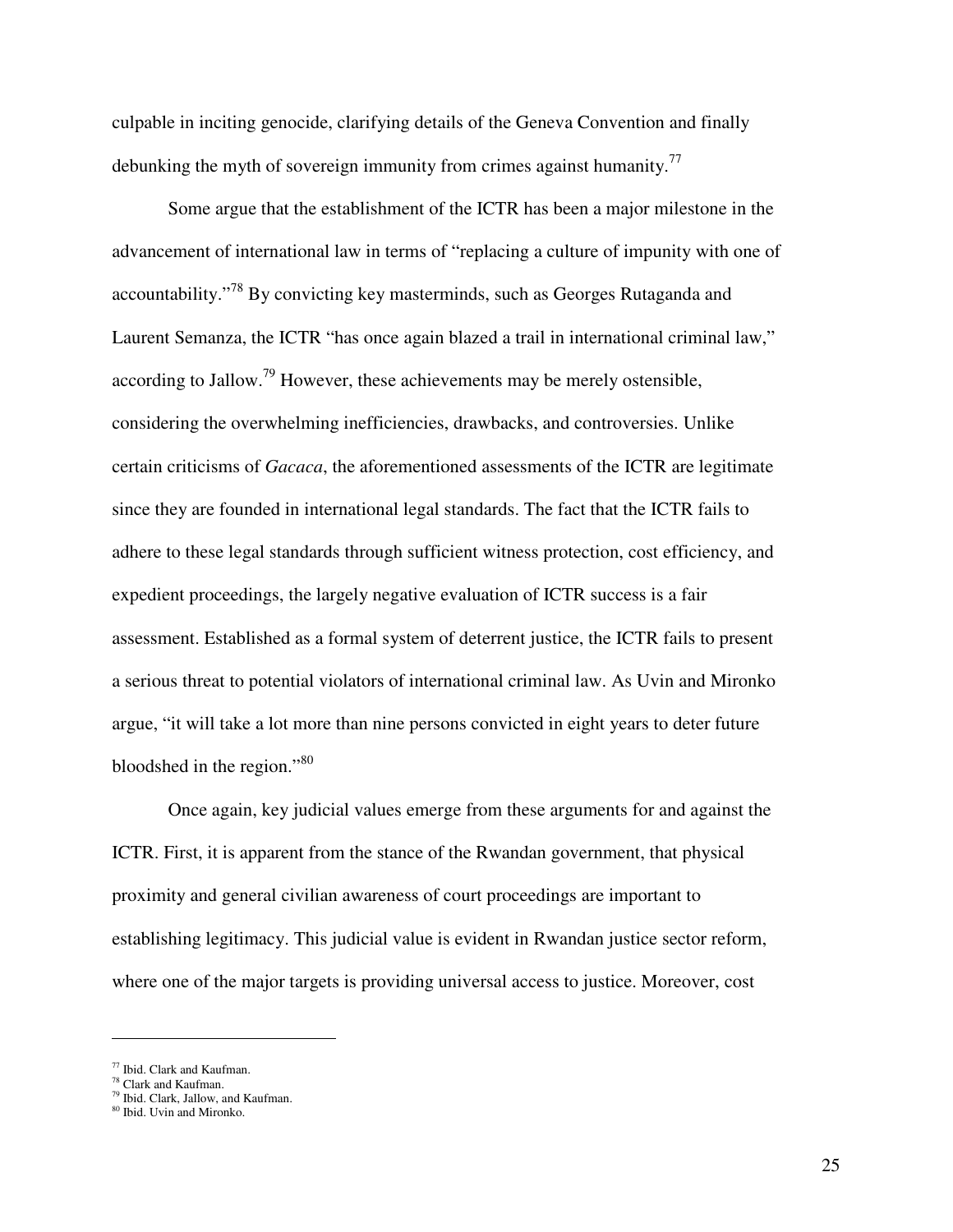culpable in inciting genocide, clarifying details of the Geneva Convention and finally debunking the myth of sovereign immunity from crimes against humanity.[77]

Some argue that the establishment of the ICTR has been a major milestone in the advancement of international law in terms of "replacing a culture of impunity with one of accountability."[78] By convicting key masterminds, such as Georges Rutaganda and Laurent Semanza, the ICTR "has once again blazed a trail in international criminal law," according to Jallow.[79] However, these achievements may be merely ostensible, considering the overwhelming inefficiencies, drawbacks, and controversies. Unlike certain criticisms of *Gacaca*, the aforementioned assessments of the ICTR are legitimate since they are founded in international legal standards. The fact that the ICTR fails to adhere to these legal standards through sufficient witness protection, cost efficiency, and expedient proceedings, the largely negative evaluation of ICTR success is a fair assessment. Established as a formal system of deterrent justice, the ICTR fails to present a serious threat to potential violators of international criminal law. As Uvin and Mironko argue, "it will take a lot more than nine persons convicted in eight years to deter future bloodshed in the region."[80]

Once again, key judicial values emerge from these arguments for and against the ICTR. First, it is apparent from the stance of the Rwandan government, that physical proximity and general civilian awareness of court proceedings are important to establishing legitimacy. This judicial value is evident in Rwandan justice sector reform, where one of the major targets is providing universal access to justice. Moreover, cost

---

[77] Ibid. Clark and Kaufman.
[78] Clark and Kaufman.
[79] Ibid. Clark, Jallow, and Kaufman.
[80] Ibid. Uvin and Mironko.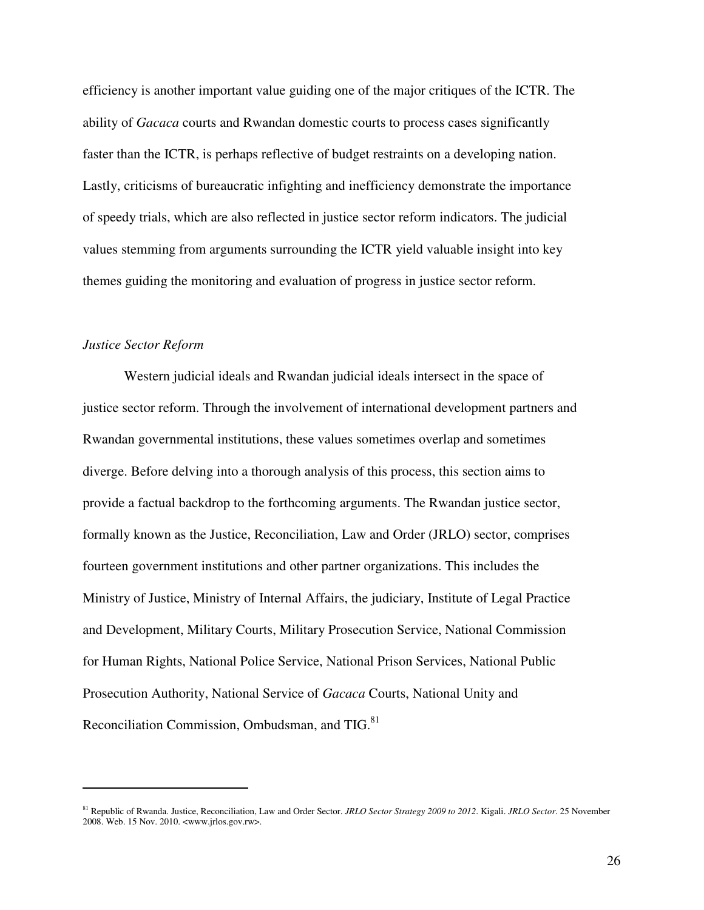efficiency is another important value guiding one of the major critiques of the ICTR. The ability of *Gacaca* courts and Rwandan domestic courts to process cases significantly faster than the ICTR, is perhaps reflective of budget restraints on a developing nation. Lastly, criticisms of bureaucratic infighting and inefficiency demonstrate the importance of speedy trials, which are also reflected in justice sector reform indicators. The judicial values stemming from arguments surrounding the ICTR yield valuable insight into key themes guiding the monitoring and evaluation of progress in justice sector reform.

*Justice Sector Reform*

Western judicial ideals and Rwandan judicial ideals intersect in the space of justice sector reform. Through the involvement of international development partners and Rwandan governmental institutions, these values sometimes overlap and sometimes diverge. Before delving into a thorough analysis of this process, this section aims to provide a factual backdrop to the forthcoming arguments. The Rwandan justice sector, formally known as the Justice, Reconciliation, Law and Order (JRLO) sector, comprises fourteen government institutions and other partner organizations. This includes the Ministry of Justice, Ministry of Internal Affairs, the judiciary, Institute of Legal Practice and Development, Military Courts, Military Prosecution Service, National Commission for Human Rights, National Police Service, National Prison Services, National Public Prosecution Authority, National Service of *Gacaca* Courts, National Unity and Reconciliation Commission, Ombudsman, and TIG.[81]

[81] Republic of Rwanda. Justice, Reconciliation, Law and Order Sector. *JRLO Sector Strategy 2009 to 2012*. Kigali. *JRLO Sector*. 25 November 2008. Web. 15 Nov. 2010. <www.jrlos.gov.rw>.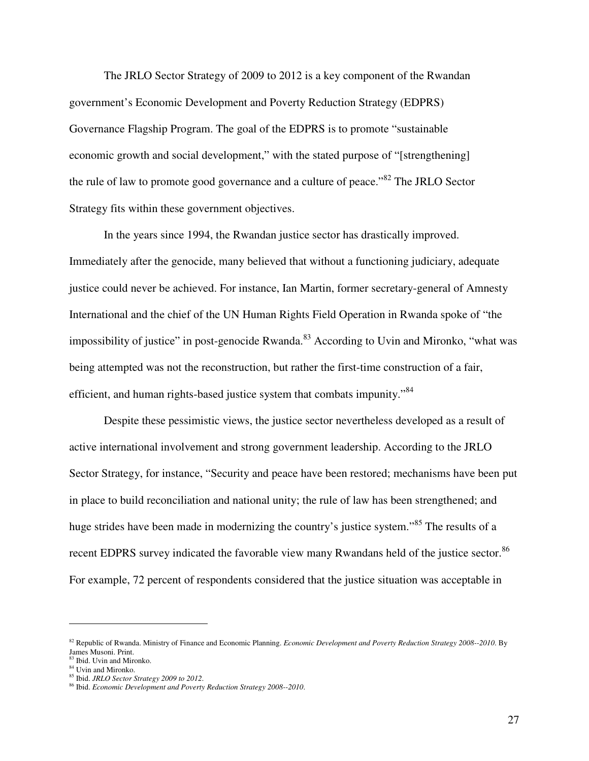The JRLO Sector Strategy of 2009 to 2012 is a key component of the Rwandan government's Economic Development and Poverty Reduction Strategy (EDPRS) Governance Flagship Program. The goal of the EDPRS is to promote "sustainable economic growth and social development," with the stated purpose of "[strengthening] the rule of law to promote good governance and a culture of peace."[82] The JRLO Sector Strategy fits within these government objectives.

In the years since 1994, the Rwandan justice sector has drastically improved. Immediately after the genocide, many believed that without a functioning judiciary, adequate justice could never be achieved. For instance, Ian Martin, former secretary-general of Amnesty International and the chief of the UN Human Rights Field Operation in Rwanda spoke of "the impossibility of justice" in post-genocide Rwanda.[83] According to Uvin and Mironko, "what was being attempted was not the reconstruction, but rather the first-time construction of a fair, efficient, and human rights-based justice system that combats impunity."[84]

Despite these pessimistic views, the justice sector nevertheless developed as a result of active international involvement and strong government leadership. According to the JRLO Sector Strategy, for instance, "Security and peace have been restored; mechanisms have been put in place to build reconciliation and national unity; the rule of law has been strengthened; and huge strides have been made in modernizing the country's justice system."[85] The results of a recent EDPRS survey indicated the favorable view many Rwandans held of the justice sector.[86] For example, 72 percent of respondents considered that the justice situation was acceptable in

---

[82] Republic of Rwanda. Ministry of Finance and Economic Planning. *Economic Development and Poverty Reduction Strategy 2008--2010*. By James Musoni. Print.

[83] Ibid. Uvin and Mironko.

[84] Uvin and Mironko.

[85] Ibid. *JRLO Sector Strategy 2009 to 2012*.

[86] Ibid. *Economic Development and Poverty Reduction Strategy 2008--2010*.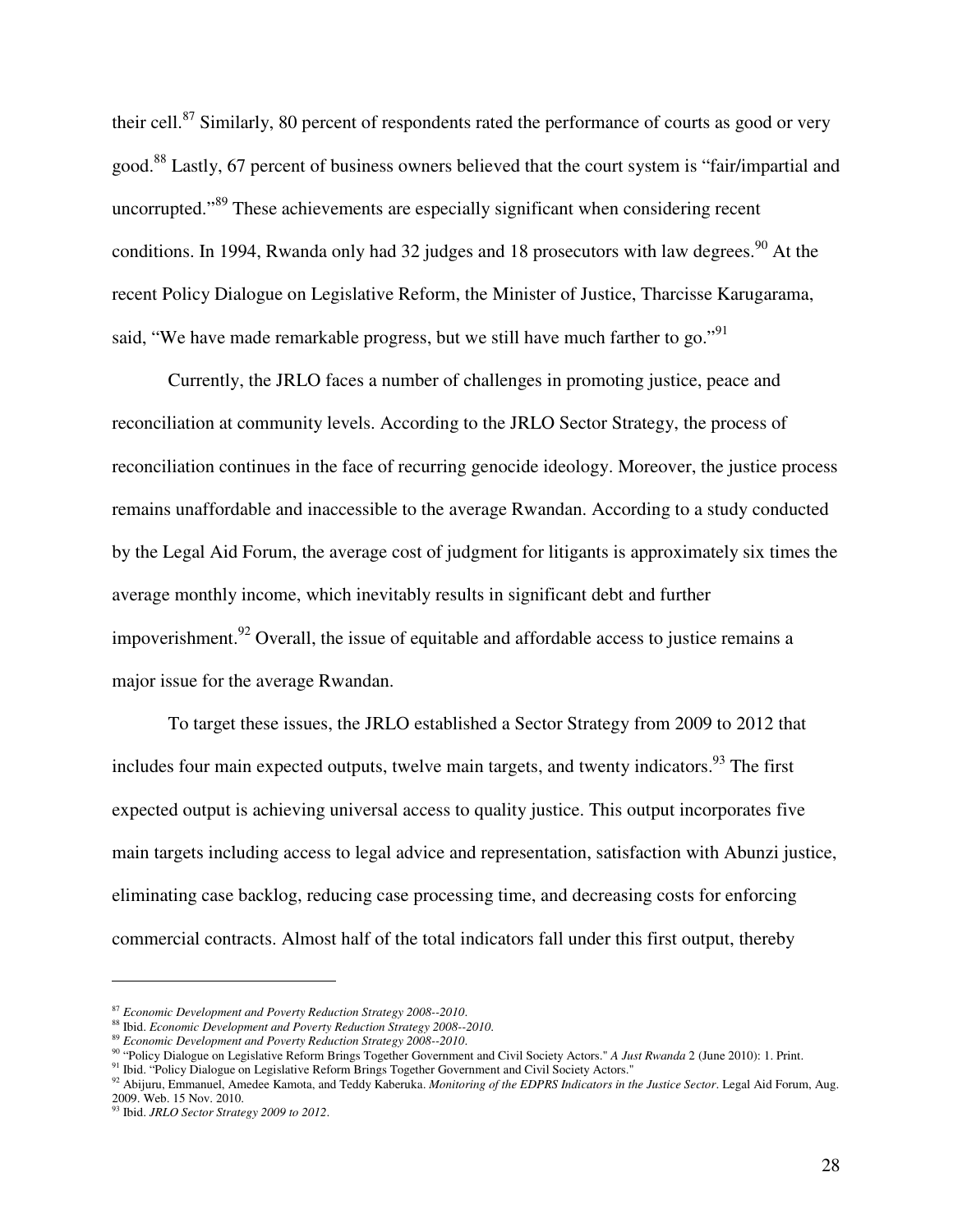their cell.[87] Similarly, 80 percent of respondents rated the performance of courts as good or very good.[88] Lastly, 67 percent of business owners believed that the court system is "fair/impartial and uncorrupted."[89] These achievements are especially significant when considering recent conditions. In 1994, Rwanda only had 32 judges and 18 prosecutors with law degrees.[90] At the recent Policy Dialogue on Legislative Reform, the Minister of Justice, Tharcisse Karugarama, said, "We have made remarkable progress, but we still have much farther to go."[91]

Currently, the JRLO faces a number of challenges in promoting justice, peace and reconciliation at community levels. According to the JRLO Sector Strategy, the process of reconciliation continues in the face of recurring genocide ideology. Moreover, the justice process remains unaffordable and inaccessible to the average Rwandan. According to a study conducted by the Legal Aid Forum, the average cost of judgment for litigants is approximately six times the average monthly income, which inevitably results in significant debt and further impoverishment.[92] Overall, the issue of equitable and affordable access to justice remains a major issue for the average Rwandan.

To target these issues, the JRLO established a Sector Strategy from 2009 to 2012 that includes four main expected outputs, twelve main targets, and twenty indicators.[93] The first expected output is achieving universal access to quality justice. This output incorporates five main targets including access to legal advice and representation, satisfaction with Abunzi justice, eliminating case backlog, reducing case processing time, and decreasing costs for enforcing commercial contracts. Almost half of the total indicators fall under this first output, thereby

---

[87] *Economic Development and Poverty Reduction Strategy 2008--2010*.
[88] Ibid. *Economic Development and Poverty Reduction Strategy 2008--2010*.
[89] *Economic Development and Poverty Reduction Strategy 2008--2010*.
[90] "Policy Dialogue on Legislative Reform Brings Together Government and Civil Society Actors." *A Just Rwanda* 2 (June 2010): 1. Print.
[91] Ibid. "Policy Dialogue on Legislative Reform Brings Together Government and Civil Society Actors."
[92] Abijuru, Emmanuel, Amedee Kamota, and Teddy Kaberuka. *Monitoring of the EDPRS Indicators in the Justice Sector*. Legal Aid Forum, Aug. 2009. Web. 15 Nov. 2010.
[93] Ibid. *JRLO Sector Strategy 2009 to 2012*.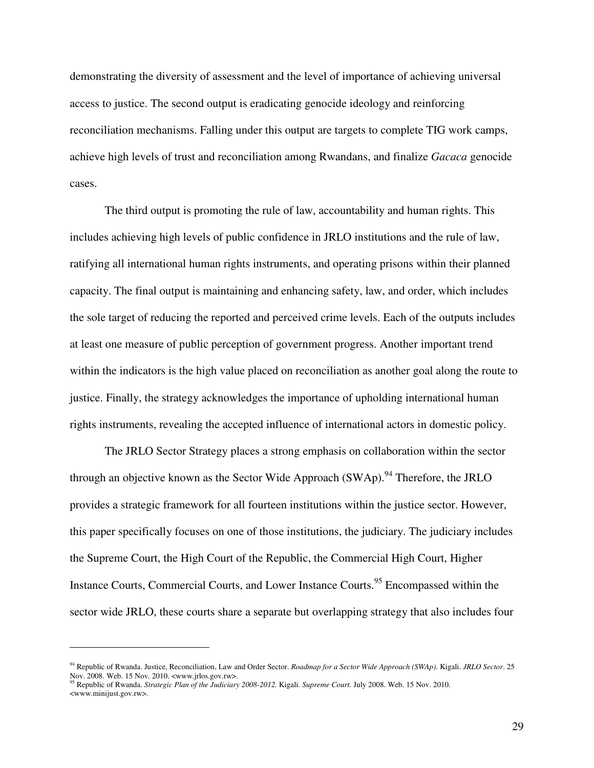demonstrating the diversity of assessment and the level of importance of achieving universal access to justice. The second output is eradicating genocide ideology and reinforcing reconciliation mechanisms. Falling under this output are targets to complete TIG work camps, achieve high levels of trust and reconciliation among Rwandans, and finalize *Gacaca* genocide cases.

The third output is promoting the rule of law, accountability and human rights. This includes achieving high levels of public confidence in JRLO institutions and the rule of law, ratifying all international human rights instruments, and operating prisons within their planned capacity. The final output is maintaining and enhancing safety, law, and order, which includes the sole target of reducing the reported and perceived crime levels. Each of the outputs includes at least one measure of public perception of government progress. Another important trend within the indicators is the high value placed on reconciliation as another goal along the route to justice. Finally, the strategy acknowledges the importance of upholding international human rights instruments, revealing the accepted influence of international actors in domestic policy.

The JRLO Sector Strategy places a strong emphasis on collaboration within the sector through an objective known as the Sector Wide Approach (SWAp).[94] Therefore, the JRLO provides a strategic framework for all fourteen institutions within the justice sector. However, this paper specifically focuses on one of those institutions, the judiciary. The judiciary includes the Supreme Court, the High Court of the Republic, the Commercial High Court, Higher Instance Courts, Commercial Courts, and Lower Instance Courts.[95] Encompassed within the sector wide JRLO, these courts share a separate but overlapping strategy that also includes four

---

[94] Republic of Rwanda. Justice, Reconciliation, Law and Order Sector. *Roadmap for a Sector Wide Approach (SWAp).* Kigali. *JRLO Sector*. 25 Nov. 2008. Web. 15 Nov. 2010. <www.jrlos.gov.rw>.

[95] Republic of Rwanda. *Strategic Plan of the Judiciary 2008-2012.* Kigali. *Supreme Court.* July 2008. Web. 15 Nov. 2010. <www.minijust.gov.rw>.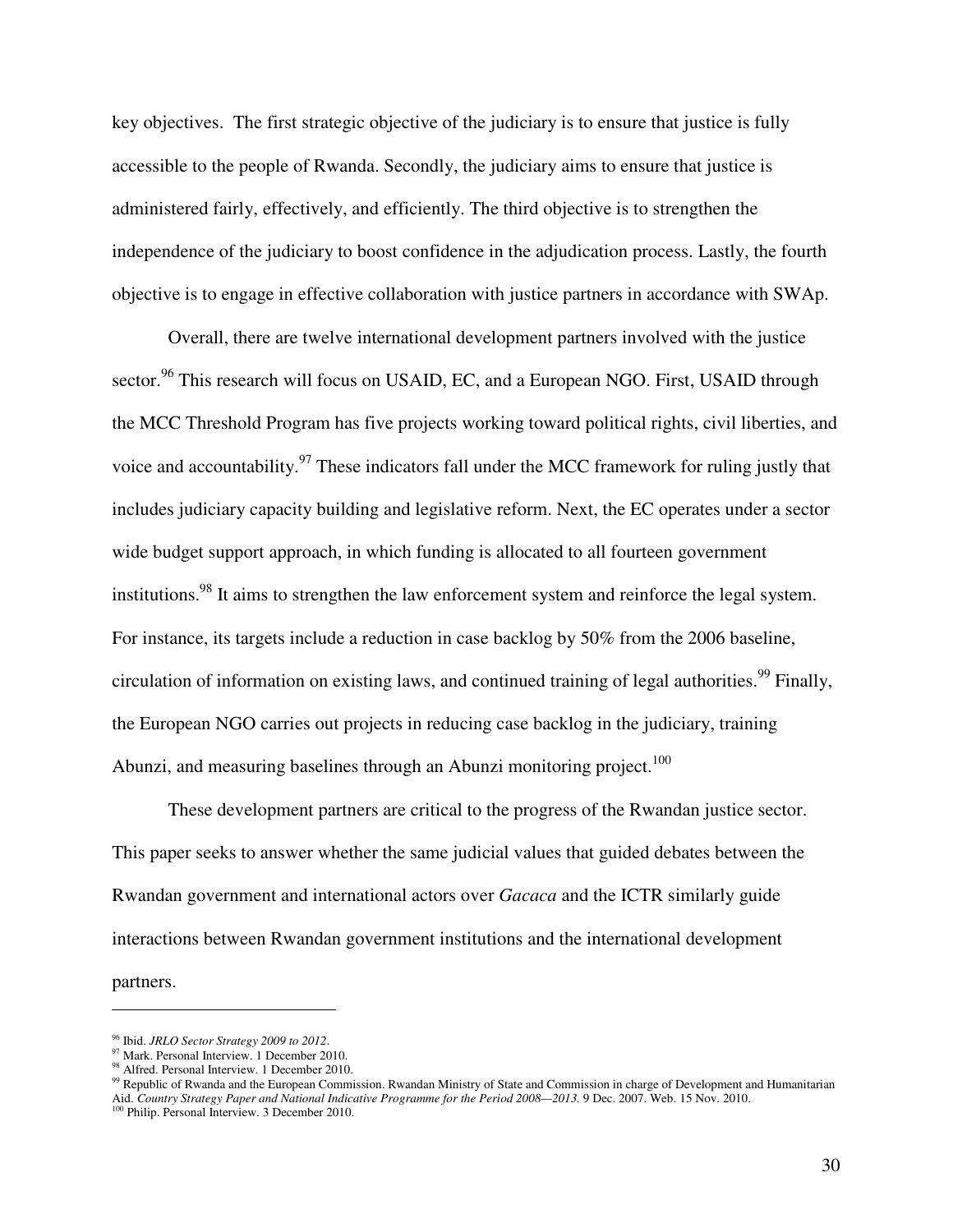key objectives. The first strategic objective of the judiciary is to ensure that justice is fully accessible to the people of Rwanda. Secondly, the judiciary aims to ensure that justice is administered fairly, effectively, and efficiently. The third objective is to strengthen the independence of the judiciary to boost confidence in the adjudication process. Lastly, the fourth objective is to engage in effective collaboration with justice partners in accordance with SWAp.

Overall, there are twelve international development partners involved with the justice sector.[96] This research will focus on USAID, EC, and a European NGO. First, USAID through the MCC Threshold Program has five projects working toward political rights, civil liberties, and voice and accountability.[97] These indicators fall under the MCC framework for ruling justly that includes judiciary capacity building and legislative reform. Next, the EC operates under a sector wide budget support approach, in which funding is allocated to all fourteen government institutions.[98] It aims to strengthen the law enforcement system and reinforce the legal system. For instance, its targets include a reduction in case backlog by 50% from the 2006 baseline, circulation of information on existing laws, and continued training of legal authorities.[99] Finally, the European NGO carries out projects in reducing case backlog in the judiciary, training Abunzi, and measuring baselines through an Abunzi monitoring project.[100]

These development partners are critical to the progress of the Rwandan justice sector. This paper seeks to answer whether the same judicial values that guided debates between the Rwandan government and international actors over *Gacaca* and the ICTR similarly guide interactions between Rwandan government institutions and the international development partners.

---

[96] Ibid. *JRLO Sector Strategy 2009 to 2012*.
[97] Mark. Personal Interview. 1 December 2010.
[98] Alfred. Personal Interview. 1 December 2010.
[99] Republic of Rwanda and the European Commission. Rwandan Ministry of State and Commission in charge of Development and Humanitarian Aid. *Country Strategy Paper and National Indicative Programme for the Period 2008—2013.* 9 Dec. 2007. Web. 15 Nov. 2010.
[100] Philip. Personal Interview. 3 December 2010.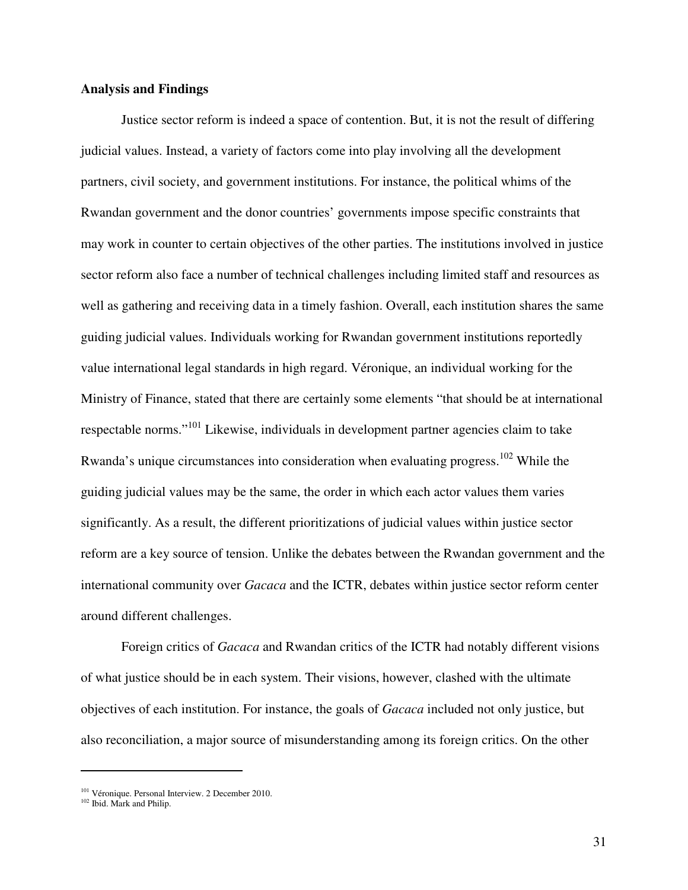**Analysis and Findings**

Justice sector reform is indeed a space of contention. But, it is not the result of differing judicial values. Instead, a variety of factors come into play involving all the development partners, civil society, and government institutions. For instance, the political whims of the Rwandan government and the donor countries' governments impose specific constraints that may work in counter to certain objectives of the other parties. The institutions involved in justice sector reform also face a number of technical challenges including limited staff and resources as well as gathering and receiving data in a timely fashion. Overall, each institution shares the same guiding judicial values. Individuals working for Rwandan government institutions reportedly value international legal standards in high regard. Véronique, an individual working for the Ministry of Finance, stated that there are certainly some elements "that should be at international respectable norms."[101] Likewise, individuals in development partner agencies claim to take Rwanda's unique circumstances into consideration when evaluating progress.[102] While the guiding judicial values may be the same, the order in which each actor values them varies significantly. As a result, the different prioritizations of judicial values within justice sector reform are a key source of tension. Unlike the debates between the Rwandan government and the international community over *Gacaca* and the ICTR, debates within justice sector reform center around different challenges.

Foreign critics of *Gacaca* and Rwandan critics of the ICTR had notably different visions of what justice should be in each system. Their visions, however, clashed with the ultimate objectives of each institution. For instance, the goals of *Gacaca* included not only justice, but also reconciliation, a major source of misunderstanding among its foreign critics. On the other

---

[101] Véronique. Personal Interview. 2 December 2010.
[102] Ibid. Mark and Philip.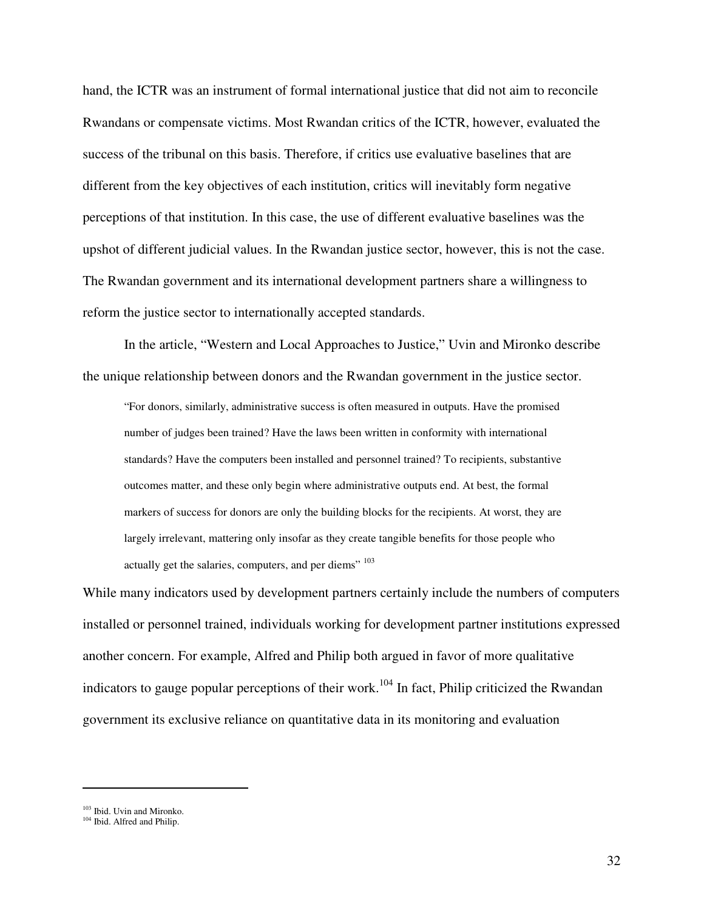hand, the ICTR was an instrument of formal international justice that did not aim to reconcile Rwandans or compensate victims. Most Rwandan critics of the ICTR, however, evaluated the success of the tribunal on this basis. Therefore, if critics use evaluative baselines that are different from the key objectives of each institution, critics will inevitably form negative perceptions of that institution. In this case, the use of different evaluative baselines was the upshot of different judicial values. In the Rwandan justice sector, however, this is not the case. The Rwandan government and its international development partners share a willingness to reform the justice sector to internationally accepted standards.

In the article, "Western and Local Approaches to Justice," Uvin and Mironko describe the unique relationship between donors and the Rwandan government in the justice sector.

> "For donors, similarly, administrative success is often measured in outputs. Have the promised number of judges been trained? Have the laws been written in conformity with international standards? Have the computers been installed and personnel trained? To recipients, substantive outcomes matter, and these only begin where administrative outputs end. At best, the formal markers of success for donors are only the building blocks for the recipients. At worst, they are largely irrelevant, mattering only insofar as they create tangible benefits for those people who actually get the salaries, computers, and per diems" [103]

While many indicators used by development partners certainly include the numbers of computers installed or personnel trained, individuals working for development partner institutions expressed another concern. For example, Alfred and Philip both argued in favor of more qualitative indicators to gauge popular perceptions of their work.[104] In fact, Philip criticized the Rwandan government its exclusive reliance on quantitative data in its monitoring and evaluation

---

[103] Ibid. Uvin and Mironko.

[104] Ibid. Alfred and Philip.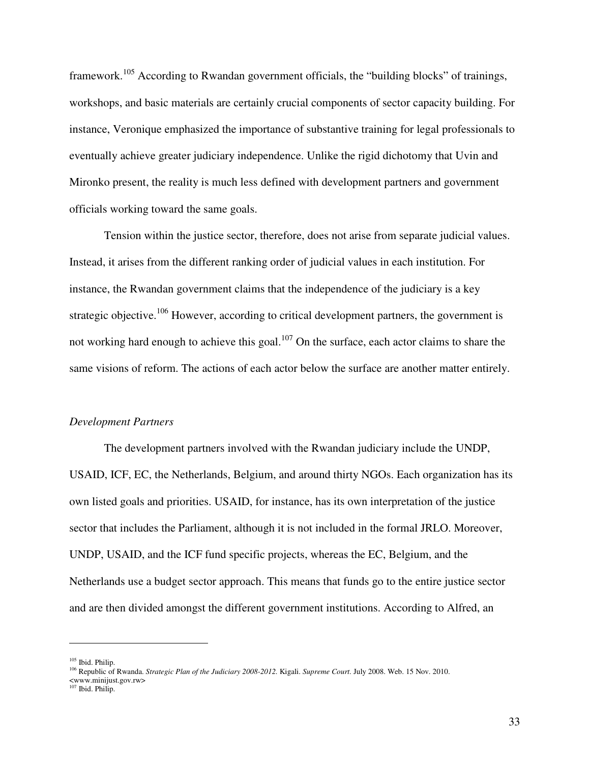framework.[105] According to Rwandan government officials, the "building blocks" of trainings, workshops, and basic materials are certainly crucial components of sector capacity building. For instance, Veronique emphasized the importance of substantive training for legal professionals to eventually achieve greater judiciary independence. Unlike the rigid dichotomy that Uvin and Mironko present, the reality is much less defined with development partners and government officials working toward the same goals.

Tension within the justice sector, therefore, does not arise from separate judicial values. Instead, it arises from the different ranking order of judicial values in each institution. For instance, the Rwandan government claims that the independence of the judiciary is a key strategic objective.[106] However, according to critical development partners, the government is not working hard enough to achieve this goal.[107] On the surface, each actor claims to share the same visions of reform. The actions of each actor below the surface are another matter entirely.

*Development Partners*

The development partners involved with the Rwandan judiciary include the UNDP, USAID, ICF, EC, the Netherlands, Belgium, and around thirty NGOs. Each organization has its own listed goals and priorities. USAID, for instance, has its own interpretation of the justice sector that includes the Parliament, although it is not included in the formal JRLO. Moreover, UNDP, USAID, and the ICF fund specific projects, whereas the EC, Belgium, and the Netherlands use a budget sector approach. This means that funds go to the entire justice sector and are then divided amongst the different government institutions. According to Alfred, an

---

[105] Ibid. Philip.

[106] Republic of Rwanda. *Strategic Plan of the Judiciary 2008-2012.* Kigali. *Supreme Court.* July 2008. Web. 15 Nov. 2010. <www.minijust.gov.rw>

[107] Ibid. Philip.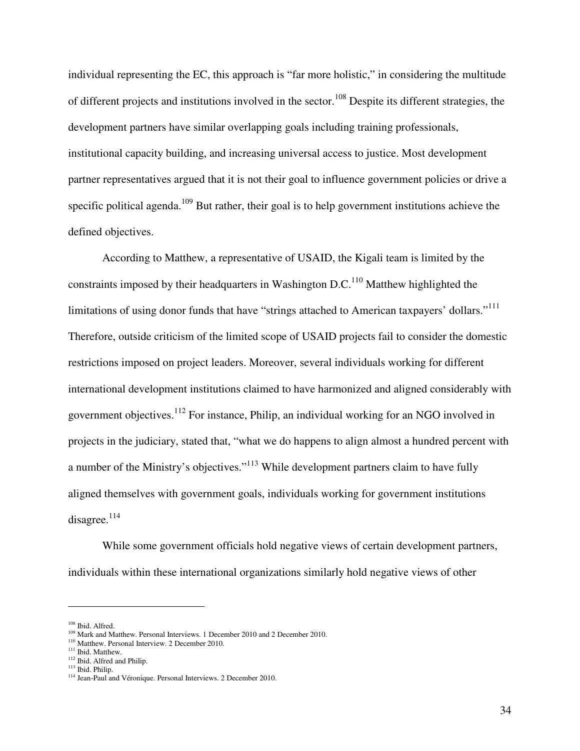individual representing the EC, this approach is "far more holistic," in considering the multitude of different projects and institutions involved in the sector.[108] Despite its different strategies, the development partners have similar overlapping goals including training professionals, institutional capacity building, and increasing universal access to justice. Most development partner representatives argued that it is not their goal to influence government policies or drive a specific political agenda.[109] But rather, their goal is to help government institutions achieve the defined objectives.

According to Matthew, a representative of USAID, the Kigali team is limited by the constraints imposed by their headquarters in Washington D.C.[110] Matthew highlighted the limitations of using donor funds that have "strings attached to American taxpayers' dollars."[111] Therefore, outside criticism of the limited scope of USAID projects fail to consider the domestic restrictions imposed on project leaders. Moreover, several individuals working for different international development institutions claimed to have harmonized and aligned considerably with government objectives.[112] For instance, Philip, an individual working for an NGO involved in projects in the judiciary, stated that, "what we do happens to align almost a hundred percent with a number of the Ministry's objectives."[113] While development partners claim to have fully aligned themselves with government goals, individuals working for government institutions disagree.[114]

While some government officials hold negative views of certain development partners, individuals within these international organizations similarly hold negative views of other

---

[108] Ibid. Alfred.
[109] Mark and Matthew. Personal Interviews. 1 December 2010 and 2 December 2010.
[110] Matthew. Personal Interview. 2 December 2010.
[111] Ibid. Matthew.
[112] Ibid. Alfred and Philip.
[113] Ibid. Philip.
[114] Jean-Paul and Véronique. Personal Interviews. 2 December 2010.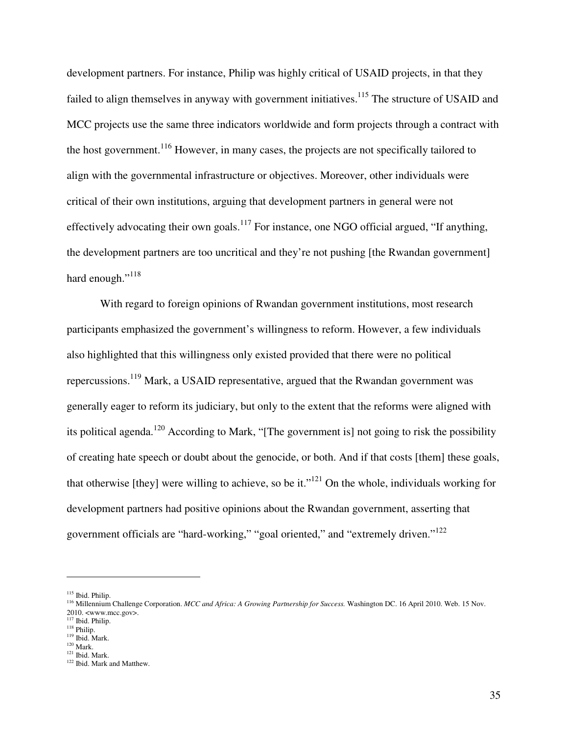development partners. For instance, Philip was highly critical of USAID projects, in that they failed to align themselves in anyway with government initiatives.[115] The structure of USAID and MCC projects use the same three indicators worldwide and form projects through a contract with the host government.[116] However, in many cases, the projects are not specifically tailored to align with the governmental infrastructure or objectives. Moreover, other individuals were critical of their own institutions, arguing that development partners in general were not effectively advocating their own goals.[117] For instance, one NGO official argued, "If anything, the development partners are too uncritical and they're not pushing [the Rwandan government] hard enough."[118]

With regard to foreign opinions of Rwandan government institutions, most research participants emphasized the government's willingness to reform. However, a few individuals also highlighted that this willingness only existed provided that there were no political repercussions.[119] Mark, a USAID representative, argued that the Rwandan government was generally eager to reform its judiciary, but only to the extent that the reforms were aligned with its political agenda.[120] According to Mark, "[The government is] not going to risk the possibility of creating hate speech or doubt about the genocide, or both. And if that costs [them] these goals, that otherwise [they] were willing to achieve, so be it."[121] On the whole, individuals working for development partners had positive opinions about the Rwandan government, asserting that government officials are "hard-working," "goal oriented," and "extremely driven."[122]

---

[115] Ibid. Philip.
[116] Millennium Challenge Corporation. *MCC and Africa: A Growing Partnership for Success.* Washington DC. 16 April 2010. Web. 15 Nov. 2010. <www.mcc.gov>.
[117] Ibid. Philip.
[118] Philip.
[119] Ibid. Mark.
[120] Mark.
[121] Ibid. Mark.
[122] Ibid. Mark and Matthew.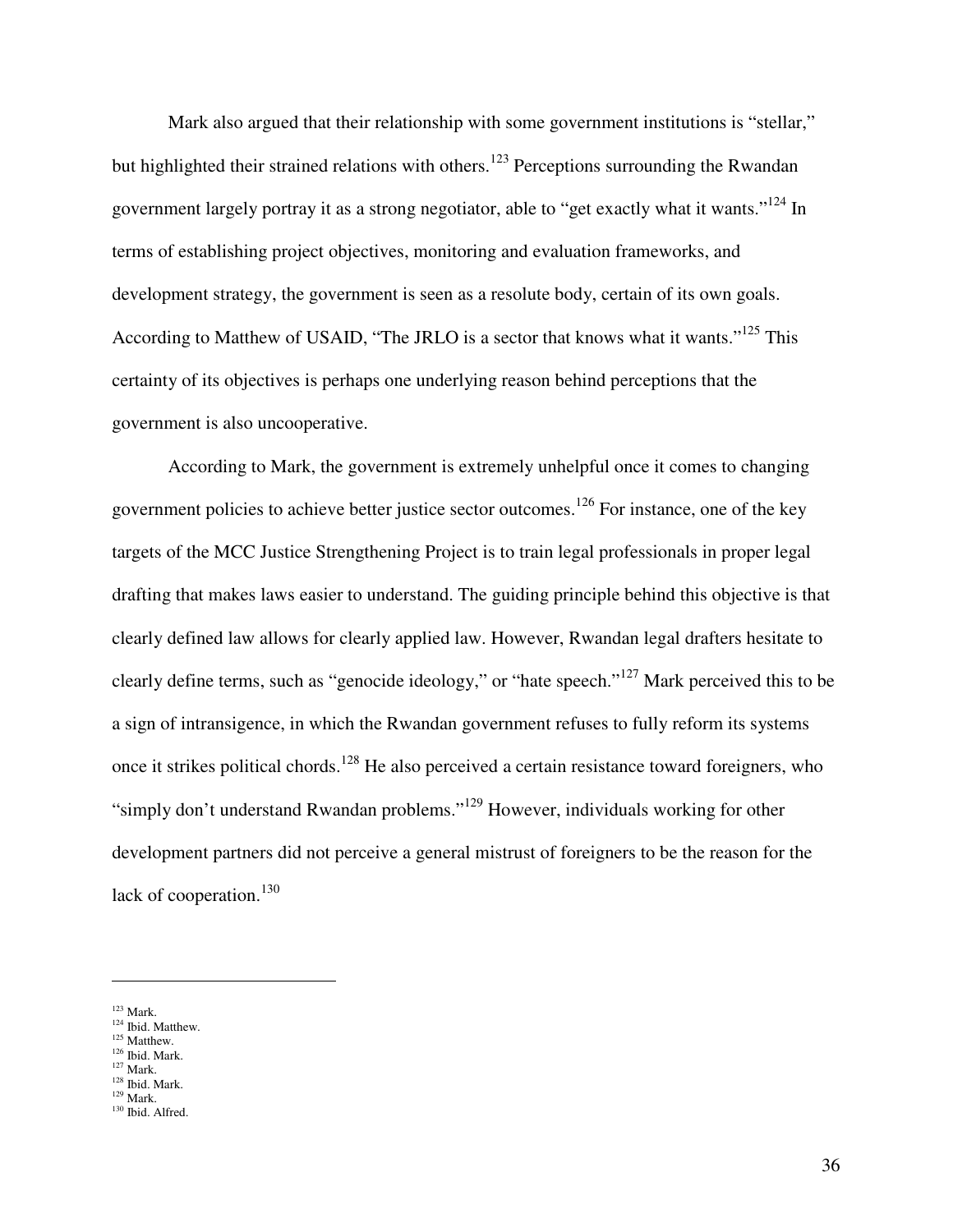Mark also argued that their relationship with some government institutions is "stellar," but highlighted their strained relations with others.[123] Perceptions surrounding the Rwandan government largely portray it as a strong negotiator, able to "get exactly what it wants."[124] In terms of establishing project objectives, monitoring and evaluation frameworks, and development strategy, the government is seen as a resolute body, certain of its own goals. According to Matthew of USAID, "The JRLO is a sector that knows what it wants."[125] This certainty of its objectives is perhaps one underlying reason behind perceptions that the government is also uncooperative.

According to Mark, the government is extremely unhelpful once it comes to changing government policies to achieve better justice sector outcomes.[126] For instance, one of the key targets of the MCC Justice Strengthening Project is to train legal professionals in proper legal drafting that makes laws easier to understand. The guiding principle behind this objective is that clearly defined law allows for clearly applied law. However, Rwandan legal drafters hesitate to clearly define terms, such as "genocide ideology," or "hate speech."[127] Mark perceived this to be a sign of intransigence, in which the Rwandan government refuses to fully reform its systems once it strikes political chords.[128] He also perceived a certain resistance toward foreigners, who "simply don't understand Rwandan problems."[129] However, individuals working for other development partners did not perceive a general mistrust of foreigners to be the reason for the lack of cooperation.[130]

---

[123] Mark.
[124] Ibid. Matthew.
[125] Matthew.
[126] Ibid. Mark.
[127] Mark.
[128] Ibid. Mark.
[129] Mark.
[130] Ibid. Alfred.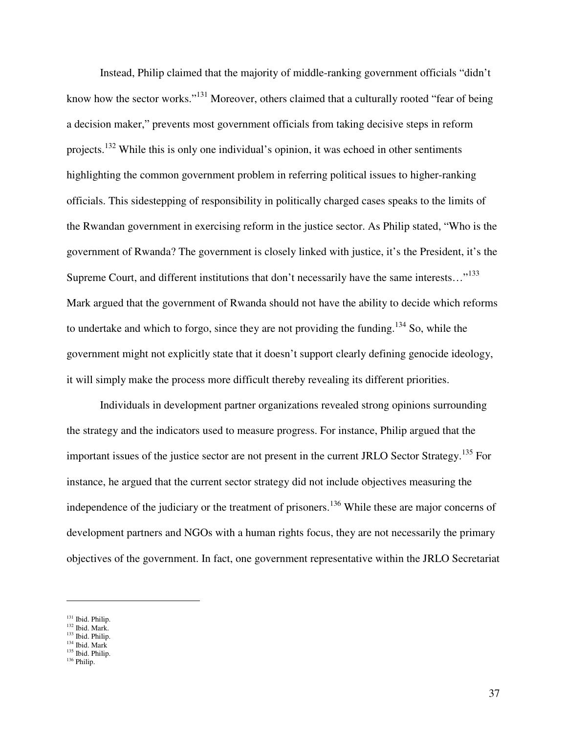Instead, Philip claimed that the majority of middle-ranking government officials "didn't know how the sector works."[131] Moreover, others claimed that a culturally rooted "fear of being a decision maker," prevents most government officials from taking decisive steps in reform projects.[132] While this is only one individual's opinion, it was echoed in other sentiments highlighting the common government problem in referring political issues to higher-ranking officials. This sidestepping of responsibility in politically charged cases speaks to the limits of the Rwandan government in exercising reform in the justice sector. As Philip stated, "Who is the government of Rwanda? The government is closely linked with justice, it's the President, it's the Supreme Court, and different institutions that don't necessarily have the same interests…"[133] Mark argued that the government of Rwanda should not have the ability to decide which reforms to undertake and which to forgo, since they are not providing the funding.[134] So, while the government might not explicitly state that it doesn't support clearly defining genocide ideology, it will simply make the process more difficult thereby revealing its different priorities.

Individuals in development partner organizations revealed strong opinions surrounding the strategy and the indicators used to measure progress. For instance, Philip argued that the important issues of the justice sector are not present in the current JRLO Sector Strategy.[135] For instance, he argued that the current sector strategy did not include objectives measuring the independence of the judiciary or the treatment of prisoners.[136] While these are major concerns of development partners and NGOs with a human rights focus, they are not necessarily the primary objectives of the government. In fact, one government representative within the JRLO Secretariat

---

[131] Ibid. Philip.
[132] Ibid. Mark.
[133] Ibid. Philip.
[134] Ibid. Mark
[135] Ibid. Philip.
[136] Philip.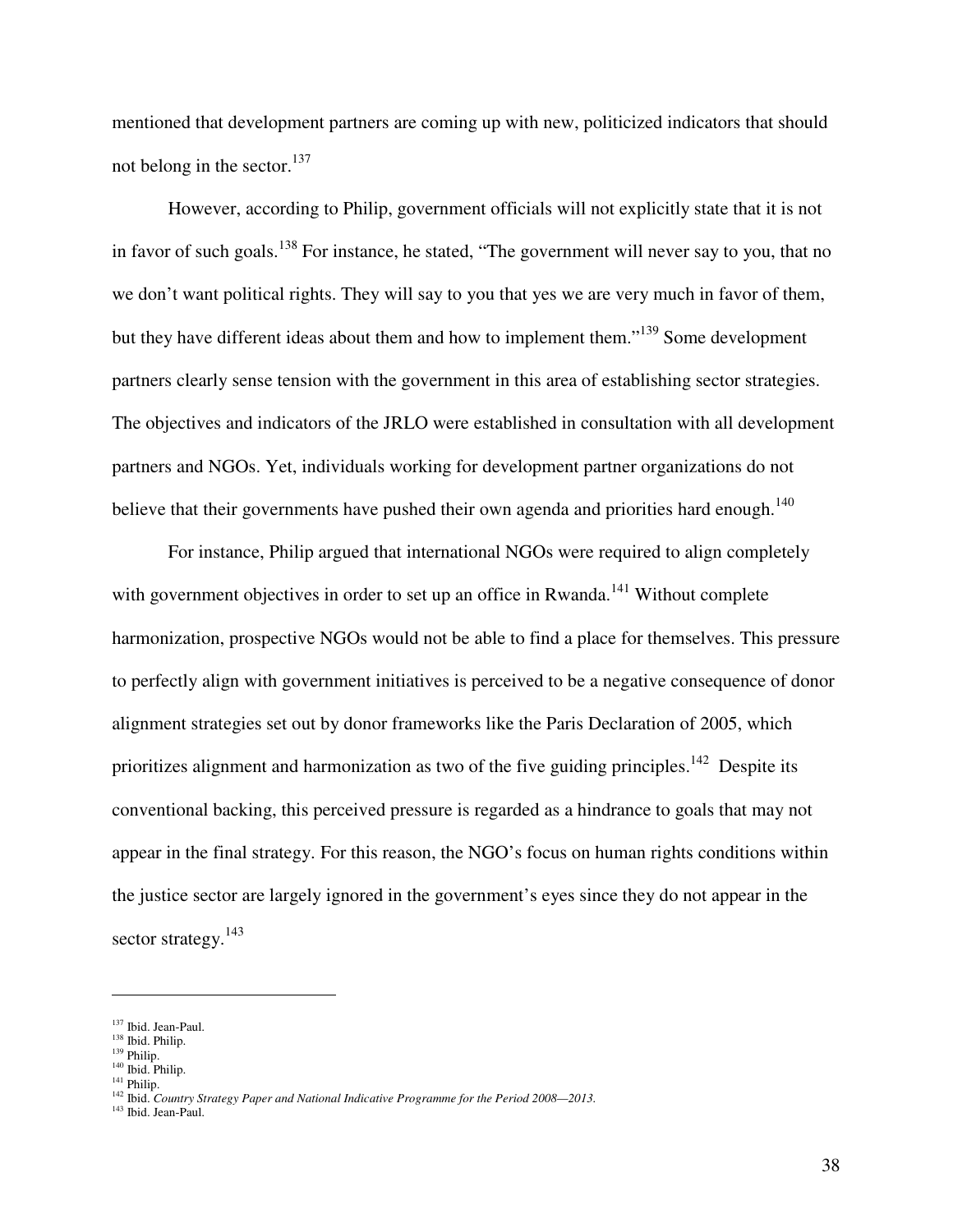mentioned that development partners are coming up with new, politicized indicators that should not belong in the sector.[137]

However, according to Philip, government officials will not explicitly state that it is not in favor of such goals.[138] For instance, he stated, "The government will never say to you, that no we don't want political rights. They will say to you that yes we are very much in favor of them, but they have different ideas about them and how to implement them."[139] Some development partners clearly sense tension with the government in this area of establishing sector strategies. The objectives and indicators of the JRLO were established in consultation with all development partners and NGOs. Yet, individuals working for development partner organizations do not believe that their governments have pushed their own agenda and priorities hard enough.[140]

For instance, Philip argued that international NGOs were required to align completely with government objectives in order to set up an office in Rwanda.[141] Without complete harmonization, prospective NGOs would not be able to find a place for themselves. This pressure to perfectly align with government initiatives is perceived to be a negative consequence of donor alignment strategies set out by donor frameworks like the Paris Declaration of 2005, which prioritizes alignment and harmonization as two of the five guiding principles.[142] Despite its conventional backing, this perceived pressure is regarded as a hindrance to goals that may not appear in the final strategy. For this reason, the NGO's focus on human rights conditions within the justice sector are largely ignored in the government's eyes since they do not appear in the sector strategy.[143]

---

[137] Ibid. Jean-Paul.
[138] Ibid. Philip.
[139] Philip.
[140] Ibid. Philip.
[141] Philip.
[142] Ibid. *Country Strategy Paper and National Indicative Programme for the Period 2008—2013.*
[143] Ibid. Jean-Paul.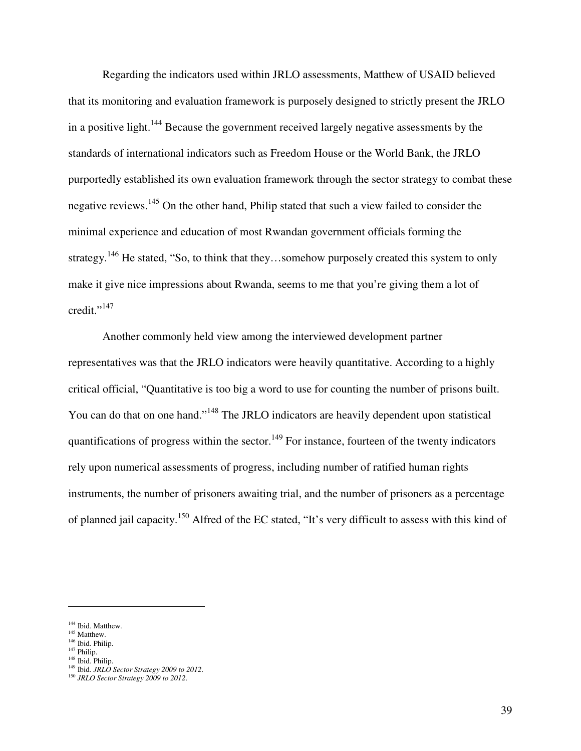Regarding the indicators used within JRLO assessments, Matthew of USAID believed that its monitoring and evaluation framework is purposely designed to strictly present the JRLO in a positive light.[144] Because the government received largely negative assessments by the standards of international indicators such as Freedom House or the World Bank, the JRLO purportedly established its own evaluation framework through the sector strategy to combat these negative reviews.[145] On the other hand, Philip stated that such a view failed to consider the minimal experience and education of most Rwandan government officials forming the strategy.[146] He stated, "So, to think that they…somehow purposely created this system to only make it give nice impressions about Rwanda, seems to me that you're giving them a lot of credit."[147]

Another commonly held view among the interviewed development partner representatives was that the JRLO indicators were heavily quantitative. According to a highly critical official, "Quantitative is too big a word to use for counting the number of prisons built. You can do that on one hand."[148] The JRLO indicators are heavily dependent upon statistical quantifications of progress within the sector.[149] For instance, fourteen of the twenty indicators rely upon numerical assessments of progress, including number of ratified human rights instruments, the number of prisoners awaiting trial, and the number of prisoners as a percentage of planned jail capacity.[150] Alfred of the EC stated, "It's very difficult to assess with this kind of

---

[144] Ibid. Matthew.
[145] Matthew.
[146] Ibid. Philip.
[147] Philip.
[148] Ibid. Philip.
[149] Ibid. *JRLO Sector Strategy 2009 to 2012*.
[150] *JRLO Sector Strategy 2009 to 2012*.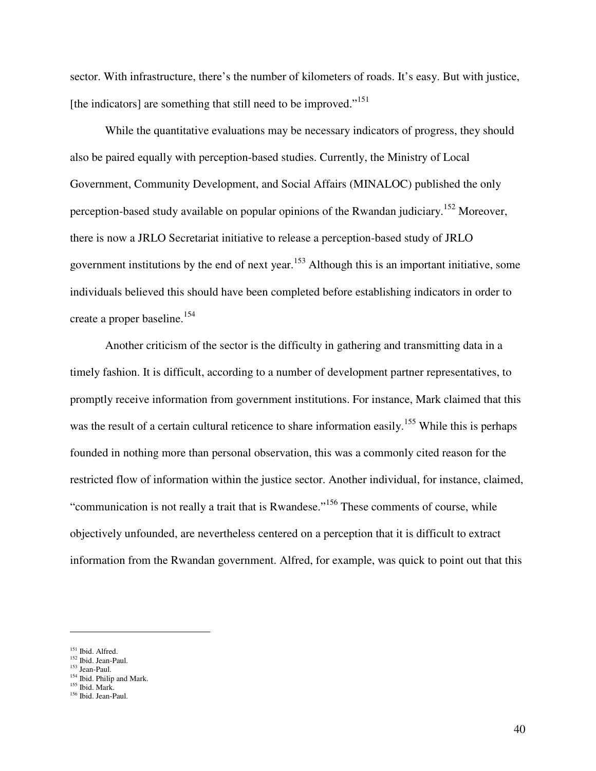sector. With infrastructure, there's the number of kilometers of roads. It's easy. But with justice, [the indicators] are something that still need to be improved."[151]

While the quantitative evaluations may be necessary indicators of progress, they should also be paired equally with perception-based studies. Currently, the Ministry of Local Government, Community Development, and Social Affairs (MINALOC) published the only perception-based study available on popular opinions of the Rwandan judiciary.[152] Moreover, there is now a JRLO Secretariat initiative to release a perception-based study of JRLO government institutions by the end of next year.[153] Although this is an important initiative, some individuals believed this should have been completed before establishing indicators in order to create a proper baseline.[154]

Another criticism of the sector is the difficulty in gathering and transmitting data in a timely fashion. It is difficult, according to a number of development partner representatives, to promptly receive information from government institutions. For instance, Mark claimed that this was the result of a certain cultural reticence to share information easily.[155] While this is perhaps founded in nothing more than personal observation, this was a commonly cited reason for the restricted flow of information within the justice sector. Another individual, for instance, claimed, "communication is not really a trait that is Rwandese."[156] These comments of course, while objectively unfounded, are nevertheless centered on a perception that it is difficult to extract information from the Rwandan government. Alfred, for example, was quick to point out that this

---

[151] Ibid. Alfred.
[152] Ibid. Jean-Paul.
[153] Jean-Paul.
[154] Ibid. Philip and Mark.
[155] Ibid. Mark.
[156] Ibid. Jean-Paul.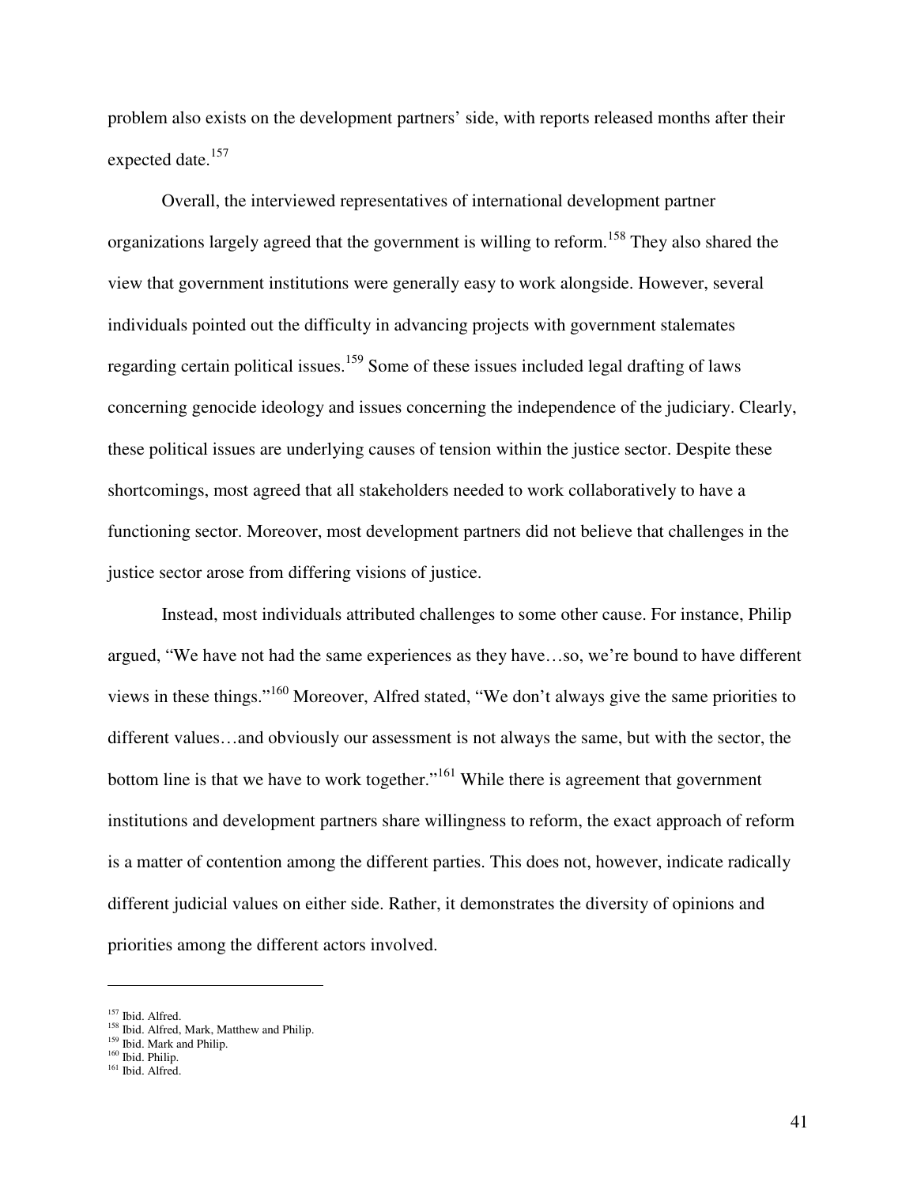problem also exists on the development partners' side, with reports released months after their expected date.[157]

Overall, the interviewed representatives of international development partner organizations largely agreed that the government is willing to reform.[158] They also shared the view that government institutions were generally easy to work alongside. However, several individuals pointed out the difficulty in advancing projects with government stalemates regarding certain political issues.[159] Some of these issues included legal drafting of laws concerning genocide ideology and issues concerning the independence of the judiciary. Clearly, these political issues are underlying causes of tension within the justice sector. Despite these shortcomings, most agreed that all stakeholders needed to work collaboratively to have a functioning sector. Moreover, most development partners did not believe that challenges in the justice sector arose from differing visions of justice.

Instead, most individuals attributed challenges to some other cause. For instance, Philip argued, "We have not had the same experiences as they have…so, we're bound to have different views in these things."[160] Moreover, Alfred stated, "We don't always give the same priorities to different values…and obviously our assessment is not always the same, but with the sector, the bottom line is that we have to work together."[161] While there is agreement that government institutions and development partners share willingness to reform, the exact approach of reform is a matter of contention among the different parties. This does not, however, indicate radically different judicial values on either side. Rather, it demonstrates the diversity of opinions and priorities among the different actors involved.

---

[157] Ibid. Alfred.
[158] Ibid. Alfred, Mark, Matthew and Philip.
[159] Ibid. Mark and Philip.
[160] Ibid. Philip.
[161] Ibid. Alfred.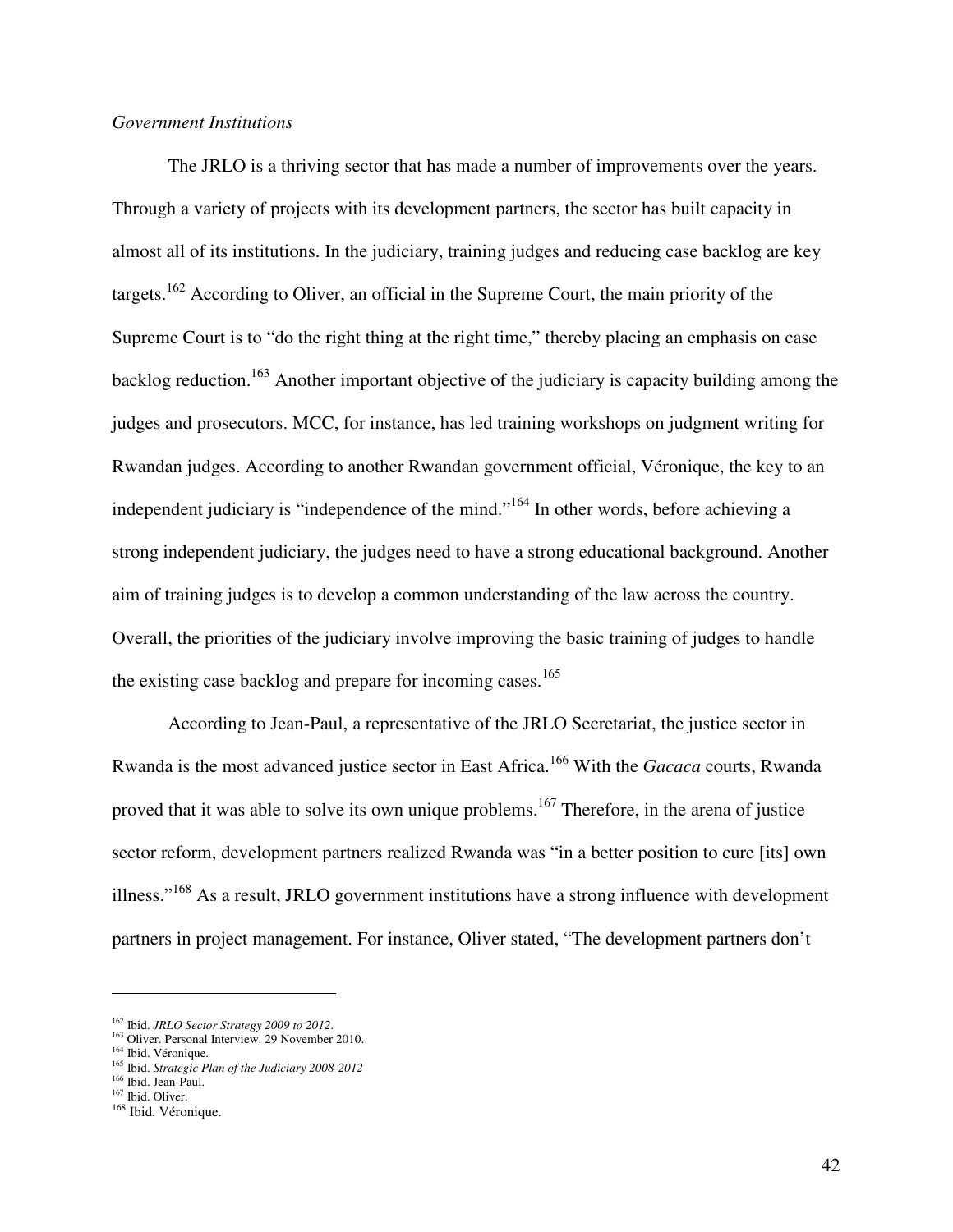*Government Institutions*

The JRLO is a thriving sector that has made a number of improvements over the years. Through a variety of projects with its development partners, the sector has built capacity in almost all of its institutions. In the judiciary, training judges and reducing case backlog are key targets.[162] According to Oliver, an official in the Supreme Court, the main priority of the Supreme Court is to "do the right thing at the right time," thereby placing an emphasis on case backlog reduction.[163] Another important objective of the judiciary is capacity building among the judges and prosecutors. MCC, for instance, has led training workshops on judgment writing for Rwandan judges. According to another Rwandan government official, Véronique, the key to an independent judiciary is "independence of the mind."[164] In other words, before achieving a strong independent judiciary, the judges need to have a strong educational background. Another aim of training judges is to develop a common understanding of the law across the country. Overall, the priorities of the judiciary involve improving the basic training of judges to handle the existing case backlog and prepare for incoming cases.[165]

According to Jean-Paul, a representative of the JRLO Secretariat, the justice sector in Rwanda is the most advanced justice sector in East Africa.[166] With the *Gacaca* courts, Rwanda proved that it was able to solve its own unique problems.[167] Therefore, in the arena of justice sector reform, development partners realized Rwanda was "in a better position to cure [its] own illness."[168] As a result, JRLO government institutions have a strong influence with development partners in project management. For instance, Oliver stated, "The development partners don't

---

[162] Ibid. *JRLO Sector Strategy 2009 to 2012*.
[163] Oliver. Personal Interview. 29 November 2010.
[164] Ibid. Véronique.
[165] Ibid. *Strategic Plan of the Judiciary 2008-2012*
[166] Ibid. Jean-Paul.
[167] Ibid. Oliver.
[168] Ibid. Véronique.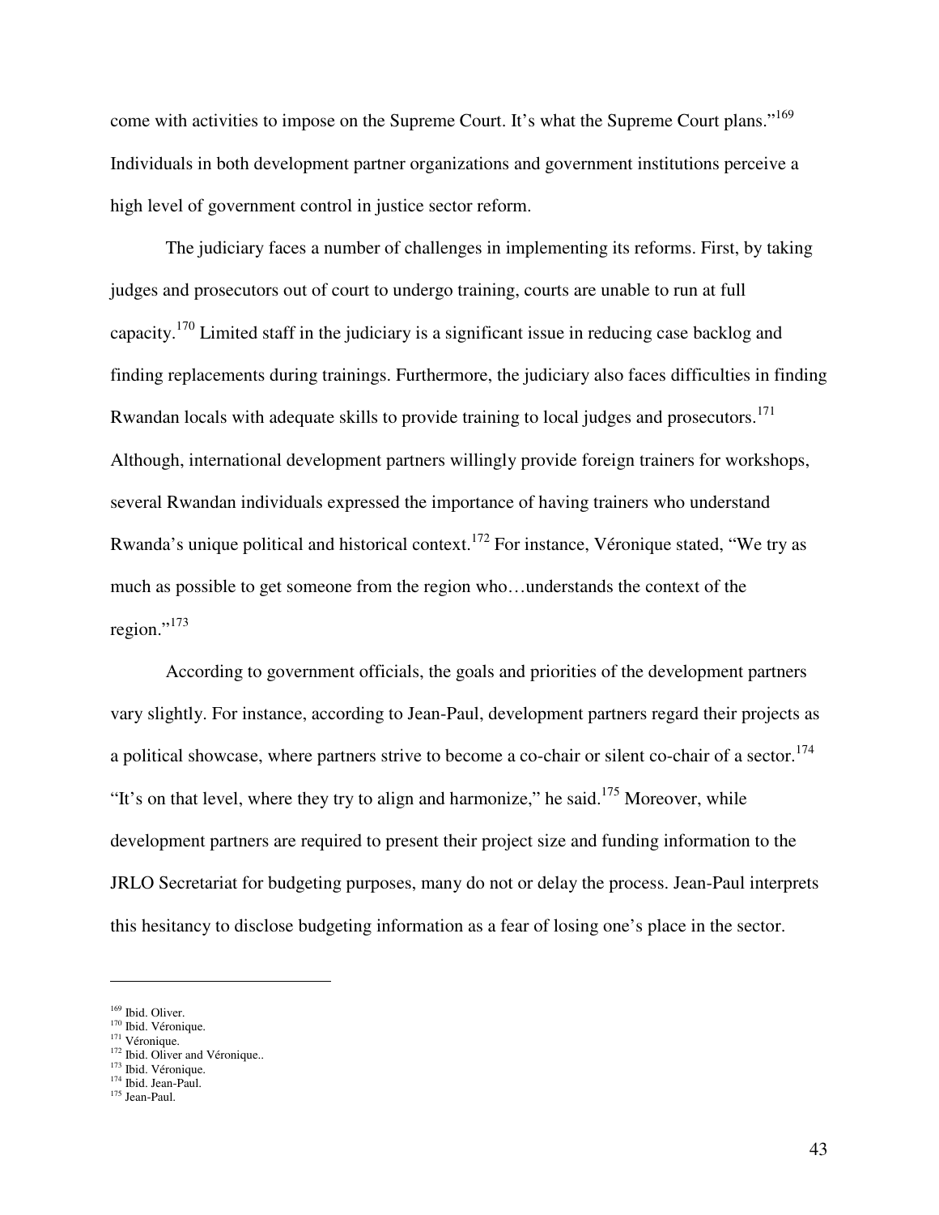come with activities to impose on the Supreme Court. It's what the Supreme Court plans."[169] Individuals in both development partner organizations and government institutions perceive a high level of government control in justice sector reform.

The judiciary faces a number of challenges in implementing its reforms. First, by taking judges and prosecutors out of court to undergo training, courts are unable to run at full capacity.[170] Limited staff in the judiciary is a significant issue in reducing case backlog and finding replacements during trainings. Furthermore, the judiciary also faces difficulties in finding Rwandan locals with adequate skills to provide training to local judges and prosecutors.[171] Although, international development partners willingly provide foreign trainers for workshops, several Rwandan individuals expressed the importance of having trainers who understand Rwanda's unique political and historical context.[172] For instance, Véronique stated, "We try as much as possible to get someone from the region who…understands the context of the region."[173]

According to government officials, the goals and priorities of the development partners vary slightly. For instance, according to Jean-Paul, development partners regard their projects as a political showcase, where partners strive to become a co-chair or silent co-chair of a sector.[174] "It's on that level, where they try to align and harmonize," he said.[175] Moreover, while development partners are required to present their project size and funding information to the JRLO Secretariat for budgeting purposes, many do not or delay the process. Jean-Paul interprets this hesitancy to disclose budgeting information as a fear of losing one's place in the sector.

---

[169] Ibid. Oliver.
[170] Ibid. Véronique.
[171] Véronique.
[172] Ibid. Oliver and Véronique..
[173] Ibid. Véronique.
[174] Ibid. Jean-Paul.
[175] Jean-Paul.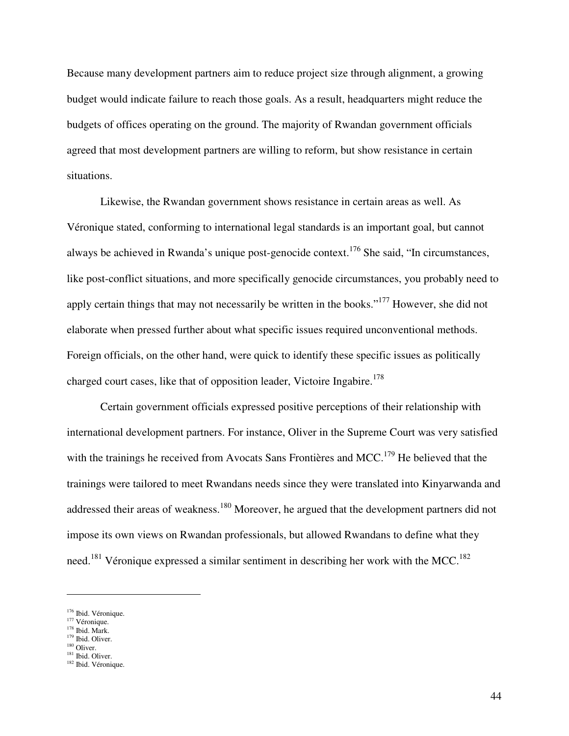Because many development partners aim to reduce project size through alignment, a growing budget would indicate failure to reach those goals. As a result, headquarters might reduce the budgets of offices operating on the ground. The majority of Rwandan government officials agreed that most development partners are willing to reform, but show resistance in certain situations.

Likewise, the Rwandan government shows resistance in certain areas as well. As Véronique stated, conforming to international legal standards is an important goal, but cannot always be achieved in Rwanda's unique post-genocide context.[176] She said, "In circumstances, like post-conflict situations, and more specifically genocide circumstances, you probably need to apply certain things that may not necessarily be written in the books."[177] However, she did not elaborate when pressed further about what specific issues required unconventional methods. Foreign officials, on the other hand, were quick to identify these specific issues as politically charged court cases, like that of opposition leader, Victoire Ingabire.[178]

Certain government officials expressed positive perceptions of their relationship with international development partners. For instance, Oliver in the Supreme Court was very satisfied with the trainings he received from Avocats Sans Frontières and MCC.[179] He believed that the trainings were tailored to meet Rwandans needs since they were translated into Kinyarwanda and addressed their areas of weakness.[180] Moreover, he argued that the development partners did not impose its own views on Rwandan professionals, but allowed Rwandans to define what they need.[181] Véronique expressed a similar sentiment in describing her work with the MCC.[182]

---

[176] Ibid. Véronique.
[177] Véronique.
[178] Ibid. Mark.
[179] Ibid. Oliver.
[180] Oliver.
[181] Ibid. Oliver.
[182] Ibid. Véronique.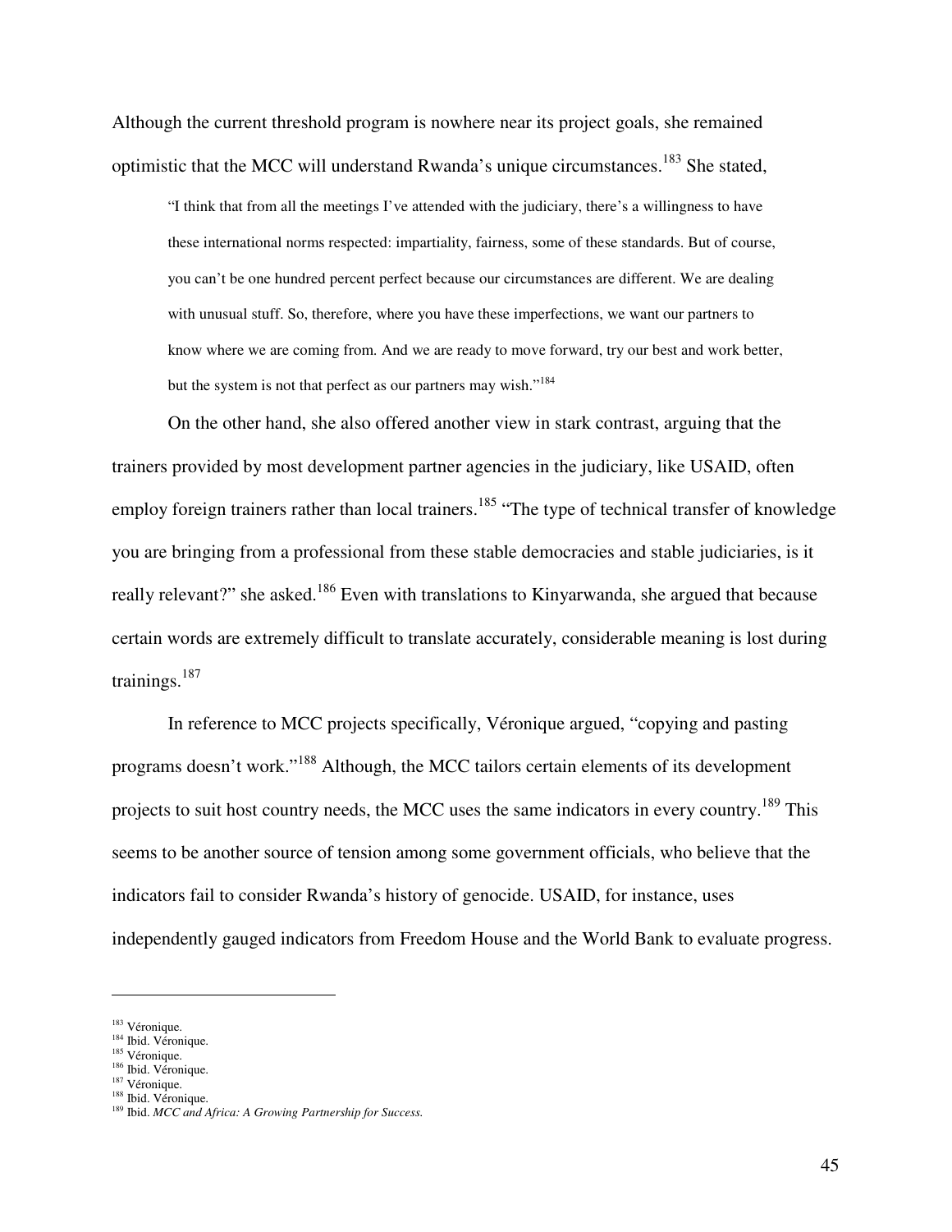Although the current threshold program is nowhere near its project goals, she remained optimistic that the MCC will understand Rwanda's unique circumstances.[183] She stated,

> "I think that from all the meetings I've attended with the judiciary, there's a willingness to have these international norms respected: impartiality, fairness, some of these standards. But of course, you can't be one hundred percent perfect because our circumstances are different. We are dealing with unusual stuff. So, therefore, where you have these imperfections, we want our partners to know where we are coming from. And we are ready to move forward, try our best and work better, but the system is not that perfect as our partners may wish."[184]

On the other hand, she also offered another view in stark contrast, arguing that the trainers provided by most development partner agencies in the judiciary, like USAID, often employ foreign trainers rather than local trainers.[185] "The type of technical transfer of knowledge you are bringing from a professional from these stable democracies and stable judiciaries, is it really relevant?" she asked.[186] Even with translations to Kinyarwanda, she argued that because certain words are extremely difficult to translate accurately, considerable meaning is lost during trainings.[187]

In reference to MCC projects specifically, Véronique argued, "copying and pasting programs doesn't work."[188] Although, the MCC tailors certain elements of its development projects to suit host country needs, the MCC uses the same indicators in every country.[189] This seems to be another source of tension among some government officials, who believe that the indicators fail to consider Rwanda's history of genocide. USAID, for instance, uses independently gauged indicators from Freedom House and the World Bank to evaluate progress.

---

[183] Véronique.
[184] Ibid. Véronique.
[185] Véronique.
[186] Ibid. Véronique.
[187] Véronique.
[188] Ibid. Véronique.
[189] Ibid. *MCC and Africa: A Growing Partnership for Success.*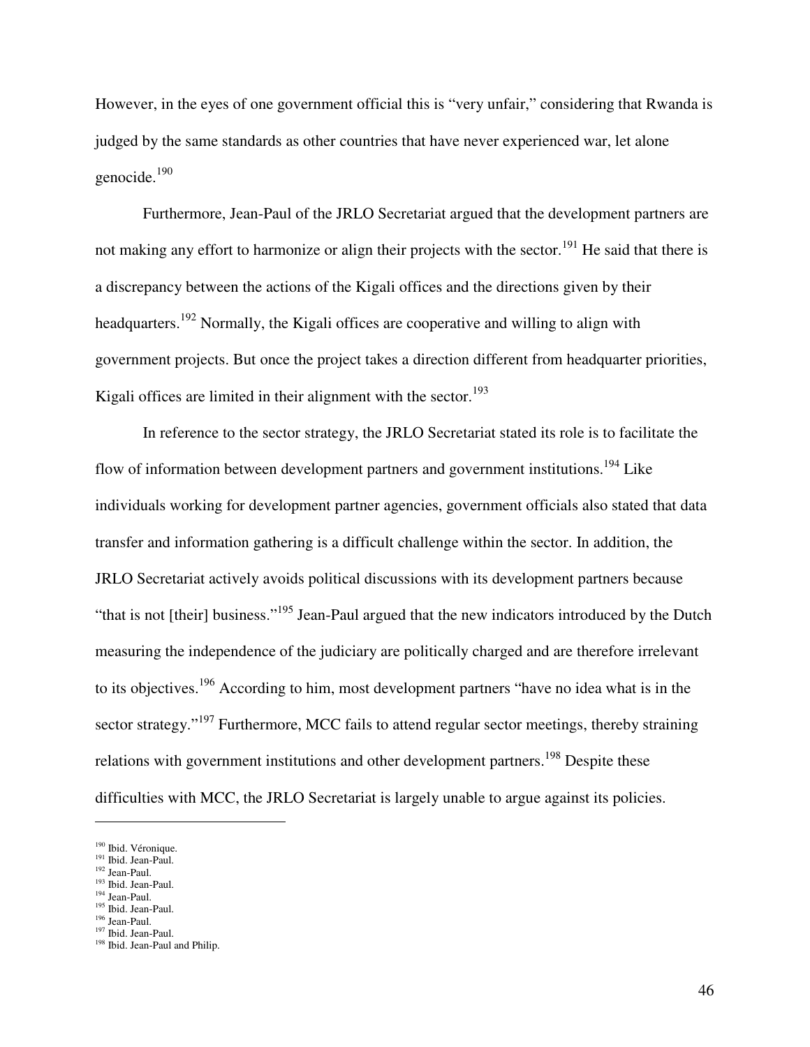However, in the eyes of one government official this is "very unfair," considering that Rwanda is judged by the same standards as other countries that have never experienced war, let alone genocide.[190]

Furthermore, Jean-Paul of the JRLO Secretariat argued that the development partners are not making any effort to harmonize or align their projects with the sector.[191] He said that there is a discrepancy between the actions of the Kigali offices and the directions given by their headquarters.[192] Normally, the Kigali offices are cooperative and willing to align with government projects. But once the project takes a direction different from headquarter priorities, Kigali offices are limited in their alignment with the sector.[193]

In reference to the sector strategy, the JRLO Secretariat stated its role is to facilitate the flow of information between development partners and government institutions.[194] Like individuals working for development partner agencies, government officials also stated that data transfer and information gathering is a difficult challenge within the sector. In addition, the JRLO Secretariat actively avoids political discussions with its development partners because "that is not [their] business."[195] Jean-Paul argued that the new indicators introduced by the Dutch measuring the independence of the judiciary are politically charged and are therefore irrelevant to its objectives.[196] According to him, most development partners "have no idea what is in the sector strategy."[197] Furthermore, MCC fails to attend regular sector meetings, thereby straining relations with government institutions and other development partners.[198] Despite these difficulties with MCC, the JRLO Secretariat is largely unable to argue against its policies.

---

[190] Ibid. Véronique.
[191] Ibid. Jean-Paul.
[192] Jean-Paul.
[193] Ibid. Jean-Paul.
[194] Jean-Paul.
[195] Ibid. Jean-Paul.
[196] Jean-Paul.
[197] Ibid. Jean-Paul.
[198] Ibid. Jean-Paul and Philip.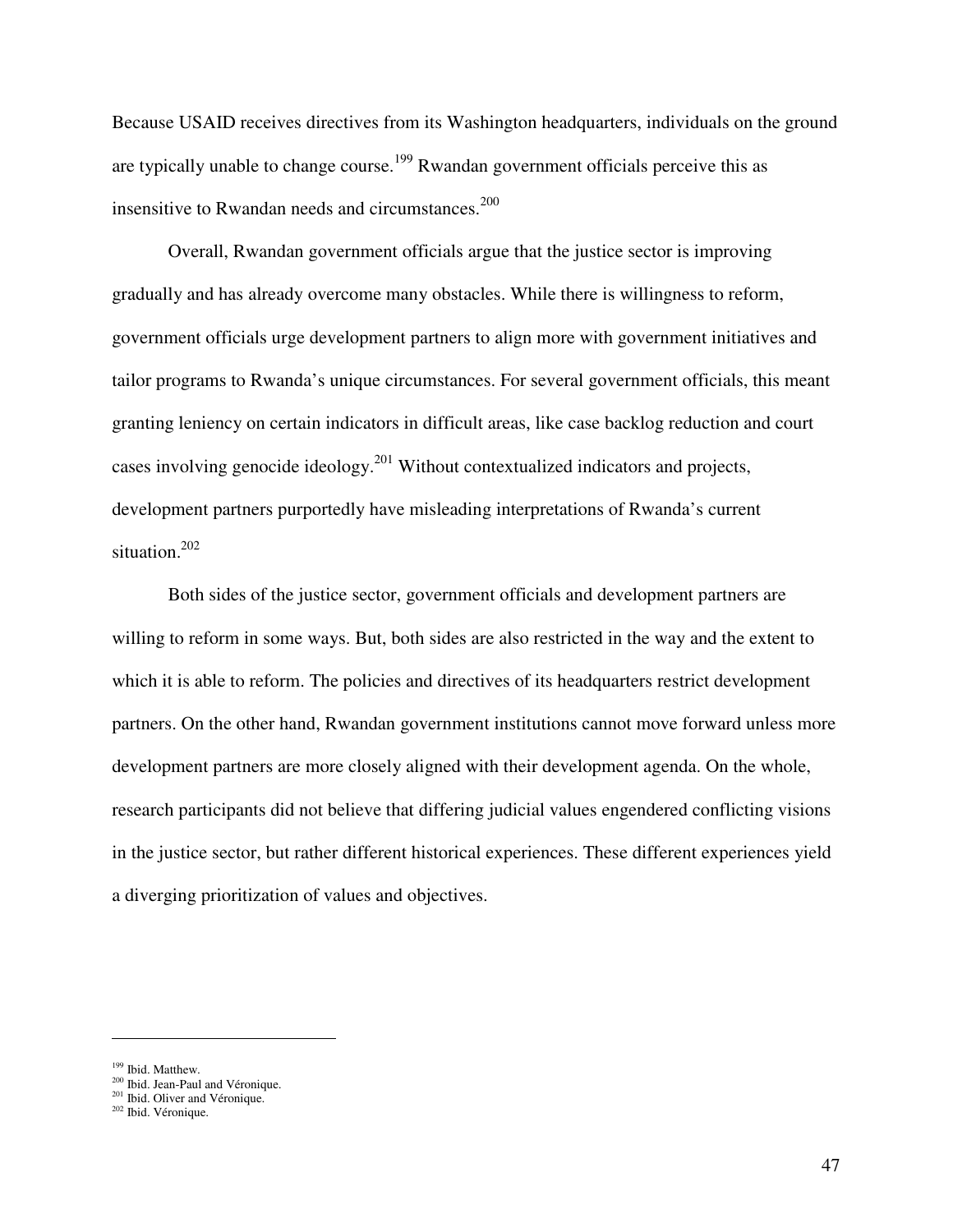Because USAID receives directives from its Washington headquarters, individuals on the ground are typically unable to change course.[199] Rwandan government officials perceive this as insensitive to Rwandan needs and circumstances.[200]

Overall, Rwandan government officials argue that the justice sector is improving gradually and has already overcome many obstacles. While there is willingness to reform, government officials urge development partners to align more with government initiatives and tailor programs to Rwanda's unique circumstances. For several government officials, this meant granting leniency on certain indicators in difficult areas, like case backlog reduction and court cases involving genocide ideology.[201] Without contextualized indicators and projects, development partners purportedly have misleading interpretations of Rwanda's current situation.[202]

Both sides of the justice sector, government officials and development partners are willing to reform in some ways. But, both sides are also restricted in the way and the extent to which it is able to reform. The policies and directives of its headquarters restrict development partners. On the other hand, Rwandan government institutions cannot move forward unless more development partners are more closely aligned with their development agenda. On the whole, research participants did not believe that differing judicial values engendered conflicting visions in the justice sector, but rather different historical experiences. These different experiences yield a diverging prioritization of values and objectives.

---

[199] Ibid. Matthew.
[200] Ibid. Jean-Paul and Véronique.
[201] Ibid. Oliver and Véronique.
[202] Ibid. Véronique.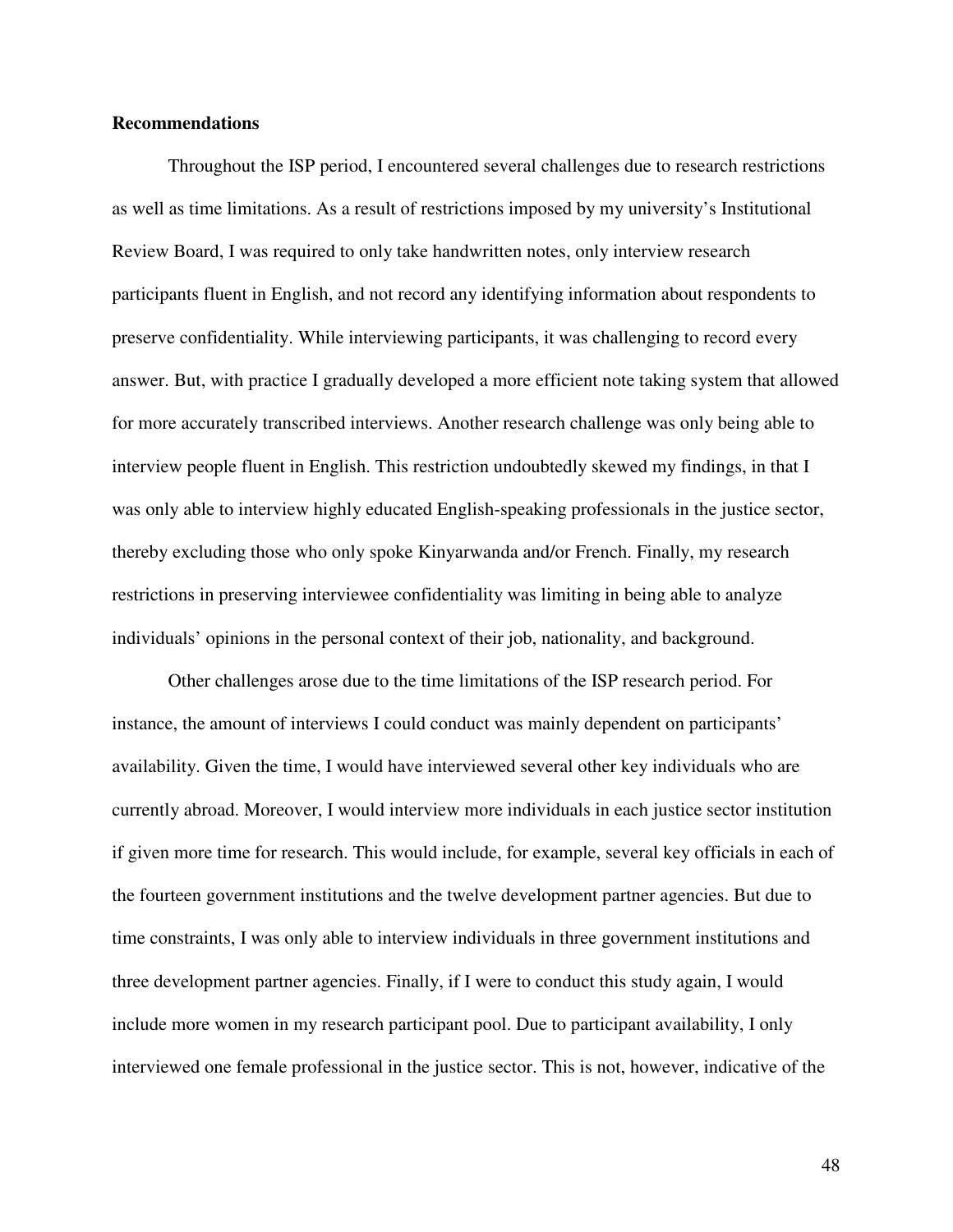**Recommendations**

Throughout the ISP period, I encountered several challenges due to research restrictions as well as time limitations. As a result of restrictions imposed by my university's Institutional Review Board, I was required to only take handwritten notes, only interview research participants fluent in English, and not record any identifying information about respondents to preserve confidentiality. While interviewing participants, it was challenging to record every answer. But, with practice I gradually developed a more efficient note taking system that allowed for more accurately transcribed interviews. Another research challenge was only being able to interview people fluent in English. This restriction undoubtedly skewed my findings, in that I was only able to interview highly educated English-speaking professionals in the justice sector, thereby excluding those who only spoke Kinyarwanda and/or French. Finally, my research restrictions in preserving interviewee confidentiality was limiting in being able to analyze individuals' opinions in the personal context of their job, nationality, and background.

Other challenges arose due to the time limitations of the ISP research period. For instance, the amount of interviews I could conduct was mainly dependent on participants' availability. Given the time, I would have interviewed several other key individuals who are currently abroad. Moreover, I would interview more individuals in each justice sector institution if given more time for research. This would include, for example, several key officials in each of the fourteen government institutions and the twelve development partner agencies. But due to time constraints, I was only able to interview individuals in three government institutions and three development partner agencies. Finally, if I were to conduct this study again, I would include more women in my research participant pool. Due to participant availability, I only interviewed one female professional in the justice sector. This is not, however, indicative of the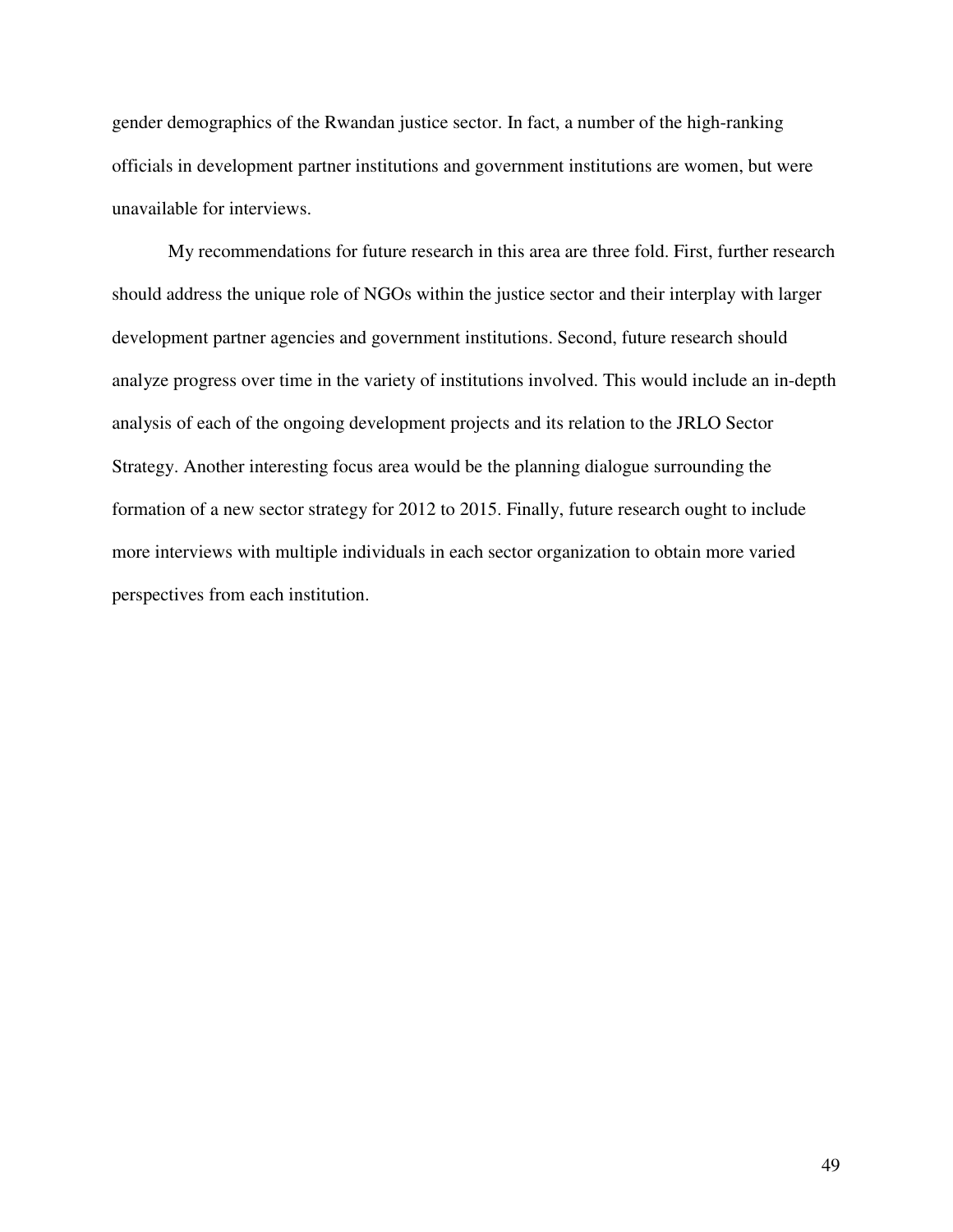gender demographics of the Rwandan justice sector. In fact, a number of the high-ranking officials in development partner institutions and government institutions are women, but were unavailable for interviews.

My recommendations for future research in this area are three fold. First, further research should address the unique role of NGOs within the justice sector and their interplay with larger development partner agencies and government institutions. Second, future research should analyze progress over time in the variety of institutions involved. This would include an in-depth analysis of each of the ongoing development projects and its relation to the JRLO Sector Strategy. Another interesting focus area would be the planning dialogue surrounding the formation of a new sector strategy for 2012 to 2015. Finally, future research ought to include more interviews with multiple individuals in each sector organization to obtain more varied perspectives from each institution.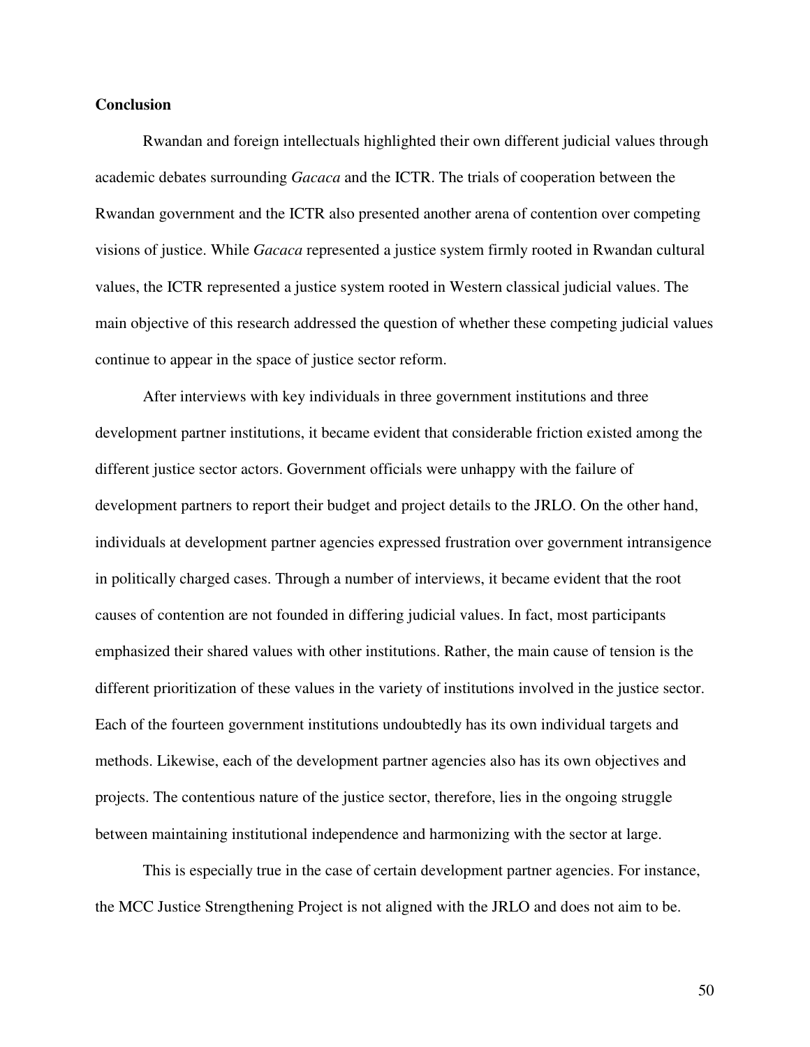## Conclusion

Rwandan and foreign intellectuals highlighted their own different judicial values through academic debates surrounding *Gacaca* and the ICTR. The trials of cooperation between the Rwandan government and the ICTR also presented another arena of contention over competing visions of justice. While *Gacaca* represented a justice system firmly rooted in Rwandan cultural values, the ICTR represented a justice system rooted in Western classical judicial values. The main objective of this research addressed the question of whether these competing judicial values continue to appear in the space of justice sector reform.

After interviews with key individuals in three government institutions and three development partner institutions, it became evident that considerable friction existed among the different justice sector actors. Government officials were unhappy with the failure of development partners to report their budget and project details to the JRLO. On the other hand, individuals at development partner agencies expressed frustration over government intransigence in politically charged cases. Through a number of interviews, it became evident that the root causes of contention are not founded in differing judicial values. In fact, most participants emphasized their shared values with other institutions. Rather, the main cause of tension is the different prioritization of these values in the variety of institutions involved in the justice sector. Each of the fourteen government institutions undoubtedly has its own individual targets and methods. Likewise, each of the development partner agencies also has its own objectives and projects. The contentious nature of the justice sector, therefore, lies in the ongoing struggle between maintaining institutional independence and harmonizing with the sector at large.

This is especially true in the case of certain development partner agencies. For instance, the MCC Justice Strengthening Project is not aligned with the JRLO and does not aim to be.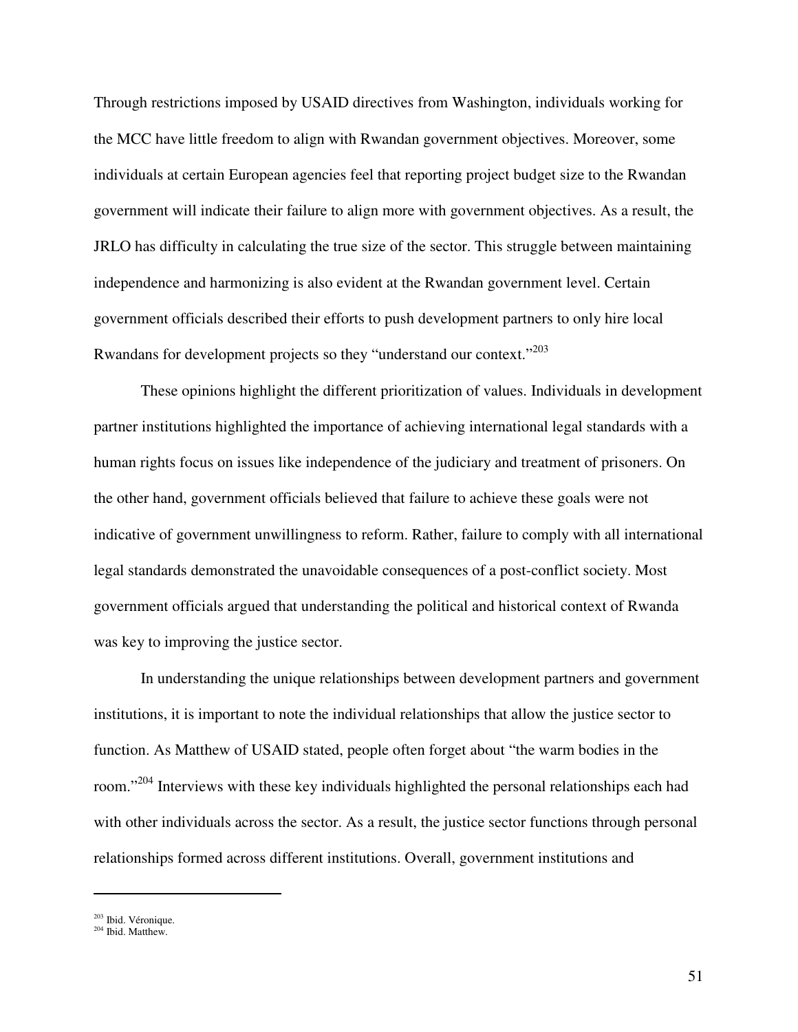Through restrictions imposed by USAID directives from Washington, individuals working for the MCC have little freedom to align with Rwandan government objectives. Moreover, some individuals at certain European agencies feel that reporting project budget size to the Rwandan government will indicate their failure to align more with government objectives. As a result, the JRLO has difficulty in calculating the true size of the sector. This struggle between maintaining independence and harmonizing is also evident at the Rwandan government level. Certain government officials described their efforts to push development partners to only hire local Rwandans for development projects so they "understand our context."[203]

These opinions highlight the different prioritization of values. Individuals in development partner institutions highlighted the importance of achieving international legal standards with a human rights focus on issues like independence of the judiciary and treatment of prisoners. On the other hand, government officials believed that failure to achieve these goals were not indicative of government unwillingness to reform. Rather, failure to comply with all international legal standards demonstrated the unavoidable consequences of a post-conflict society. Most government officials argued that understanding the political and historical context of Rwanda was key to improving the justice sector.

In understanding the unique relationships between development partners and government institutions, it is important to note the individual relationships that allow the justice sector to function. As Matthew of USAID stated, people often forget about "the warm bodies in the room."[204] Interviews with these key individuals highlighted the personal relationships each had with other individuals across the sector. As a result, the justice sector functions through personal relationships formed across different institutions. Overall, government institutions and

---

[203] Ibid. Véronique.

[204] Ibid. Matthew.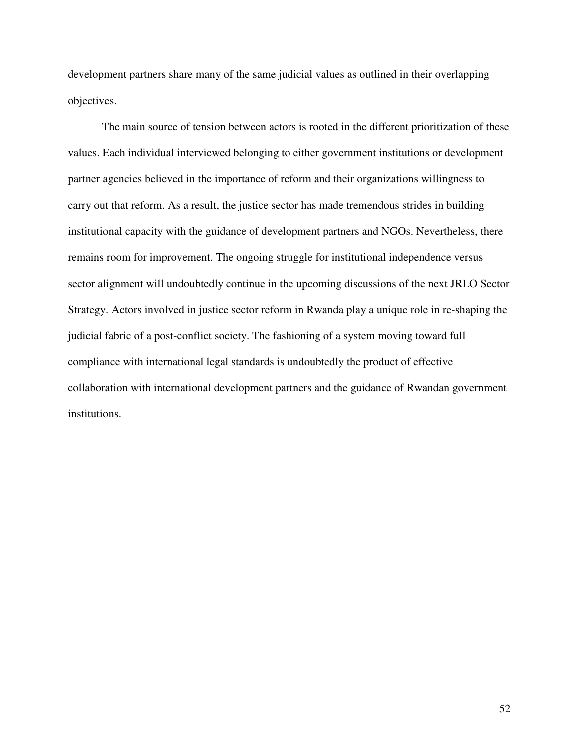development partners share many of the same judicial values as outlined in their overlapping objectives.

The main source of tension between actors is rooted in the different prioritization of these values. Each individual interviewed belonging to either government institutions or development partner agencies believed in the importance of reform and their organizations willingness to carry out that reform. As a result, the justice sector has made tremendous strides in building institutional capacity with the guidance of development partners and NGOs. Nevertheless, there remains room for improvement. The ongoing struggle for institutional independence versus sector alignment will undoubtedly continue in the upcoming discussions of the next JRLO Sector Strategy. Actors involved in justice sector reform in Rwanda play a unique role in re-shaping the judicial fabric of a post-conflict society. The fashioning of a system moving toward full compliance with international legal standards is undoubtedly the product of effective collaboration with international development partners and the guidance of Rwandan government institutions.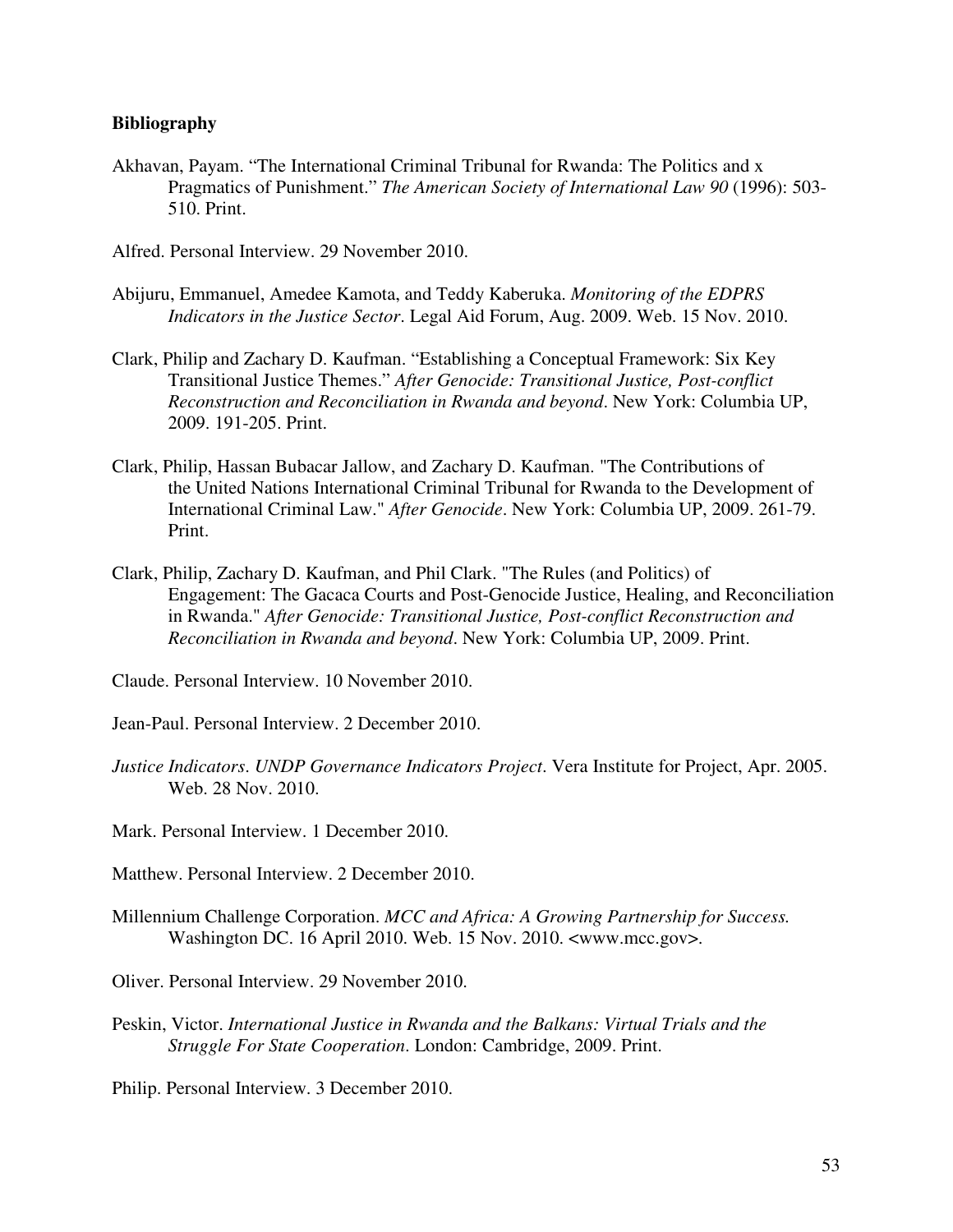**Bibliography**

Akhavan, Payam. "The International Criminal Tribunal for Rwanda: The Politics and x Pragmatics of Punishment." *The American Society of International Law 90* (1996): 503-510. Print.

Alfred. Personal Interview. 29 November 2010.

Abijuru, Emmanuel, Amedee Kamota, and Teddy Kaberuka. *Monitoring of the EDPRS Indicators in the Justice Sector*. Legal Aid Forum, Aug. 2009. Web. 15 Nov. 2010.

Clark, Philip and Zachary D. Kaufman. "Establishing a Conceptual Framework: Six Key Transitional Justice Themes." *After Genocide: Transitional Justice, Post-conflict Reconstruction and Reconciliation in Rwanda and beyond*. New York: Columbia UP, 2009. 191-205. Print.

Clark, Philip, Hassan Bubacar Jallow, and Zachary D. Kaufman. "The Contributions of the United Nations International Criminal Tribunal for Rwanda to the Development of International Criminal Law." *After Genocide*. New York: Columbia UP, 2009. 261-79. Print.

Clark, Philip, Zachary D. Kaufman, and Phil Clark. "The Rules (and Politics) of Engagement: The Gacaca Courts and Post-Genocide Justice, Healing, and Reconciliation in Rwanda." *After Genocide: Transitional Justice, Post-conflict Reconstruction and Reconciliation in Rwanda and beyond*. New York: Columbia UP, 2009. Print.

Claude. Personal Interview. 10 November 2010.

Jean-Paul. Personal Interview. 2 December 2010.

*Justice Indicators*. *UNDP Governance Indicators Project*. Vera Institute for Project, Apr. 2005. Web. 28 Nov. 2010.

Mark. Personal Interview. 1 December 2010.

Matthew. Personal Interview. 2 December 2010.

Millennium Challenge Corporation. *MCC and Africa: A Growing Partnership for Success.* Washington DC. 16 April 2010. Web. 15 Nov. 2010. <www.mcc.gov>.

Oliver. Personal Interview. 29 November 2010.

Peskin, Victor. *International Justice in Rwanda and the Balkans: Virtual Trials and the Struggle For State Cooperation*. London: Cambridge, 2009. Print.

Philip. Personal Interview. 3 December 2010.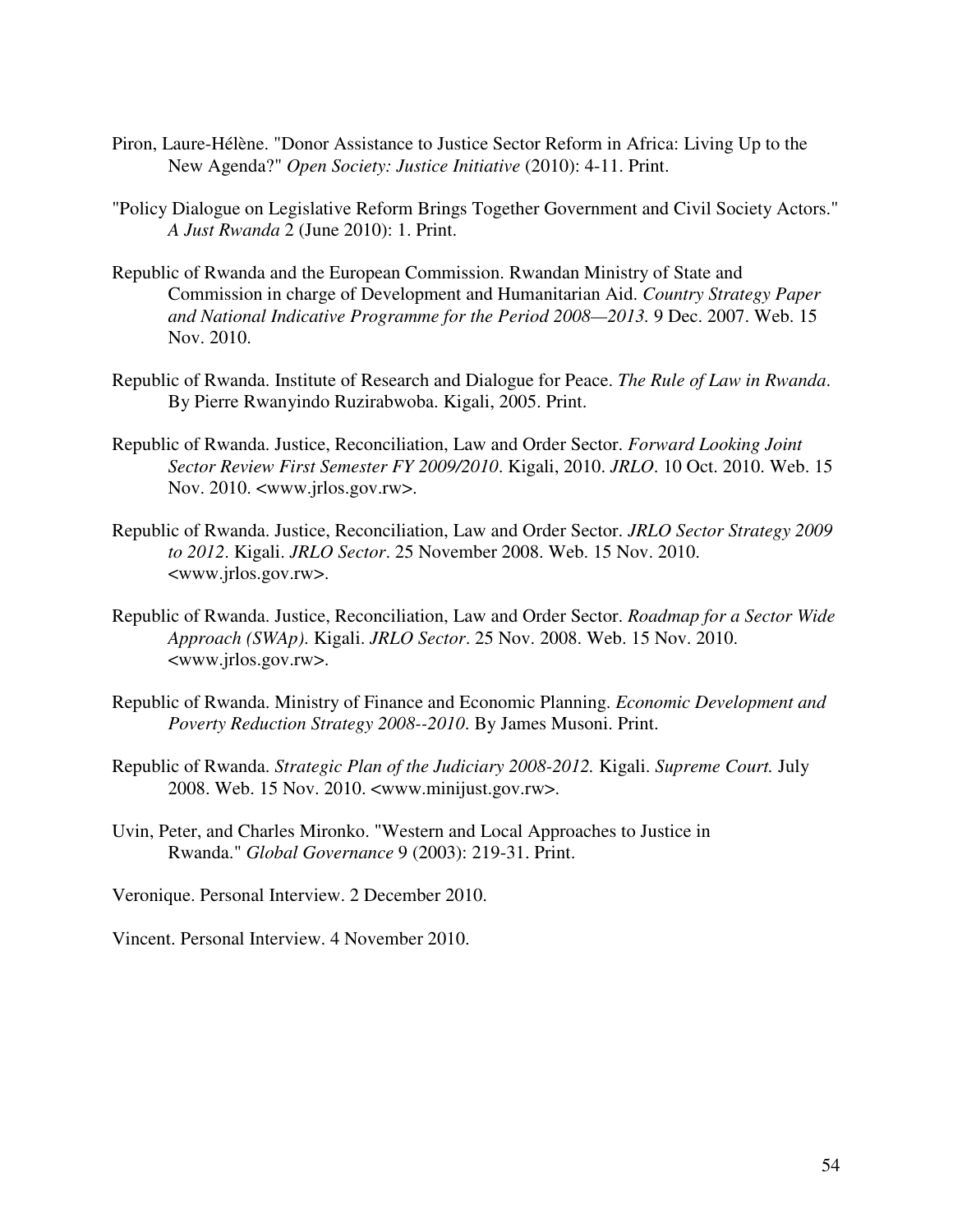Piron, Laure-Hélène. "Donor Assistance to Justice Sector Reform in Africa: Living Up to the New Agenda?" *Open Society: Justice Initiative* (2010): 4-11. Print.

"Policy Dialogue on Legislative Reform Brings Together Government and Civil Society Actors." *A Just Rwanda* 2 (June 2010): 1. Print.

Republic of Rwanda and the European Commission. Rwandan Ministry of State and Commission in charge of Development and Humanitarian Aid. *Country Strategy Paper and National Indicative Programme for the Period 2008—2013*. 9 Dec. 2007. Web. 15 Nov. 2010.

Republic of Rwanda. Institute of Research and Dialogue for Peace. *The Rule of Law in Rwanda*. By Pierre Rwanyindo Ruzirabwoba. Kigali, 2005. Print.

Republic of Rwanda. Justice, Reconciliation, Law and Order Sector. *Forward Looking Joint Sector Review First Semester FY 2009/2010*. Kigali, 2010. *JRLO*. 10 Oct. 2010. Web. 15 Nov. 2010. <www.jrlos.gov.rw>.

Republic of Rwanda. Justice, Reconciliation, Law and Order Sector. *JRLO Sector Strategy 2009 to 2012*. Kigali. *JRLO Sector*. 25 November 2008. Web. 15 Nov. 2010. <www.jrlos.gov.rw>.

Republic of Rwanda. Justice, Reconciliation, Law and Order Sector. *Roadmap for a Sector Wide Approach (SWAp)*. Kigali. *JRLO Sector*. 25 Nov. 2008. Web. 15 Nov. 2010. <www.jrlos.gov.rw>.

Republic of Rwanda. Ministry of Finance and Economic Planning. *Economic Development and Poverty Reduction Strategy 2008--2010*. By James Musoni. Print.

Republic of Rwanda. *Strategic Plan of the Judiciary 2008-2012.* Kigali. *Supreme Court.* July 2008. Web. 15 Nov. 2010. <www.minijust.gov.rw>.

Uvin, Peter, and Charles Mironko. "Western and Local Approaches to Justice in Rwanda." *Global Governance* 9 (2003): 219-31. Print.

Veronique. Personal Interview. 2 December 2010.

Vincent. Personal Interview. 4 November 2010.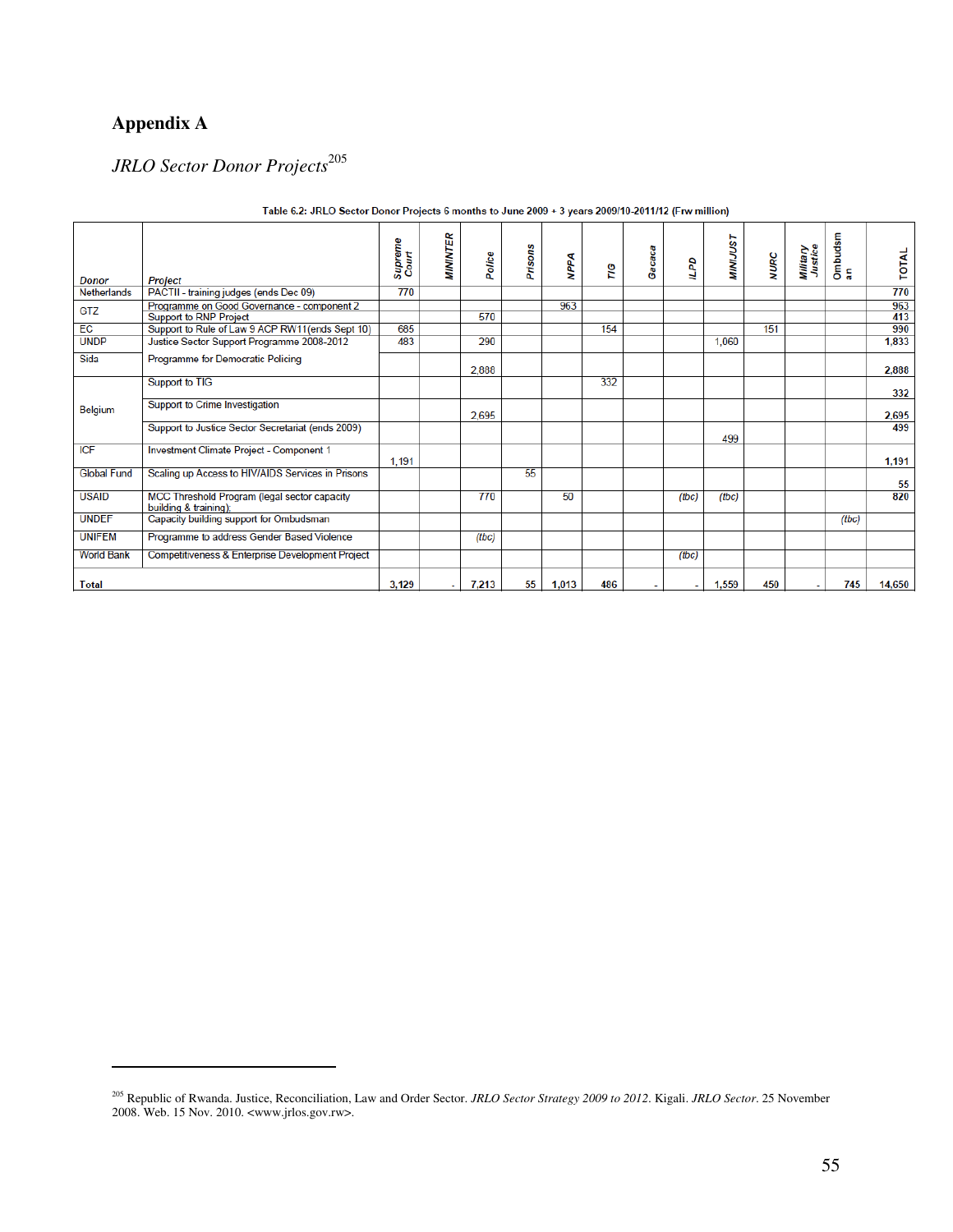# Appendix A

## *JRLO Sector Donor Projects*[205]

**Table 6.2: JRLO Sector Donor Projects 6 months to June 2009 + 3 years 2009/10-2011/12 (Frw million)**

| Donor | Project | Supreme Court | MININTER | Police | Prisons | NPPA | TIG | Gacaca | ILPD | MINIJUST | NURC | Military Justice | Ombudsman | TOTAL |
|---|---|---|---|---|---|---|---|---|---|---|---|---|---|---|
| Netherlands | PACTII - training judges (ends Dec 09) | 770 | | | | | | | | | | | | 770 |
| GTZ | Programme on Good Governance - component 2 | | | | | 963 | | | | | | | | 963 |
| | Support to RNP Project | | | 570 | | | | | | | | | | 413 |
| EC | Support to Rule of Law 9 ACP RW11(ends Sept 10) | 685 | | | | | 154 | | | | 151 | | | 990 |
| UNDP | Justice Sector Support Programme 2008-2012 | 483 | | 290 | | | | | | 1,060 | | | | 1,833 |
| Sida | Programme for Democratic Policing | | | 2,886 | | | | | | | | | | 2,886 |
| Belgium | Support to TIG | | | | | | 332 | | | | | | | 332 |
| | Support to Crime Investigation | | | 2,695 | | | | | | | | | | 2,695 |
| | Support to Justice Sector Secretariat (ends 2009) | | | | | | | | | 499 | | | | 499 |
| ICF | Investment Climate Project - Component 1 | 1,191 | | | | | | | | | | | | 1,191 |
| Global Fund | Scaling up Access to HIV/AIDS Services in Prisons | | | | 55 | | | | | | | | | 55 |
| USAID | MCC Threshold Program (legal sector capacity building & training); | | | 770 | | 50 | | | (tbc) | (tbc) | | | | 820 |
| UNDEF | Capacity building support for Ombudsman | | | | | | | | | | | | (tbc) | |
| UNIFEM | Programme to address Gender Based Violence | | | (tbc) | | | | | | | | | | |
| World Bank | Competitiveness & Enterprise Development Project | | | | | | | | (tbc) | | | | | |
| **Total** | | **3,129** | **-** | **7,213** | **55** | **1,013** | **486** | **-** | **-** | **1,559** | **450** | **-** | **745** | **14,650** |

[205] Republic of Rwanda. Justice, Reconciliation, Law and Order Sector. *JRLO Sector Strategy 2009 to 2012*. Kigali. *JRLO Sector*. 25 November 2008. Web. 15 Nov. 2010. <www.jrlos.gov.rw>.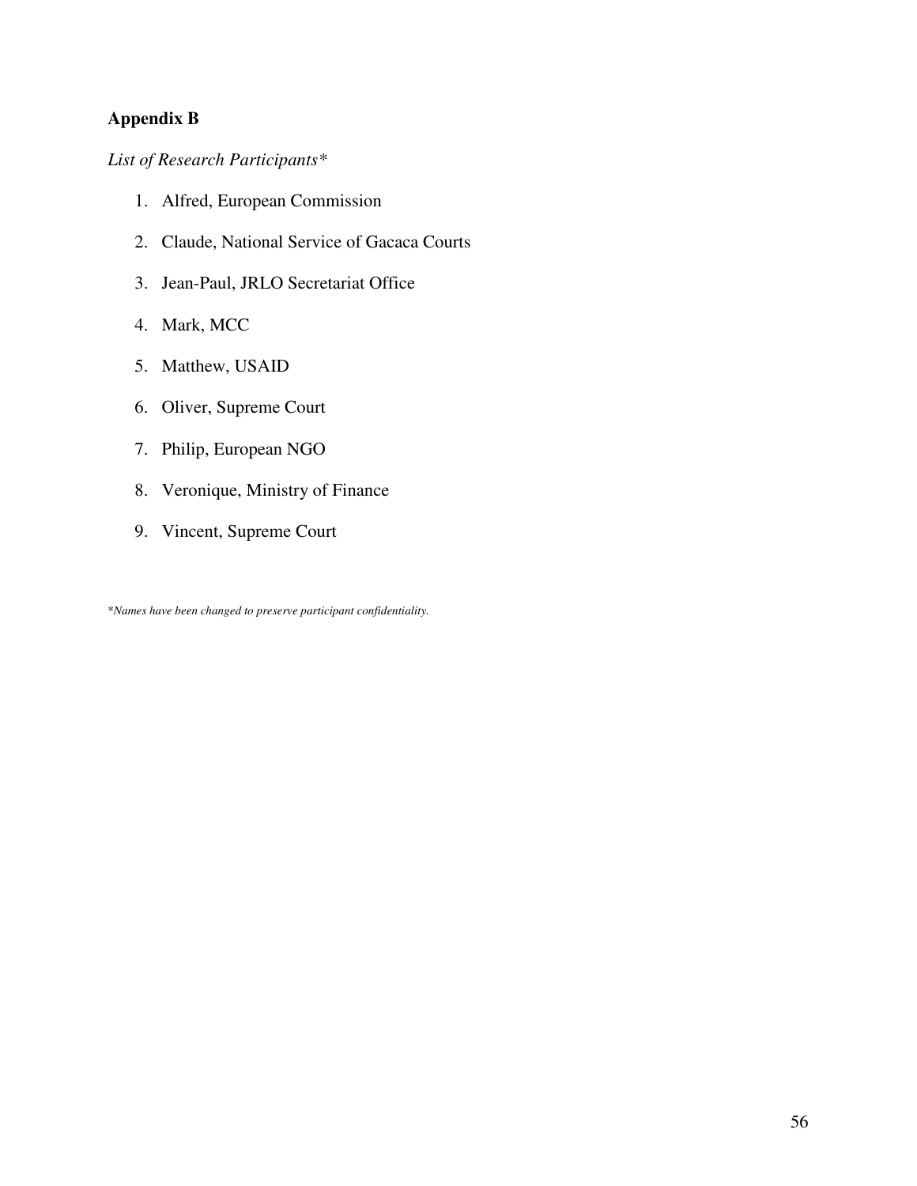## Appendix B

*List of Research Participants**

1. Alfred, European Commission
2. Claude, National Service of Gacaca Courts
3. Jean-Paul, JRLO Secretariat Office
4. Mark, MCC
5. Matthew, USAID
6. Oliver, Supreme Court
7. Philip, European NGO
8. Veronique, Ministry of Finance
9. Vincent, Supreme Court

**Names have been changed to preserve participant confidentiality.*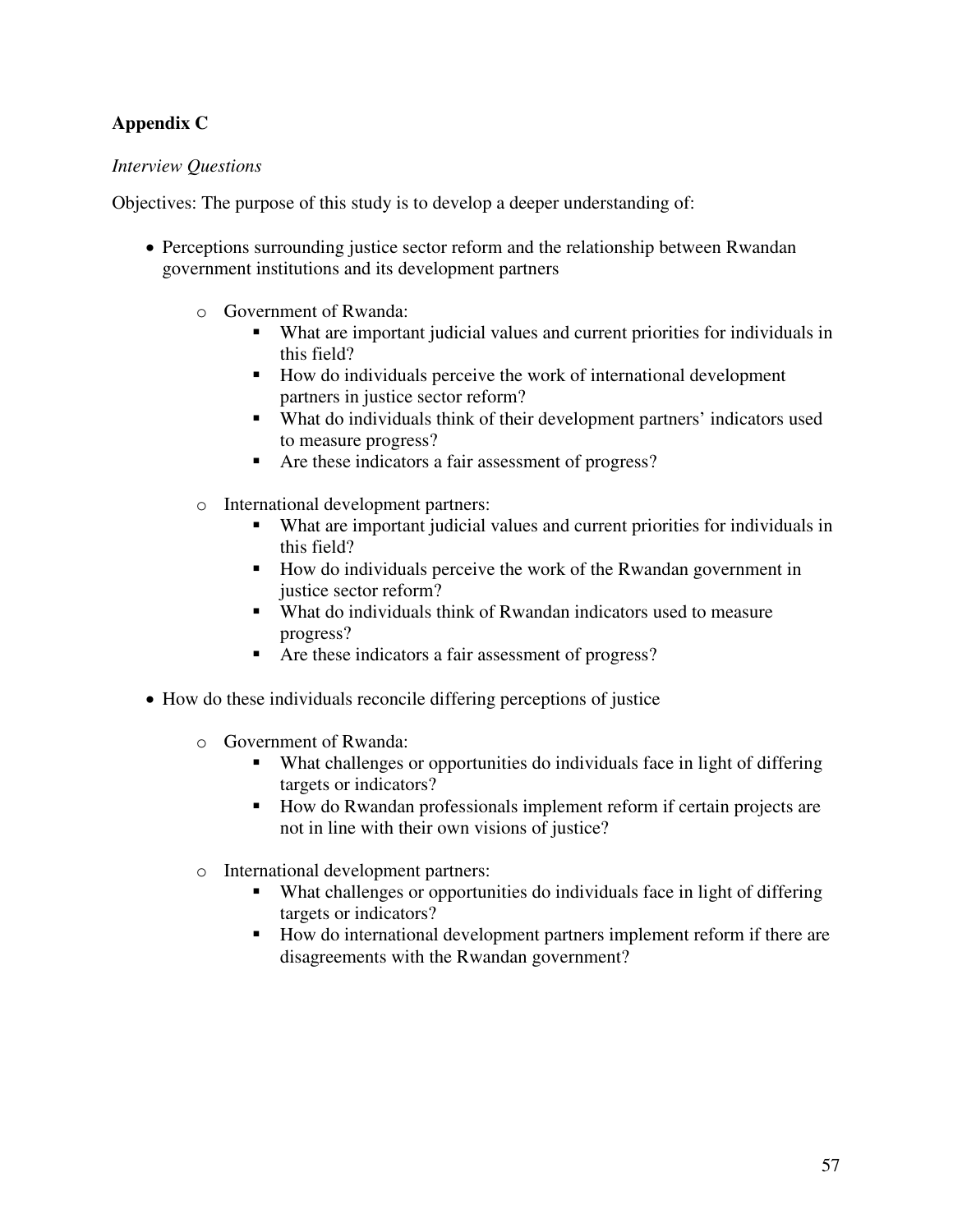## Appendix C

*Interview Questions*

Objectives: The purpose of this study is to develop a deeper understanding of:

- Perceptions surrounding justice sector reform and the relationship between Rwandan government institutions and its development partners
  - Government of Rwanda:
    - What are important judicial values and current priorities for individuals in this field?
    - How do individuals perceive the work of international development partners in justice sector reform?
    - What do individuals think of their development partners' indicators used to measure progress?
    - Are these indicators a fair assessment of progress?
  - International development partners:
    - What are important judicial values and current priorities for individuals in this field?
    - How do individuals perceive the work of the Rwandan government in justice sector reform?
    - What do individuals think of Rwandan indicators used to measure progress?
    - Are these indicators a fair assessment of progress?
- How do these individuals reconcile differing perceptions of justice
  - Government of Rwanda:
    - What challenges or opportunities do individuals face in light of differing targets or indicators?
    - How do Rwandan professionals implement reform if certain projects are not in line with their own visions of justice?
  - International development partners:
    - What challenges or opportunities do individuals face in light of differing targets or indicators?
    - How do international development partners implement reform if there are disagreements with the Rwandan government?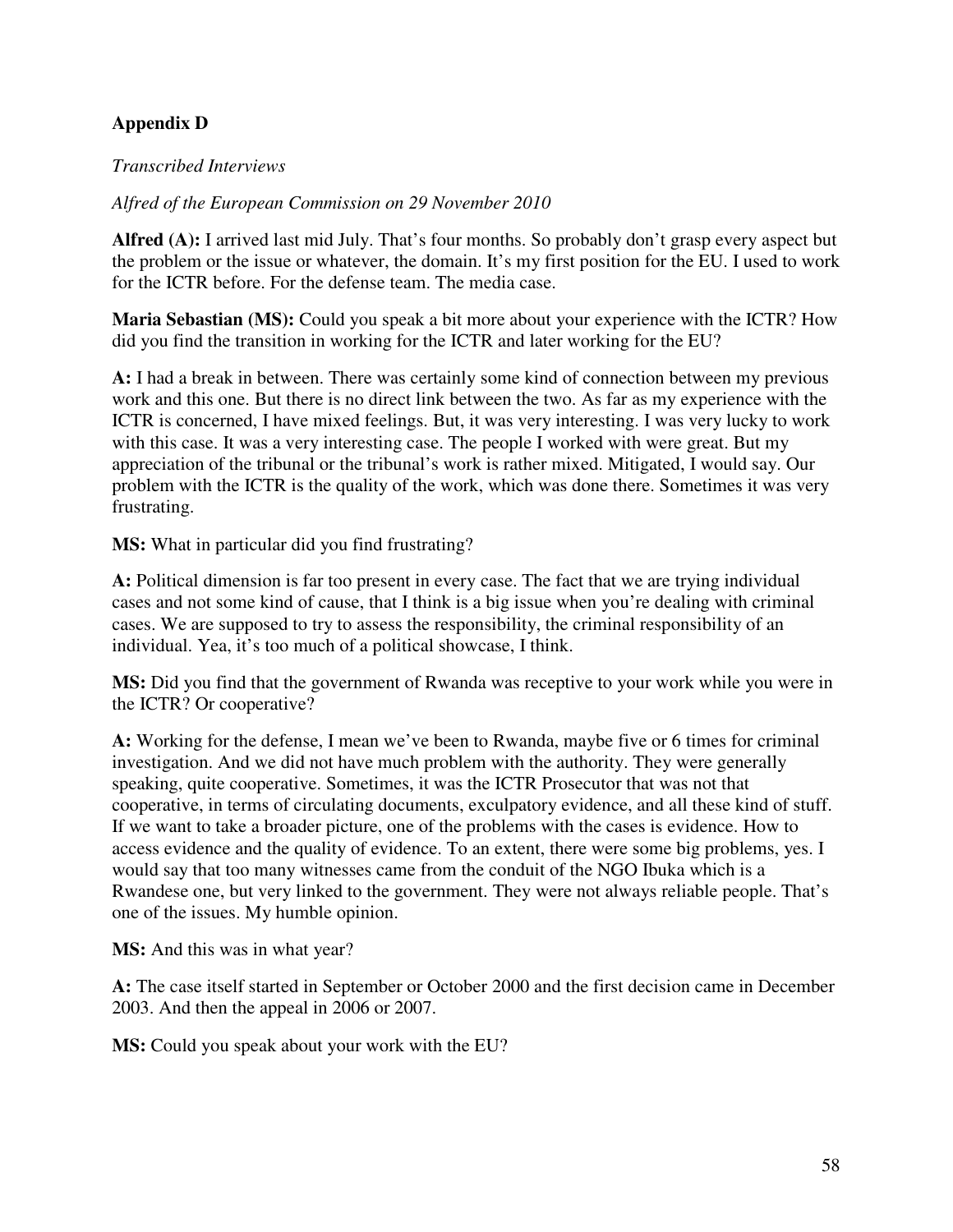## Appendix D

*Transcribed Interviews*

*Alfred of the European Commission on 29 November 2010*

**Alfred (A):** I arrived last mid July. That's four months. So probably don't grasp every aspect but the problem or the issue or whatever, the domain. It's my first position for the EU. I used to work for the ICTR before. For the defense team. The media case.

**Maria Sebastian (MS):** Could you speak a bit more about your experience with the ICTR? How did you find the transition in working for the ICTR and later working for the EU?

**A:** I had a break in between. There was certainly some kind of connection between my previous work and this one. But there is no direct link between the two. As far as my experience with the ICTR is concerned, I have mixed feelings. But, it was very interesting. I was very lucky to work with this case. It was a very interesting case. The people I worked with were great. But my appreciation of the tribunal or the tribunal's work is rather mixed. Mitigated, I would say. Our problem with the ICTR is the quality of the work, which was done there. Sometimes it was very frustrating.

**MS:** What in particular did you find frustrating?

**A:** Political dimension is far too present in every case. The fact that we are trying individual cases and not some kind of cause, that I think is a big issue when you're dealing with criminal cases. We are supposed to try to assess the responsibility, the criminal responsibility of an individual. Yea, it's too much of a political showcase, I think.

**MS:** Did you find that the government of Rwanda was receptive to your work while you were in the ICTR? Or cooperative?

**A:** Working for the defense, I mean we've been to Rwanda, maybe five or 6 times for criminal investigation. And we did not have much problem with the authority. They were generally speaking, quite cooperative. Sometimes, it was the ICTR Prosecutor that was not that cooperative, in terms of circulating documents, exculpatory evidence, and all these kind of stuff. If we want to take a broader picture, one of the problems with the cases is evidence. How to access evidence and the quality of evidence. To an extent, there were some big problems, yes. I would say that too many witnesses came from the conduit of the NGO Ibuka which is a Rwandese one, but very linked to the government. They were not always reliable people. That's one of the issues. My humble opinion.

**MS:** And this was in what year?

**A:** The case itself started in September or October 2000 and the first decision came in December 2003. And then the appeal in 2006 or 2007.

**MS:** Could you speak about your work with the EU?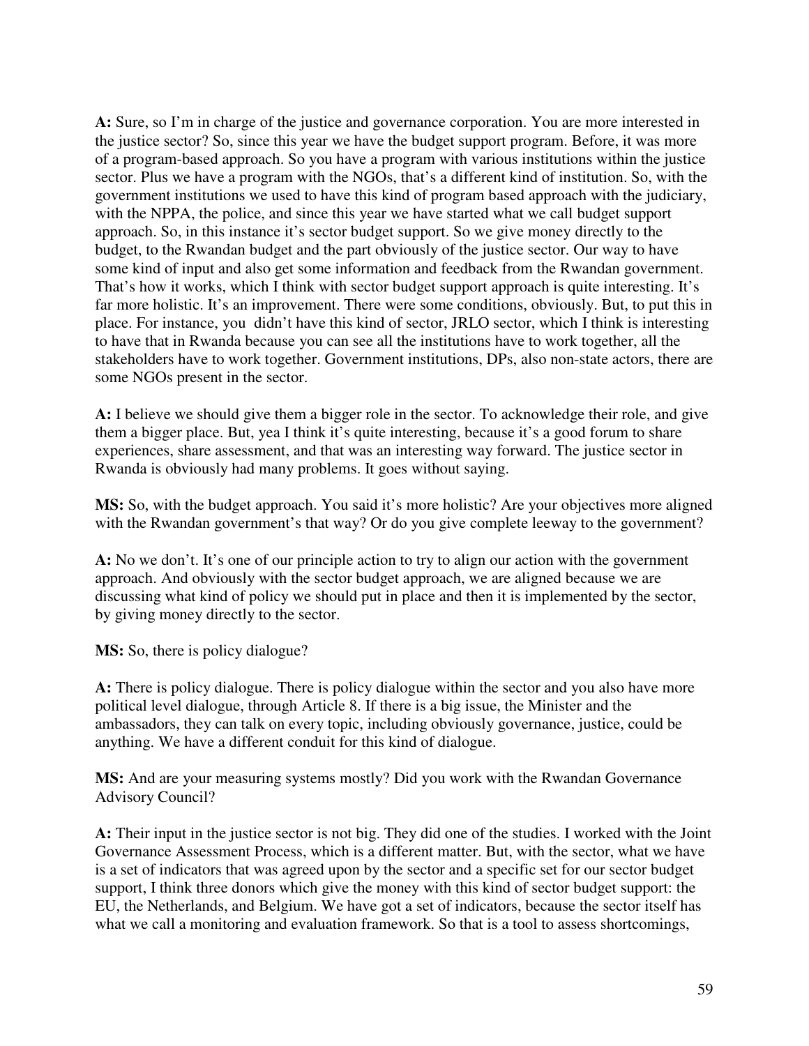**A:** Sure, so I'm in charge of the justice and governance corporation. You are more interested in the justice sector? So, since this year we have the budget support program. Before, it was more of a program-based approach. So you have a program with various institutions within the justice sector. Plus we have a program with the NGOs, that's a different kind of institution. So, with the government institutions we used to have this kind of program based approach with the judiciary, with the NPPA, the police, and since this year we have started what we call budget support approach. So, in this instance it's sector budget support. So we give money directly to the budget, to the Rwandan budget and the part obviously of the justice sector. Our way to have some kind of input and also get some information and feedback from the Rwandan government. That's how it works, which I think with sector budget support approach is quite interesting. It's far more holistic. It's an improvement. There were some conditions, obviously. But, to put this in place. For instance, you didn't have this kind of sector, JRLO sector, which I think is interesting to have that in Rwanda because you can see all the institutions have to work together, all the stakeholders have to work together. Government institutions, DPs, also non-state actors, there are some NGOs present in the sector.

**A:** I believe we should give them a bigger role in the sector. To acknowledge their role, and give them a bigger place. But, yea I think it's quite interesting, because it's a good forum to share experiences, share assessment, and that was an interesting way forward. The justice sector in Rwanda is obviously had many problems. It goes without saying.

**MS:** So, with the budget approach. You said it's more holistic? Are your objectives more aligned with the Rwandan government's that way? Or do you give complete leeway to the government?

**A:** No we don't. It's one of our principle action to try to align our action with the government approach. And obviously with the sector budget approach, we are aligned because we are discussing what kind of policy we should put in place and then it is implemented by the sector, by giving money directly to the sector.

**MS:** So, there is policy dialogue?

**A:** There is policy dialogue. There is policy dialogue within the sector and you also have more political level dialogue, through Article 8. If there is a big issue, the Minister and the ambassadors, they can talk on every topic, including obviously governance, justice, could be anything. We have a different conduit for this kind of dialogue.

**MS:** And are your measuring systems mostly? Did you work with the Rwandan Governance Advisory Council?

**A:** Their input in the justice sector is not big. They did one of the studies. I worked with the Joint Governance Assessment Process, which is a different matter. But, with the sector, what we have is a set of indicators that was agreed upon by the sector and a specific set for our sector budget support, I think three donors which give the money with this kind of sector budget support: the EU, the Netherlands, and Belgium. We have got a set of indicators, because the sector itself has what we call a monitoring and evaluation framework. So that is a tool to assess shortcomings,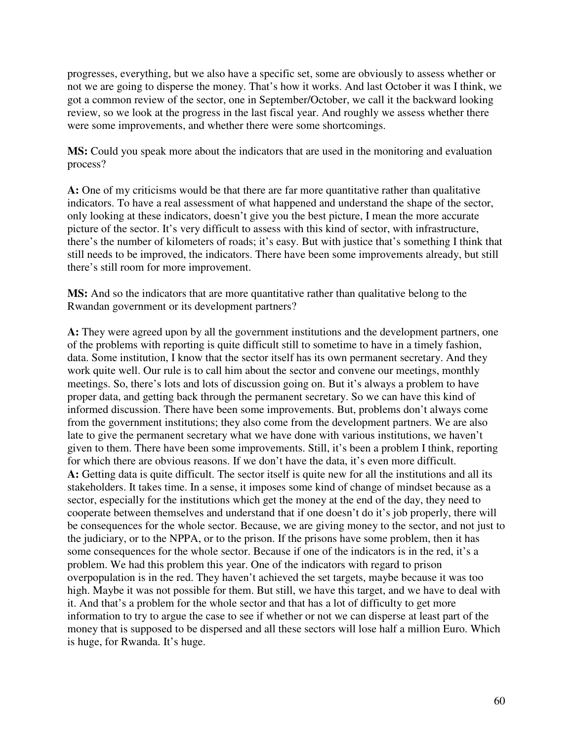progresses, everything, but we also have a specific set, some are obviously to assess whether or not we are going to disperse the money. That's how it works. And last October it was I think, we got a common review of the sector, one in September/October, we call it the backward looking review, so we look at the progress in the last fiscal year. And roughly we assess whether there were some improvements, and whether there were some shortcomings.

**MS:** Could you speak more about the indicators that are used in the monitoring and evaluation process?

**A:** One of my criticisms would be that there are far more quantitative rather than qualitative indicators. To have a real assessment of what happened and understand the shape of the sector, only looking at these indicators, doesn't give you the best picture, I mean the more accurate picture of the sector. It's very difficult to assess with this kind of sector, with infrastructure, there's the number of kilometers of roads; it's easy. But with justice that's something I think that still needs to be improved, the indicators. There have been some improvements already, but still there's still room for more improvement.

**MS:** And so the indicators that are more quantitative rather than qualitative belong to the Rwandan government or its development partners?

**A:** They were agreed upon by all the government institutions and the development partners, one of the problems with reporting is quite difficult still to sometime to have in a timely fashion, data. Some institution, I know that the sector itself has its own permanent secretary. And they work quite well. Our rule is to call him about the sector and convene our meetings, monthly meetings. So, there's lots and lots of discussion going on. But it's always a problem to have proper data, and getting back through the permanent secretary. So we can have this kind of informed discussion. There have been some improvements. But, problems don't always come from the government institutions; they also come from the development partners. We are also late to give the permanent secretary what we have done with various institutions, we haven't given to them. There have been some improvements. Still, it's been a problem I think, reporting for which there are obvious reasons. If we don't have the data, it's even more difficult.

**A:** Getting data is quite difficult. The sector itself is quite new for all the institutions and all its stakeholders. It takes time. In a sense, it imposes some kind of change of mindset because as a sector, especially for the institutions which get the money at the end of the day, they need to cooperate between themselves and understand that if one doesn't do it's job properly, there will be consequences for the whole sector. Because, we are giving money to the sector, and not just to the judiciary, or to the NPPA, or to the prison. If the prisons have some problem, then it has some consequences for the whole sector. Because if one of the indicators is in the red, it's a problem. We had this problem this year. One of the indicators with regard to prison overpopulation is in the red. They haven't achieved the set targets, maybe because it was too high. Maybe it was not possible for them. But still, we have this target, and we have to deal with it. And that's a problem for the whole sector and that has a lot of difficulty to get more information to try to argue the case to see if whether or not we can disperse at least part of the money that is supposed to be dispersed and all these sectors will lose half a million Euro. Which is huge, for Rwanda. It's huge.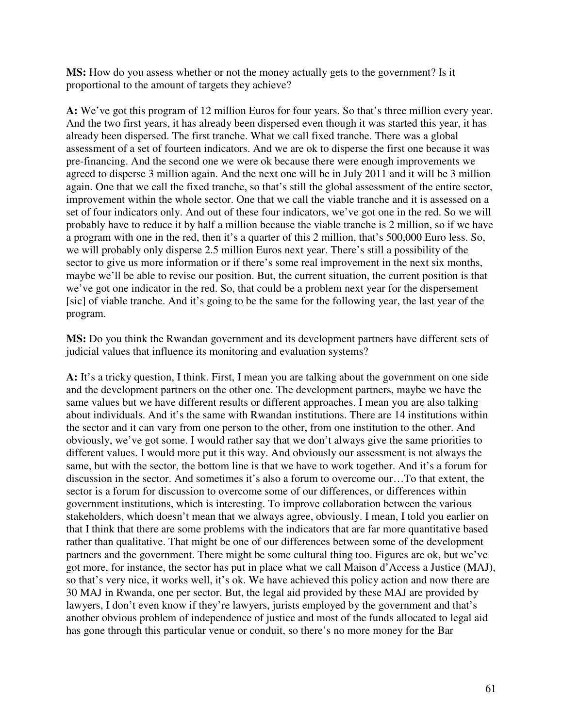**MS:** How do you assess whether or not the money actually gets to the government? Is it proportional to the amount of targets they achieve?

**A:** We've got this program of 12 million Euros for four years. So that's three million every year. And the two first years, it has already been dispersed even though it was started this year, it has already been dispersed. The first tranche. What we call fixed tranche. There was a global assessment of a set of fourteen indicators. And we are ok to disperse the first one because it was pre-financing. And the second one we were ok because there were enough improvements we agreed to disperse 3 million again. And the next one will be in July 2011 and it will be 3 million again. One that we call the fixed tranche, so that's still the global assessment of the entire sector, improvement within the whole sector. One that we call the viable tranche and it is assessed on a set of four indicators only. And out of these four indicators, we've got one in the red. So we will probably have to reduce it by half a million because the viable tranche is 2 million, so if we have a program with one in the red, then it's a quarter of this 2 million, that's 500,000 Euro less. So, we will probably only disperse 2.5 million Euros next year. There's still a possibility of the sector to give us more information or if there's some real improvement in the next six months, maybe we'll be able to revise our position. But, the current situation, the current position is that we've got one indicator in the red. So, that could be a problem next year for the dispersement [sic] of viable tranche. And it's going to be the same for the following year, the last year of the program.

**MS:** Do you think the Rwandan government and its development partners have different sets of judicial values that influence its monitoring and evaluation systems?

**A:** It's a tricky question, I think. First, I mean you are talking about the government on one side and the development partners on the other one. The development partners, maybe we have the same values but we have different results or different approaches. I mean you are also talking about individuals. And it's the same with Rwandan institutions. There are 14 institutions within the sector and it can vary from one person to the other, from one institution to the other. And obviously, we've got some. I would rather say that we don't always give the same priorities to different values. I would more put it this way. And obviously our assessment is not always the same, but with the sector, the bottom line is that we have to work together. And it's a forum for discussion in the sector. And sometimes it's also a forum to overcome our…To that extent, the sector is a forum for discussion to overcome some of our differences, or differences within government institutions, which is interesting. To improve collaboration between the various stakeholders, which doesn't mean that we always agree, obviously. I mean, I told you earlier on that I think that there are some problems with the indicators that are far more quantitative based rather than qualitative. That might be one of our differences between some of the development partners and the government. There might be some cultural thing too. Figures are ok, but we've got more, for instance, the sector has put in place what we call Maison d'Access a Justice (MAJ), so that's very nice, it works well, it's ok. We have achieved this policy action and now there are 30 MAJ in Rwanda, one per sector. But, the legal aid provided by these MAJ are provided by lawyers, I don't even know if they're lawyers, jurists employed by the government and that's another obvious problem of independence of justice and most of the funds allocated to legal aid has gone through this particular venue or conduit, so there's no more money for the Bar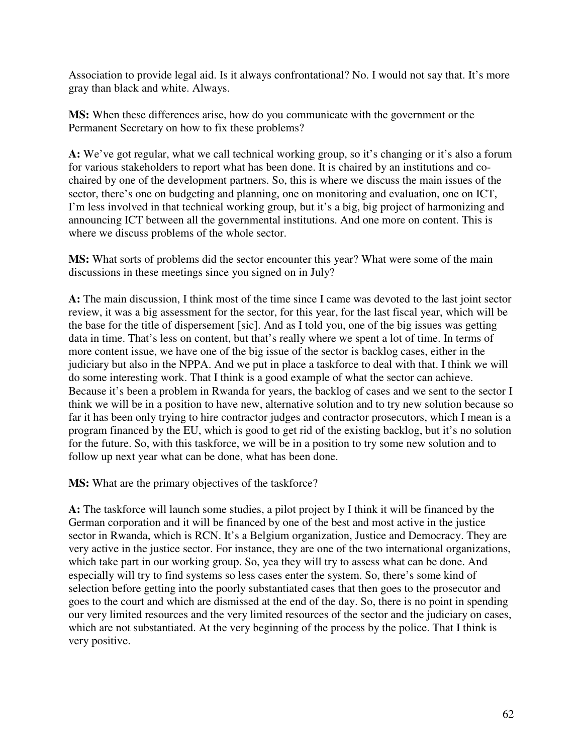Association to provide legal aid. Is it always confrontational? No. I would not say that. It's more gray than black and white. Always.

**MS:** When these differences arise, how do you communicate with the government or the Permanent Secretary on how to fix these problems?

**A:** We've got regular, what we call technical working group, so it's changing or it's also a forum for various stakeholders to report what has been done. It is chaired by an institutions and co-chaired by one of the development partners. So, this is where we discuss the main issues of the sector, there's one on budgeting and planning, one on monitoring and evaluation, one on ICT, I'm less involved in that technical working group, but it's a big, big project of harmonizing and announcing ICT between all the governmental institutions. And one more on content. This is where we discuss problems of the whole sector.

**MS:** What sorts of problems did the sector encounter this year? What were some of the main discussions in these meetings since you signed on in July?

**A:** The main discussion, I think most of the time since I came was devoted to the last joint sector review, it was a big assessment for the sector, for this year, for the last fiscal year, which will be the base for the title of dispersement [sic]. And as I told you, one of the big issues was getting data in time. That's less on content, but that's really where we spent a lot of time. In terms of more content issue, we have one of the big issue of the sector is backlog cases, either in the judiciary but also in the NPPA. And we put in place a taskforce to deal with that. I think we will do some interesting work. That I think is a good example of what the sector can achieve. Because it's been a problem in Rwanda for years, the backlog of cases and we sent to the sector I think we will be in a position to have new, alternative solution and to try new solution because so far it has been only trying to hire contractor judges and contractor prosecutors, which I mean is a program financed by the EU, which is good to get rid of the existing backlog, but it's no solution for the future. So, with this taskforce, we will be in a position to try some new solution and to follow up next year what can be done, what has been done.

**MS:** What are the primary objectives of the taskforce?

**A:** The taskforce will launch some studies, a pilot project by I think it will be financed by the German corporation and it will be financed by one of the best and most active in the justice sector in Rwanda, which is RCN. It's a Belgium organization, Justice and Democracy. They are very active in the justice sector. For instance, they are one of the two international organizations, which take part in our working group. So, yea they will try to assess what can be done. And especially will try to find systems so less cases enter the system. So, there's some kind of selection before getting into the poorly substantiated cases that then goes to the prosecutor and goes to the court and which are dismissed at the end of the day. So, there is no point in spending our very limited resources and the very limited resources of the sector and the judiciary on cases, which are not substantiated. At the very beginning of the process by the police. That I think is very positive.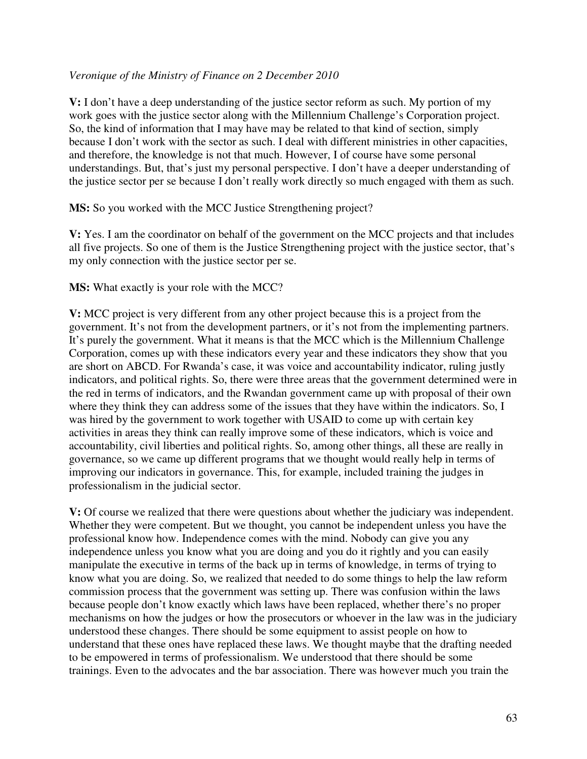*Veronique of the Ministry of Finance on 2 December 2010*

**V:** I don't have a deep understanding of the justice sector reform as such. My portion of my work goes with the justice sector along with the Millennium Challenge's Corporation project. So, the kind of information that I may have may be related to that kind of section, simply because I don't work with the sector as such. I deal with different ministries in other capacities, and therefore, the knowledge is not that much. However, I of course have some personal understandings. But, that's just my personal perspective. I don't have a deeper understanding of the justice sector per se because I don't really work directly so much engaged with them as such.

**MS:** So you worked with the MCC Justice Strengthening project?

**V:** Yes. I am the coordinator on behalf of the government on the MCC projects and that includes all five projects. So one of them is the Justice Strengthening project with the justice sector, that's my only connection with the justice sector per se.

**MS:** What exactly is your role with the MCC?

**V:** MCC project is very different from any other project because this is a project from the government. It's not from the development partners, or it's not from the implementing partners. It's purely the government. What it means is that the MCC which is the Millennium Challenge Corporation, comes up with these indicators every year and these indicators they show that you are short on ABCD. For Rwanda's case, it was voice and accountability indicator, ruling justly indicators, and political rights. So, there were three areas that the government determined were in the red in terms of indicators, and the Rwandan government came up with proposal of their own where they think they can address some of the issues that they have within the indicators. So, I was hired by the government to work together with USAID to come up with certain key activities in areas they think can really improve some of these indicators, which is voice and accountability, civil liberties and political rights. So, among other things, all these are really in governance, so we came up different programs that we thought would really help in terms of improving our indicators in governance. This, for example, included training the judges in professionalism in the judicial sector.

**V:** Of course we realized that there were questions about whether the judiciary was independent. Whether they were competent. But we thought, you cannot be independent unless you have the professional know how. Independence comes with the mind. Nobody can give you any independence unless you know what you are doing and you do it rightly and you can easily manipulate the executive in terms of the back up in terms of knowledge, in terms of trying to know what you are doing. So, we realized that needed to do some things to help the law reform commission process that the government was setting up. There was confusion within the laws because people don't know exactly which laws have been replaced, whether there's no proper mechanisms on how the judges or how the prosecutors or whoever in the law was in the judiciary understood these changes. There should be some equipment to assist people on how to understand that these ones have replaced these laws. We thought maybe that the drafting needed to be empowered in terms of professionalism. We understood that there should be some trainings. Even to the advocates and the bar association. There was however much you train the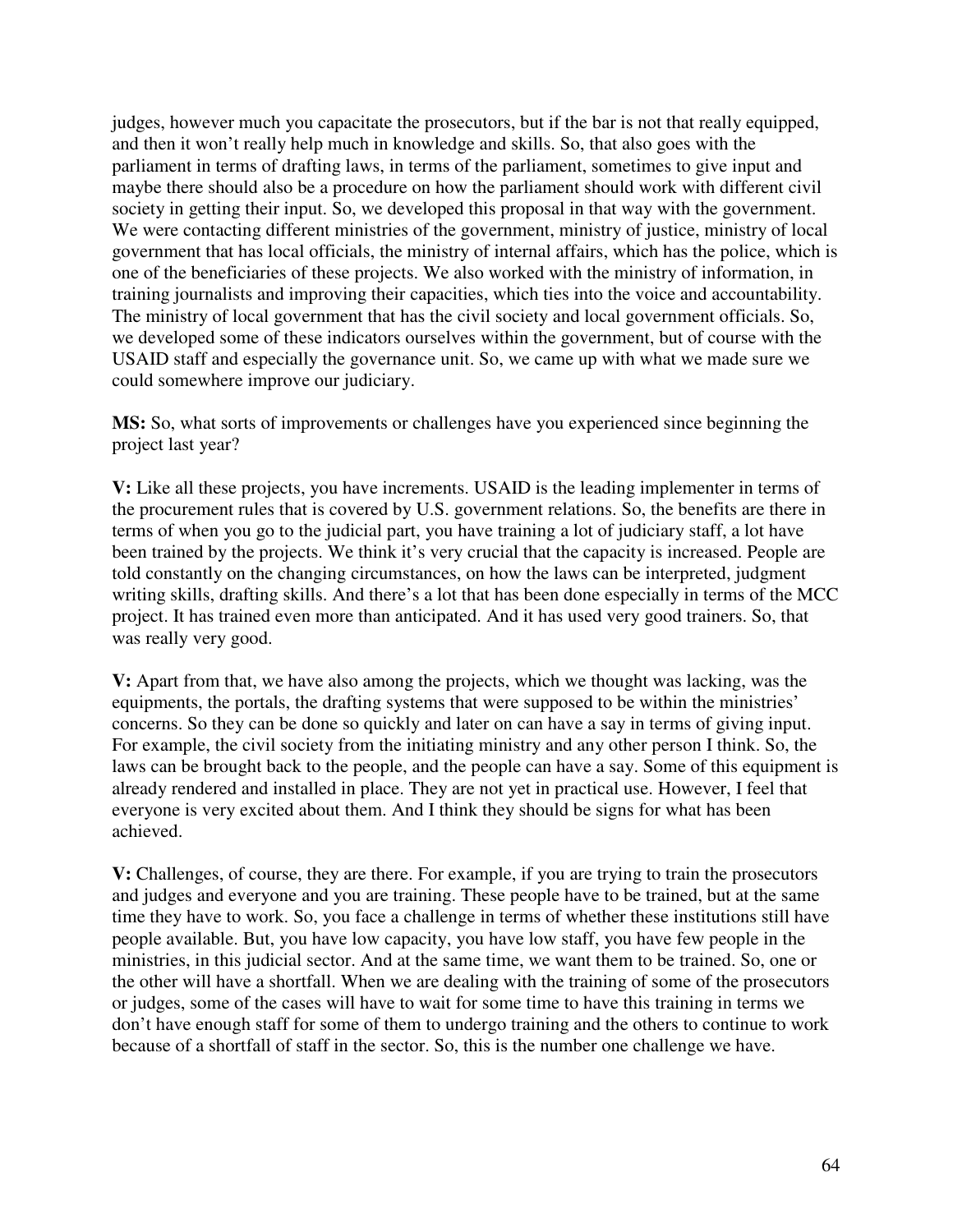judges, however much you capacitate the prosecutors, but if the bar is not that really equipped, and then it won't really help much in knowledge and skills. So, that also goes with the parliament in terms of drafting laws, in terms of the parliament, sometimes to give input and maybe there should also be a procedure on how the parliament should work with different civil society in getting their input. So, we developed this proposal in that way with the government. We were contacting different ministries of the government, ministry of justice, ministry of local government that has local officials, the ministry of internal affairs, which has the police, which is one of the beneficiaries of these projects. We also worked with the ministry of information, in training journalists and improving their capacities, which ties into the voice and accountability. The ministry of local government that has the civil society and local government officials. So, we developed some of these indicators ourselves within the government, but of course with the USAID staff and especially the governance unit. So, we came up with what we made sure we could somewhere improve our judiciary.

**MS:** So, what sorts of improvements or challenges have you experienced since beginning the project last year?

**V:** Like all these projects, you have increments. USAID is the leading implementer in terms of the procurement rules that is covered by U.S. government relations. So, the benefits are there in terms of when you go to the judicial part, you have training a lot of judiciary staff, a lot have been trained by the projects. We think it's very crucial that the capacity is increased. People are told constantly on the changing circumstances, on how the laws can be interpreted, judgment writing skills, drafting skills. And there's a lot that has been done especially in terms of the MCC project. It has trained even more than anticipated. And it has used very good trainers. So, that was really very good.

**V:** Apart from that, we have also among the projects, which we thought was lacking, was the equipments, the portals, the drafting systems that were supposed to be within the ministries' concerns. So they can be done so quickly and later on can have a say in terms of giving input. For example, the civil society from the initiating ministry and any other person I think. So, the laws can be brought back to the people, and the people can have a say. Some of this equipment is already rendered and installed in place. They are not yet in practical use. However, I feel that everyone is very excited about them. And I think they should be signs for what has been achieved.

**V:** Challenges, of course, they are there. For example, if you are trying to train the prosecutors and judges and everyone and you are training. These people have to be trained, but at the same time they have to work. So, you face a challenge in terms of whether these institutions still have people available. But, you have low capacity, you have low staff, you have few people in the ministries, in this judicial sector. And at the same time, we want them to be trained. So, one or the other will have a shortfall. When we are dealing with the training of some of the prosecutors or judges, some of the cases will have to wait for some time to have this training in terms we don't have enough staff for some of them to undergo training and the others to continue to work because of a shortfall of staff in the sector. So, this is the number one challenge we have.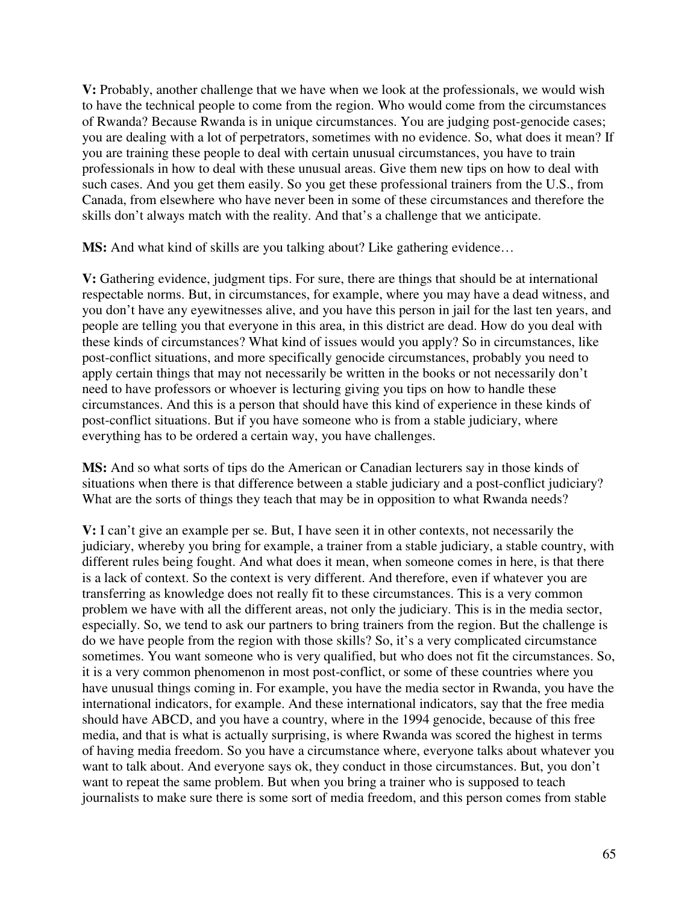**V:** Probably, another challenge that we have when we look at the professionals, we would wish to have the technical people to come from the region. Who would come from the circumstances of Rwanda? Because Rwanda is in unique circumstances. You are judging post-genocide cases; you are dealing with a lot of perpetrators, sometimes with no evidence. So, what does it mean? If you are training these people to deal with certain unusual circumstances, you have to train professionals in how to deal with these unusual areas. Give them new tips on how to deal with such cases. And you get them easily. So you get these professional trainers from the U.S., from Canada, from elsewhere who have never been in some of these circumstances and therefore the skills don't always match with the reality. And that's a challenge that we anticipate.

**MS:** And what kind of skills are you talking about? Like gathering evidence…

**V:** Gathering evidence, judgment tips. For sure, there are things that should be at international respectable norms. But, in circumstances, for example, where you may have a dead witness, and you don't have any eyewitnesses alive, and you have this person in jail for the last ten years, and people are telling you that everyone in this area, in this district are dead. How do you deal with these kinds of circumstances? What kind of issues would you apply? So in circumstances, like post-conflict situations, and more specifically genocide circumstances, probably you need to apply certain things that may not necessarily be written in the books or not necessarily don't need to have professors or whoever is lecturing giving you tips on how to handle these circumstances. And this is a person that should have this kind of experience in these kinds of post-conflict situations. But if you have someone who is from a stable judiciary, where everything has to be ordered a certain way, you have challenges.

**MS:** And so what sorts of tips do the American or Canadian lecturers say in those kinds of situations when there is that difference between a stable judiciary and a post-conflict judiciary? What are the sorts of things they teach that may be in opposition to what Rwanda needs?

**V:** I can't give an example per se. But, I have seen it in other contexts, not necessarily the judiciary, whereby you bring for example, a trainer from a stable judiciary, a stable country, with different rules being fought. And what does it mean, when someone comes in here, is that there is a lack of context. So the context is very different. And therefore, even if whatever you are transferring as knowledge does not really fit to these circumstances. This is a very common problem we have with all the different areas, not only the judiciary. This is in the media sector, especially. So, we tend to ask our partners to bring trainers from the region. But the challenge is do we have people from the region with those skills? So, it's a very complicated circumstance sometimes. You want someone who is very qualified, but who does not fit the circumstances. So, it is a very common phenomenon in most post-conflict, or some of these countries where you have unusual things coming in. For example, you have the media sector in Rwanda, you have the international indicators, for example. And these international indicators, say that the free media should have ABCD, and you have a country, where in the 1994 genocide, because of this free media, and that is what is actually surprising, is where Rwanda was scored the highest in terms of having media freedom. So you have a circumstance where, everyone talks about whatever you want to talk about. And everyone says ok, they conduct in those circumstances. But, you don't want to repeat the same problem. But when you bring a trainer who is supposed to teach journalists to make sure there is some sort of media freedom, and this person comes from stable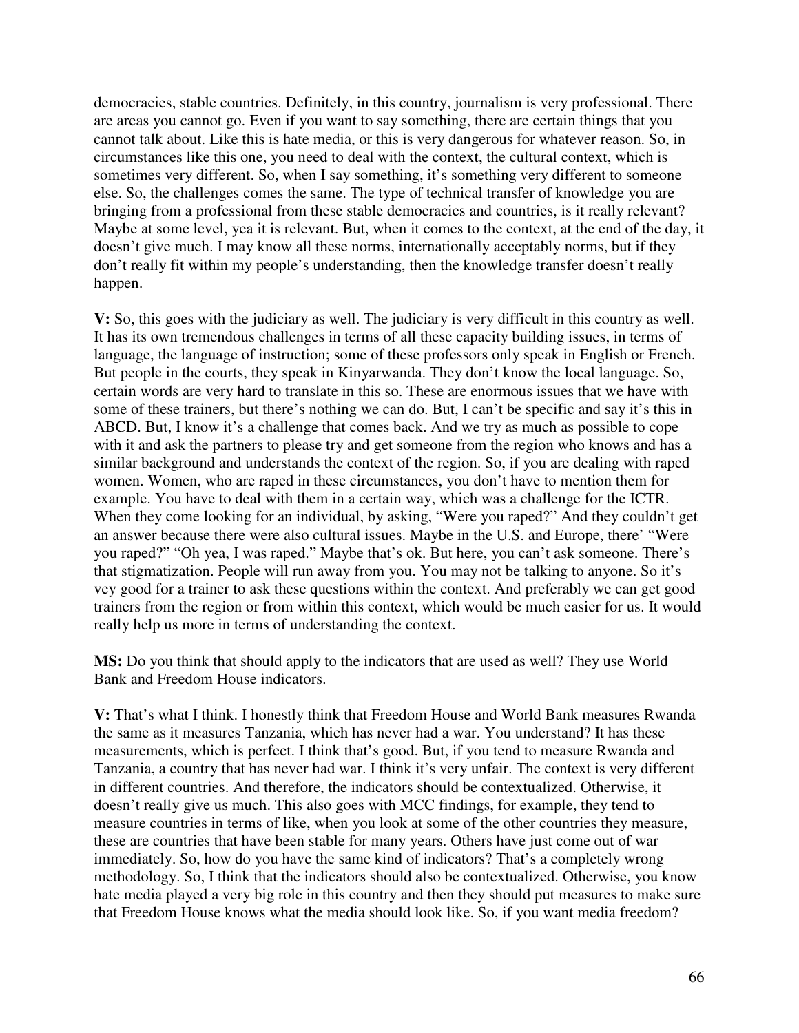democracies, stable countries. Definitely, in this country, journalism is very professional. There are areas you cannot go. Even if you want to say something, there are certain things that you cannot talk about. Like this is hate media, or this is very dangerous for whatever reason. So, in circumstances like this one, you need to deal with the context, the cultural context, which is sometimes very different. So, when I say something, it's something very different to someone else. So, the challenges comes the same. The type of technical transfer of knowledge you are bringing from a professional from these stable democracies and countries, is it really relevant? Maybe at some level, yea it is relevant. But, when it comes to the context, at the end of the day, it doesn't give much. I may know all these norms, internationally acceptably norms, but if they don't really fit within my people's understanding, then the knowledge transfer doesn't really happen.

**V:** So, this goes with the judiciary as well. The judiciary is very difficult in this country as well. It has its own tremendous challenges in terms of all these capacity building issues, in terms of language, the language of instruction; some of these professors only speak in English or French. But people in the courts, they speak in Kinyarwanda. They don't know the local language. So, certain words are very hard to translate in this so. These are enormous issues that we have with some of these trainers, but there's nothing we can do. But, I can't be specific and say it's this in ABCD. But, I know it's a challenge that comes back. And we try as much as possible to cope with it and ask the partners to please try and get someone from the region who knows and has a similar background and understands the context of the region. So, if you are dealing with raped women. Women, who are raped in these circumstances, you don't have to mention them for example. You have to deal with them in a certain way, which was a challenge for the ICTR. When they come looking for an individual, by asking, "Were you raped?" And they couldn't get an answer because there were also cultural issues. Maybe in the U.S. and Europe, there' "Were you raped?" "Oh yea, I was raped." Maybe that's ok. But here, you can't ask someone. There's that stigmatization. People will run away from you. You may not be talking to anyone. So it's vey good for a trainer to ask these questions within the context. And preferably we can get good trainers from the region or from within this context, which would be much easier for us. It would really help us more in terms of understanding the context.

**MS:** Do you think that should apply to the indicators that are used as well? They use World Bank and Freedom House indicators.

**V:** That's what I think. I honestly think that Freedom House and World Bank measures Rwanda the same as it measures Tanzania, which has never had a war. You understand? It has these measurements, which is perfect. I think that's good. But, if you tend to measure Rwanda and Tanzania, a country that has never had war. I think it's very unfair. The context is very different in different countries. And therefore, the indicators should be contextualized. Otherwise, it doesn't really give us much. This also goes with MCC findings, for example, they tend to measure countries in terms of like, when you look at some of the other countries they measure, these are countries that have been stable for many years. Others have just come out of war immediately. So, how do you have the same kind of indicators? That's a completely wrong methodology. So, I think that the indicators should also be contextualized. Otherwise, you know hate media played a very big role in this country and then they should put measures to make sure that Freedom House knows what the media should look like. So, if you want media freedom?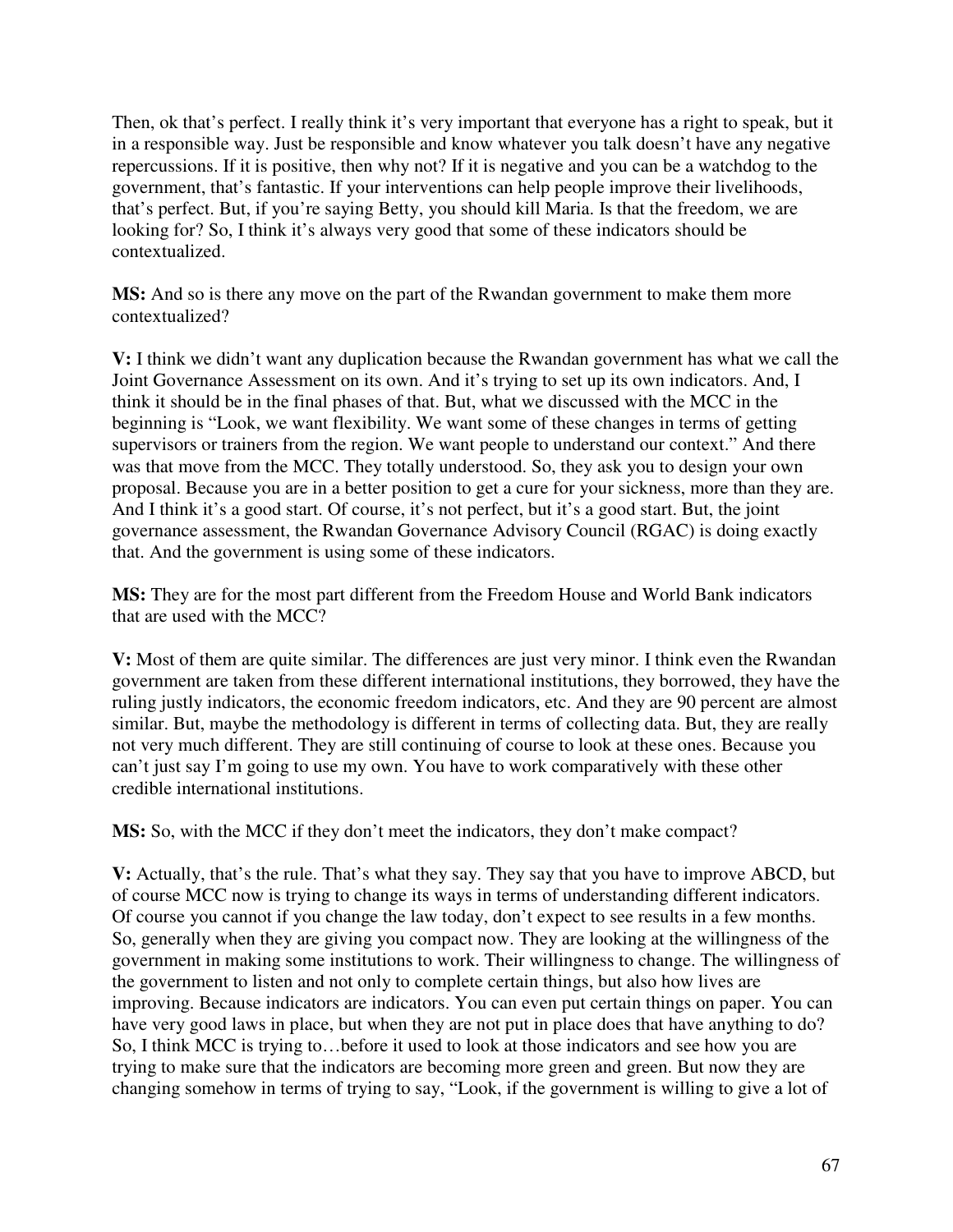Then, ok that's perfect. I really think it's very important that everyone has a right to speak, but it in a responsible way. Just be responsible and know whatever you talk doesn't have any negative repercussions. If it is positive, then why not? If it is negative and you can be a watchdog to the government, that's fantastic. If your interventions can help people improve their livelihoods, that's perfect. But, if you're saying Betty, you should kill Maria. Is that the freedom, we are looking for? So, I think it's always very good that some of these indicators should be contextualized.

**MS:** And so is there any move on the part of the Rwandan government to make them more contextualized?

**V:** I think we didn't want any duplication because the Rwandan government has what we call the Joint Governance Assessment on its own. And it's trying to set up its own indicators. And, I think it should be in the final phases of that. But, what we discussed with the MCC in the beginning is "Look, we want flexibility. We want some of these changes in terms of getting supervisors or trainers from the region. We want people to understand our context." And there was that move from the MCC. They totally understood. So, they ask you to design your own proposal. Because you are in a better position to get a cure for your sickness, more than they are. And I think it's a good start. Of course, it's not perfect, but it's a good start. But, the joint governance assessment, the Rwandan Governance Advisory Council (RGAC) is doing exactly that. And the government is using some of these indicators.

**MS:** They are for the most part different from the Freedom House and World Bank indicators that are used with the MCC?

**V:** Most of them are quite similar. The differences are just very minor. I think even the Rwandan government are taken from these different international institutions, they borrowed, they have the ruling justly indicators, the economic freedom indicators, etc. And they are 90 percent are almost similar. But, maybe the methodology is different in terms of collecting data. But, they are really not very much different. They are still continuing of course to look at these ones. Because you can't just say I'm going to use my own. You have to work comparatively with these other credible international institutions.

**MS:** So, with the MCC if they don't meet the indicators, they don't make compact?

**V:** Actually, that's the rule. That's what they say. They say that you have to improve ABCD, but of course MCC now is trying to change its ways in terms of understanding different indicators. Of course you cannot if you change the law today, don't expect to see results in a few months. So, generally when they are giving you compact now. They are looking at the willingness of the government in making some institutions to work. Their willingness to change. The willingness of the government to listen and not only to complete certain things, but also how lives are improving. Because indicators are indicators. You can even put certain things on paper. You can have very good laws in place, but when they are not put in place does that have anything to do? So, I think MCC is trying to…before it used to look at those indicators and see how you are trying to make sure that the indicators are becoming more green and green. But now they are changing somehow in terms of trying to say, "Look, if the government is willing to give a lot of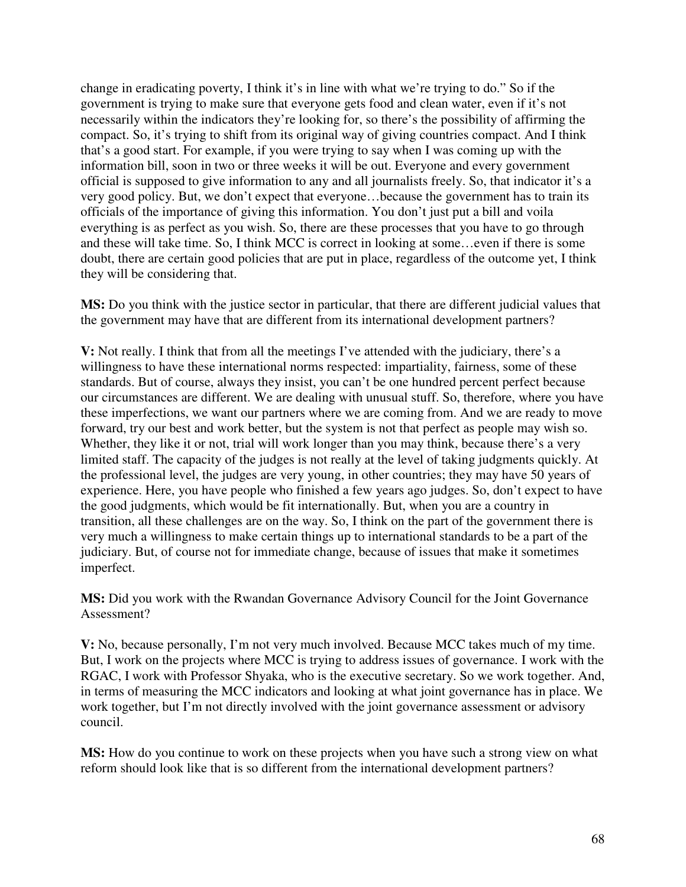change in eradicating poverty, I think it's in line with what we're trying to do." So if the government is trying to make sure that everyone gets food and clean water, even if it's not necessarily within the indicators they're looking for, so there's the possibility of affirming the compact. So, it's trying to shift from its original way of giving countries compact. And I think that's a good start. For example, if you were trying to say when I was coming up with the information bill, soon in two or three weeks it will be out. Everyone and every government official is supposed to give information to any and all journalists freely. So, that indicator it's a very good policy. But, we don't expect that everyone…because the government has to train its officials of the importance of giving this information. You don't just put a bill and voila everything is as perfect as you wish. So, there are these processes that you have to go through and these will take time. So, I think MCC is correct in looking at some…even if there is some doubt, there are certain good policies that are put in place, regardless of the outcome yet, I think they will be considering that.

**MS:** Do you think with the justice sector in particular, that there are different judicial values that the government may have that are different from its international development partners?

**V:** Not really. I think that from all the meetings I've attended with the judiciary, there's a willingness to have these international norms respected: impartiality, fairness, some of these standards. But of course, always they insist, you can't be one hundred percent perfect because our circumstances are different. We are dealing with unusual stuff. So, therefore, where you have these imperfections, we want our partners where we are coming from. And we are ready to move forward, try our best and work better, but the system is not that perfect as people may wish so. Whether, they like it or not, trial will work longer than you may think, because there's a very limited staff. The capacity of the judges is not really at the level of taking judgments quickly. At the professional level, the judges are very young, in other countries; they may have 50 years of experience. Here, you have people who finished a few years ago judges. So, don't expect to have the good judgments, which would be fit internationally. But, when you are a country in transition, all these challenges are on the way. So, I think on the part of the government there is very much a willingness to make certain things up to international standards to be a part of the judiciary. But, of course not for immediate change, because of issues that make it sometimes imperfect.

**MS:** Did you work with the Rwandan Governance Advisory Council for the Joint Governance Assessment?

**V:** No, because personally, I'm not very much involved. Because MCC takes much of my time. But, I work on the projects where MCC is trying to address issues of governance. I work with the RGAC, I work with Professor Shyaka, who is the executive secretary. So we work together. And, in terms of measuring the MCC indicators and looking at what joint governance has in place. We work together, but I'm not directly involved with the joint governance assessment or advisory council.

**MS:** How do you continue to work on these projects when you have such a strong view on what reform should look like that is so different from the international development partners?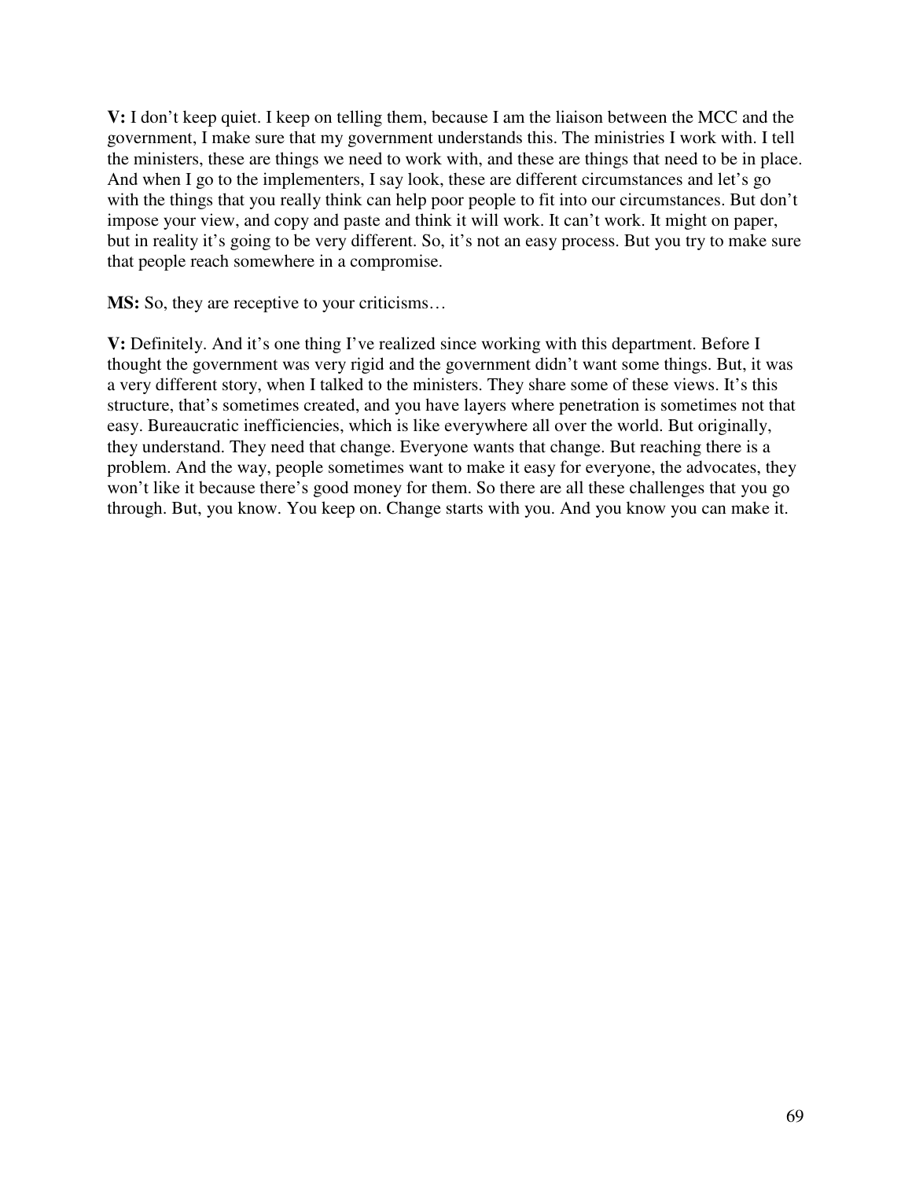**V:** I don't keep quiet. I keep on telling them, because I am the liaison between the MCC and the government, I make sure that my government understands this. The ministries I work with. I tell the ministers, these are things we need to work with, and these are things that need to be in place. And when I go to the implementers, I say look, these are different circumstances and let's go with the things that you really think can help poor people to fit into our circumstances. But don't impose your view, and copy and paste and think it will work. It can't work. It might on paper, but in reality it's going to be very different. So, it's not an easy process. But you try to make sure that people reach somewhere in a compromise.

**MS:** So, they are receptive to your criticisms…

**V:** Definitely. And it's one thing I've realized since working with this department. Before I thought the government was very rigid and the government didn't want some things. But, it was a very different story, when I talked to the ministers. They share some of these views. It's this structure, that's sometimes created, and you have layers where penetration is sometimes not that easy. Bureaucratic inefficiencies, which is like everywhere all over the world. But originally, they understand. They need that change. Everyone wants that change. But reaching there is a problem. And the way, people sometimes want to make it easy for everyone, the advocates, they won't like it because there's good money for them. So there are all these challenges that you go through. But, you know. You keep on. Change starts with you. And you know you can make it.